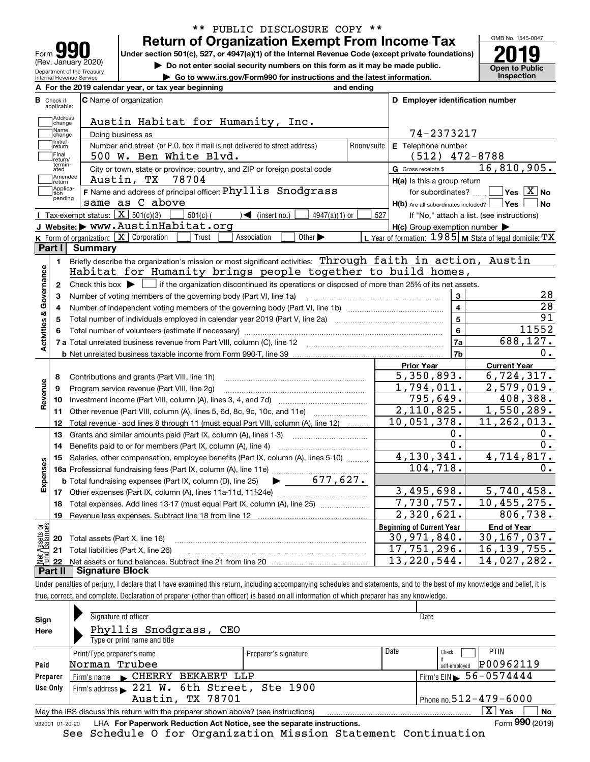** PUBLIC DISCLOSURE COPY **

# Form 990 — Return of Organization Exempt From Income Tax

(Rev. January 2020) Department of the Treasury Internal Revenue Service

Under section 501(c), 527, or 4947(a)(1) of the Internal Revenue Code (except private foundations)

▶ Do not enter social security numbers on this form as it may be made public.

▶ Go to www.irs.gov/Form990 for instructions and the latest information.

OMB No. 1545-0047 — **2019** — Open to Public Inspection

**A** For the 2019 calendar year, or tax year beginning and ending

**B** Check if applicable: Address change, Name change, Initial return, Final return/terminated, Amended return, Application pending

**C** Name of organization: Austin Habitat for Humanity, Inc.

Doing business as

Number and street (or P.O. box if mail is not delivered to street address): 500 W. Ben White Blvd. Room/suite

City or town, state or province, country, and ZIP or foreign postal code: Austin, TX 78704

**D** Employer identification number: 74-2373217

**E** Telephone number: (512) 472-8788

**G** Gross receipts $ 16,810,905.

**F** Name and address of principal officer: Phyllis Snodgrass, same as C above

**H(a)** Is this a group return for subordinates? Yes [ ] No [X]

**H(b)** Are all subordinates included? Yes [ ] No [ ] If "No," attach a list. (see instructions)

**H(c)** Group exemption number ▶

**I** Tax-exempt status: [X] 501(c)(3) [ ] 501(c) ( ) ◀ (insert no.) [ ] 4947(a)(1) or [ ] 527

**J** Website: ▶ www.AustinHabitat.org

**K** Form of organization: [X] Corporation [ ] Trust [ ] Association [ ] Other ▶

**L** Year of formation: 1985 **M** State of legal domicile: TX

## Part I Summary

**Activities & Governance**

1. Briefly describe the organization's mission or most significant activities: Through faith in action, Austin Habitat for Humanity brings people together to build homes,
2. Check this box ▶ [ ] if the organization discontinued its operations or disposed of more than 25% of its net assets.

| | | | |
|---|---|---|---|
| 3 | Number of voting members of the governing body (Part VI, line 1a) | 3 | 28 |
| 4 | Number of independent voting members of the governing body (Part VI, line 1b) | 4 | 28 |
| 5 | Total number of individuals employed in calendar year 2019 (Part V, line 2a) | 5 | 91 |
| 6 | Total number of volunteers (estimate if necessary) | 6 | 11552 |
| 7a | Total unrelated business revenue from Part VIII, column (C), line 12 | 7a | 688,127. |
| b | Net unrelated business taxable income from Form 990-T, line 39 | 7b | 0. |

| | | Prior Year | Current Year |
|---|---|---|---|
| **Revenue** | | | |
| 8 | Contributions and grants (Part VIII, line 1h) | 5,350,893. | 6,724,317. |
| 9 | Program service revenue (Part VIII, line 2g) | 1,794,011. | 2,579,019. |
| 10 | Investment income (Part VIII, column (A), lines 3, 4, and 7d) | 795,649. | 408,388. |
| 11 | Other revenue (Part VIII, column (A), lines 5, 6d, 8c, 9c, 10c, and 11e) | 2,110,825. | 1,550,289. |
| 12 | Total revenue - add lines 8 through 11 (must equal Part VIII, column (A), line 12) | 10,051,378. | 11,262,013. |
| **Expenses** | | | |
| 13 | Grants and similar amounts paid (Part IX, column (A), lines 1-3) | 0. | 0. |
| 14 | Benefits paid to or for members (Part IX, column (A), line 4) | 0. | 0. |
| 15 | Salaries, other compensation, employee benefits (Part IX, column (A), lines 5-10) | 4,130,341. | 4,714,817. |
| 16a | Professional fundraising fees (Part IX, column (A), line 11e) | 104,718. | 0. |
| b | Total fundraising expenses (Part IX, column (D), line 25) ▶ 677,627. | | |
| 17 | Other expenses (Part IX, column (A), lines 11a-11d, 11f-24e) | 3,495,698. | 5,740,458. |
| 18 | Total expenses. Add lines 13-17 (must equal Part IX, column (A), line 25) | 7,730,757. | 10,455,275. |
| 19 | Revenue less expenses. Subtract line 18 from line 12 | 2,320,621. | 806,738. |

| **Net Assets or Fund Balances** | | Beginning of Current Year | End of Year |
|---|---|---|---|
| 20 | Total assets (Part X, line 16) | 30,971,840. | 30,167,037. |
| 21 | Total liabilities (Part X, line 26) | 17,751,296. | 16,139,755. |
| 22 | Net assets or fund balances. Subtract line 21 from line 20 | 13,220,544. | 14,027,282. |

## Part II Signature Block

Under penalties of perjury, I declare that I have examined this return, including accompanying schedules and statements, and to the best of my knowledge and belief, it is true, correct, and complete. Declaration of preparer (other than officer) is based on all information of which preparer has any knowledge.

**Sign Here**

Signature of officer — Date

Phyllis Snodgrass, CEO

Type or print name and title

**Paid Preparer Use Only**

| Print/Type preparer's name | Preparer's signature | Date | Check [ ] if self-employed | PTIN |
|---|---|---|---|---|
| Norman Trubee | | | | P00962119 |

Firm's name ▶ CHERRY BEKAERT LLP — Firm's EIN ▶ 56-0574444

Firm's address ▶ 221 W. 6th Street, Ste 1900, Austin, TX 78701 — Phone no. 512-479-6000

May the IRS discuss this return with the preparer shown above? (see instructions) [X] Yes [ ] No

932001 01-20-20 LHA For Paperwork Reduction Act Notice, see the separate instructions. Form **990** (2019)

See Schedule O for Organization Mission Statement Continuation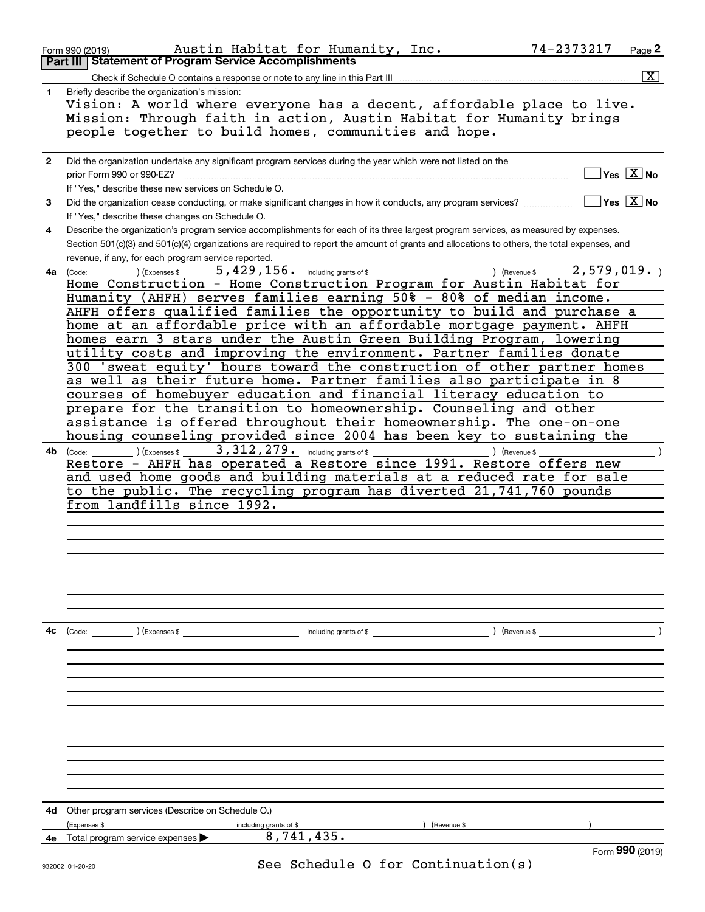Form 990 (2019) Austin Habitat for Humanity, Inc. 74-2373217 Page 2

**Part III Statement of Program Service Accomplishments**

Check if Schedule O contains a response or note to any line in this Part III [X]

**1** Briefly describe the organization's mission:

Vision: A world where everyone has a decent, affordable place to live. Mission: Through faith in action, Austin Habitat for Humanity brings people together to build homes, communities and hope.

**2** Did the organization undertake any significant program services during the year which were not listed on the prior Form 990 or 990-EZ? [ ] Yes [X] No

If "Yes," describe these new services on Schedule O.

**3** Did the organization cease conducting, or make significant changes in how it conducts, any program services? [ ] Yes [X] No

If "Yes," describe these changes on Schedule O.

**4** Describe the organization's program service accomplishments for each of its three largest program services, as measured by expenses. Section 501(c)(3) and 501(c)(4) organizations are required to report the amount of grants and allocations to others, the total expenses, and revenue, if any, for each program service reported.

**4a** (Code: ) (Expenses $ 5,429,156. including grants of $ ) (Revenue $ 2,579,019. )

Home Construction - Home Construction Program for Austin Habitat for Humanity (AHFH) serves families earning 50% - 80% of median income. AHFH offers qualified families the opportunity to build and purchase a home at an affordable price with an affordable mortgage payment. AHFH homes earn 3 stars under the Austin Green Building Program, lowering utility costs and improving the environment. Partner families donate 300 'sweat equity' hours toward the construction of other partner homes as well as their future home. Partner families also participate in 8 courses of homebuyer education and financial literacy education to prepare for the transition to homeownership. Counseling and other assistance is offered throughout their homeownership. The one-on-one housing counseling provided since 2004 has been key to sustaining the

**4b** (Code: ) (Expenses $ 3,312,279. including grants of $ ) (Revenue $ )

Restore - AHFH has operated a Restore since 1991. Restore offers new and used home goods and building materials at a reduced rate for sale to the public. The recycling program has diverted 21,741,760 pounds from landfills since 1992.

**4c** (Code: ) (Expenses $ including grants of $ ) (Revenue $ )

**4d** Other program services (Describe on Schedule O.)

(Expenses $ including grants of $ ) (Revenue $ )

**4e** Total program service expenses ▶ 8,741,435.

Form **990** (2019)

See Schedule O for Continuation(s)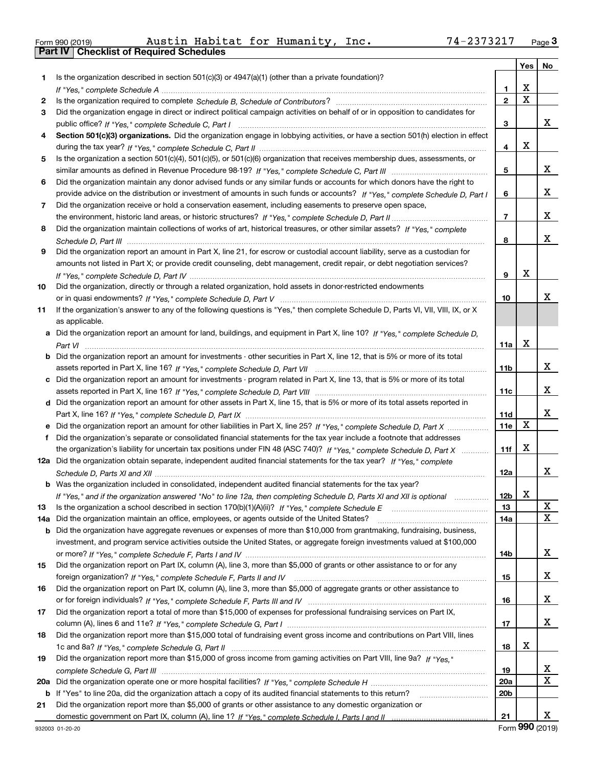Form 990 (2019) Austin Habitat for Humanity, Inc. 74-2373217 Page 3

**Part IV Checklist of Required Schedules**

| | | | Yes | No |
|---|---|---|---|---|
| 1 | Is the organization described in section 501(c)(3) or 4947(a)(1) (other than a private foundation)? *If "Yes," complete Schedule A* | 1 | X | |
| 2 | Is the organization required to complete *Schedule B, Schedule of Contributors*? | 2 | X | |
| 3 | Did the organization engage in direct or indirect political campaign activities on behalf of or in opposition to candidates for public office? *If "Yes," complete Schedule C, Part I* | 3 | | X |
| 4 | **Section 501(c)(3) organizations.** Did the organization engage in lobbying activities, or have a section 501(h) election in effect during the tax year? *If "Yes," complete Schedule C, Part II* | 4 | X | |
| 5 | Is the organization a section 501(c)(4), 501(c)(5), or 501(c)(6) organization that receives membership dues, assessments, or similar amounts as defined in Revenue Procedure 98-19? *If "Yes," complete Schedule C, Part III* | 5 | | X |
| 6 | Did the organization maintain any donor advised funds or any similar funds or accounts for which donors have the right to provide advice on the distribution or investment of amounts in such funds or accounts? *If "Yes," complete Schedule D, Part I* | 6 | | X |
| 7 | Did the organization receive or hold a conservation easement, including easements to preserve open space, the environment, historic land areas, or historic structures? *If "Yes," complete Schedule D, Part II* | 7 | | X |
| 8 | Did the organization maintain collections of works of art, historical treasures, or other similar assets? *If "Yes," complete Schedule D, Part III* | 8 | | X |
| 9 | Did the organization report an amount in Part X, line 21, for escrow or custodial account liability, serve as a custodian for amounts not listed in Part X; or provide credit counseling, debt management, credit repair, or debt negotiation services? *If "Yes," complete Schedule D, Part IV* | 9 | X | |
| 10 | Did the organization, directly or through a related organization, hold assets in donor-restricted endowments or in quasi endowments? *If "Yes," complete Schedule D, Part V* | 10 | | X |
| 11 | If the organization's answer to any of the following questions is "Yes," then complete Schedule D, Parts VI, VII, VIII, IX, or X as applicable. | | | |
| a | Did the organization report an amount for land, buildings, and equipment in Part X, line 10? *If "Yes," complete Schedule D, Part VI* | 11a | X | |
| b | Did the organization report an amount for investments - other securities in Part X, line 12, that is 5% or more of its total assets reported in Part X, line 16? *If "Yes," complete Schedule D, Part VII* | 11b | | X |
| c | Did the organization report an amount for investments - program related in Part X, line 13, that is 5% or more of its total assets reported in Part X, line 16? *If "Yes," complete Schedule D, Part VIII* | 11c | | X |
| d | Did the organization report an amount for other assets in Part X, line 15, that is 5% or more of its total assets reported in Part X, line 16? *If "Yes," complete Schedule D, Part IX* | 11d | | X |
| e | Did the organization report an amount for other liabilities in Part X, line 25? *If "Yes," complete Schedule D, Part X* | 11e | X | |
| f | Did the organization's separate or consolidated financial statements for the tax year include a footnote that addresses the organization's liability for uncertain tax positions under FIN 48 (ASC 740)? *If "Yes," complete Schedule D, Part X* | 11f | X | |
| 12a | Did the organization obtain separate, independent audited financial statements for the tax year? *If "Yes," complete Schedule D, Parts XI and XII* | 12a | | X |
| b | Was the organization included in consolidated, independent audited financial statements for the tax year? *If "Yes," and if the organization answered "No" to line 12a, then completing Schedule D, Parts XI and XII is optional* | 12b | X | |
| 13 | Is the organization a school described in section 170(b)(1)(A)(ii)? *If "Yes," complete Schedule E* | 13 | | X |
| 14a | Did the organization maintain an office, employees, or agents outside of the United States? | 14a | | X |
| b | Did the organization have aggregate revenues or expenses of more than $10,000 from grantmaking, fundraising, business, investment, and program service activities outside the United States, or aggregate foreign investments valued at $100,000 or more? *If "Yes," complete Schedule F, Parts I and IV* | 14b | | X |
| 15 | Did the organization report on Part IX, column (A), line 3, more than $5,000 of grants or other assistance to or for any foreign organization? *If "Yes," complete Schedule F, Parts II and IV* | 15 | | X |
| 16 | Did the organization report on Part IX, column (A), line 3, more than $5,000 of aggregate grants or other assistance to or for foreign individuals? *If "Yes," complete Schedule F, Parts III and IV* | 16 | | X |
| 17 | Did the organization report a total of more than $15,000 of expenses for professional fundraising services on Part IX, column (A), lines 6 and 11e? *If "Yes," complete Schedule G, Part I* | 17 | | X |
| 18 | Did the organization report more than $15,000 total of fundraising event gross income and contributions on Part VIII, lines 1c and 8a? *If "Yes," complete Schedule G, Part II* | 18 | X | |
| 19 | Did the organization report more than $15,000 of gross income from gaming activities on Part VIII, line 9a? *If "Yes," complete Schedule G, Part III* | 19 | | X |
| 20a | Did the organization operate one or more hospital facilities? *If "Yes," complete Schedule H* | 20a | | X |
| b | If "Yes" to line 20a, did the organization attach a copy of its audited financial statements to this return? | 20b | | |
| 21 | Did the organization report more than $5,000 of grants or other assistance to any domestic organization or domestic government on Part IX, column (A), line 1? *If "Yes," complete Schedule I, Parts I and II* | 21 | | X |

932003 01-20-20 Form **990** (2019)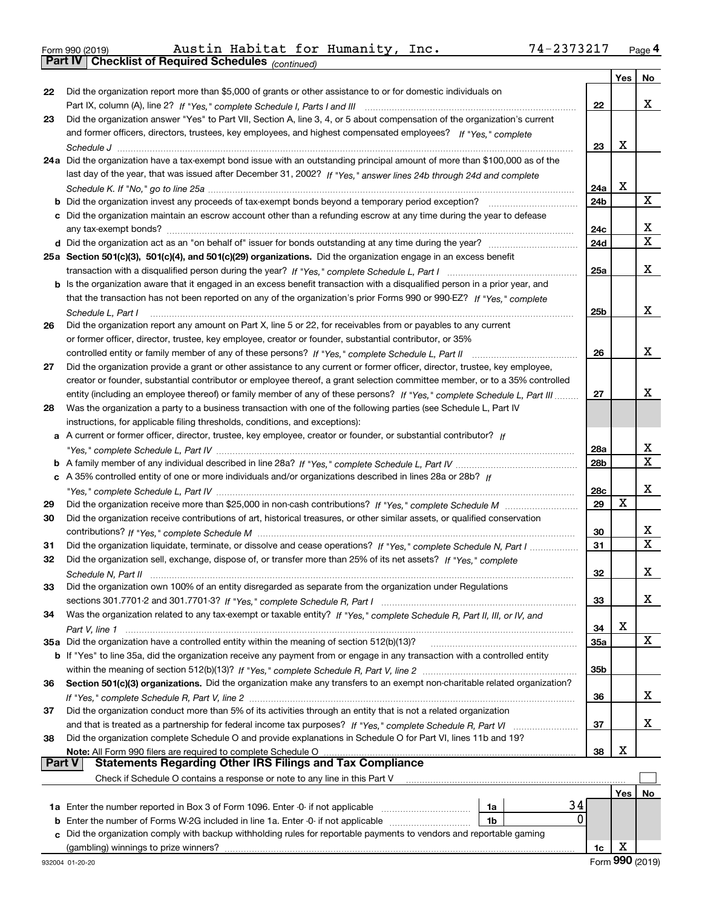Form 990 (2019) Austin Habitat for Humanity, Inc. 74-2373217 Page 4

**Part IV Checklist of Required Schedules** *(continued)*

| | | | Yes | No |
|---|---|---|---|---|
| 22 | Did the organization report more than $5,000 of grants or other assistance to or for domestic individuals on Part IX, column (A), line 2? *If "Yes," complete Schedule I, Parts I and III* | 22 | | X |
| 23 | Did the organization answer "Yes" to Part VII, Section A, line 3, 4, or 5 about compensation of the organization's current and former officers, directors, trustees, key employees, and highest compensated employees? *If "Yes," complete Schedule J* | 23 | X | |
| 24a | Did the organization have a tax-exempt bond issue with an outstanding principal amount of more than $100,000 as of the last day of the year, that was issued after December 31, 2002? *If "Yes," answer lines 24b through 24d and complete Schedule K. If "No," go to line 25a* | 24a | X | |
| b | Did the organization invest any proceeds of tax-exempt bonds beyond a temporary period exception? | 24b | | X |
| c | Did the organization maintain an escrow account other than a refunding escrow at any time during the year to defease any tax-exempt bonds? | 24c | | X |
| d | Did the organization act as an "on behalf of" issuer for bonds outstanding at any time during the year? | 24d | | X |
| 25a | **Section 501(c)(3), 501(c)(4), and 501(c)(29) organizations.** Did the organization engage in an excess benefit transaction with a disqualified person during the year? *If "Yes," complete Schedule L, Part I* | 25a | | X |
| b | Is the organization aware that it engaged in an excess benefit transaction with a disqualified person in a prior year, and that the transaction has not been reported on any of the organization's prior Forms 990 or 990-EZ? *If "Yes," complete Schedule L, Part I* | 25b | | X |
| 26 | Did the organization report any amount on Part X, line 5 or 22, for receivables from or payables to any current or former officer, director, trustee, key employee, creator or founder, substantial contributor, or 35% controlled entity or family member of any of these persons? *If "Yes," complete Schedule L, Part II* | 26 | | X |
| 27 | Did the organization provide a grant or other assistance to any current or former officer, director, trustee, key employee, creator or founder, substantial contributor or employee thereof, a grant selection committee member, or to a 35% controlled entity (including an employee thereof) or family member of any of these persons? *If "Yes," complete Schedule L, Part III* | 27 | | X |
| 28 | Was the organization a party to a business transaction with one of the following parties (see Schedule L, Part IV instructions, for applicable filing thresholds, conditions, and exceptions): | | | |
| a | A current or former officer, director, trustee, key employee, creator or founder, or substantial contributor? *If "Yes," complete Schedule L, Part IV* | 28a | | X |
| b | A family member of any individual described in line 28a? *If "Yes," complete Schedule L, Part IV* | 28b | | X |
| c | A 35% controlled entity of one or more individuals and/or organizations described in lines 28a or 28b? *If "Yes," complete Schedule L, Part IV* | 28c | | X |
| 29 | Did the organization receive more than $25,000 in non-cash contributions? *If "Yes," complete Schedule M* | 29 | X | |
| 30 | Did the organization receive contributions of art, historical treasures, or other similar assets, or qualified conservation contributions? *If "Yes," complete Schedule M* | 30 | | X |
| 31 | Did the organization liquidate, terminate, or dissolve and cease operations? *If "Yes," complete Schedule N, Part I* | 31 | | X |
| 32 | Did the organization sell, exchange, dispose of, or transfer more than 25% of its net assets? *If "Yes," complete Schedule N, Part II* | 32 | | X |
| 33 | Did the organization own 100% of an entity disregarded as separate from the organization under Regulations sections 301.7701-2 and 301.7701-3? *If "Yes," complete Schedule R, Part I* | 33 | | X |
| 34 | Was the organization related to any tax-exempt or taxable entity? *If "Yes," complete Schedule R, Part II, III, or IV, and Part V, line 1* | 34 | X | |
| 35a | Did the organization have a controlled entity within the meaning of section 512(b)(13)? | 35a | | X |
| b | If "Yes" to line 35a, did the organization receive any payment from or engage in any transaction with a controlled entity within the meaning of section 512(b)(13)? *If "Yes," complete Schedule R, Part V, line 2* | 35b | | |
| 36 | **Section 501(c)(3) organizations.** Did the organization make any transfers to an exempt non-charitable related organization? *If "Yes," complete Schedule R, Part V, line 2* | 36 | | X |
| 37 | Did the organization conduct more than 5% of its activities through an entity that is not a related organization and that is treated as a partnership for federal income tax purposes? *If "Yes," complete Schedule R, Part VI* | 37 | | X |
| 38 | Did the organization complete Schedule O and provide explanations in Schedule O for Part VI, lines 11b and 19? **Note:** All Form 990 filers are required to complete Schedule O | 38 | X | |

**Part V Statements Regarding Other IRS Filings and Tax Compliance**

Check if Schedule O contains a response or note to any line in this Part V ☐

| | | | | | Yes | No |
|---|---|---|---|---|---|---|
| 1a | Enter the number reported in Box 3 of Form 1096. Enter -0- if not applicable | 1a | 34 | | | |
| b | Enter the number of Forms W-2G included in line 1a. Enter -0- if not applicable | 1b | 0 | | | |
| c | Did the organization comply with backup withholding rules for reportable payments to vendors and reportable gaming (gambling) winnings to prize winners? | | | 1c | X | |

932004 01-20-20 Form 990 (2019)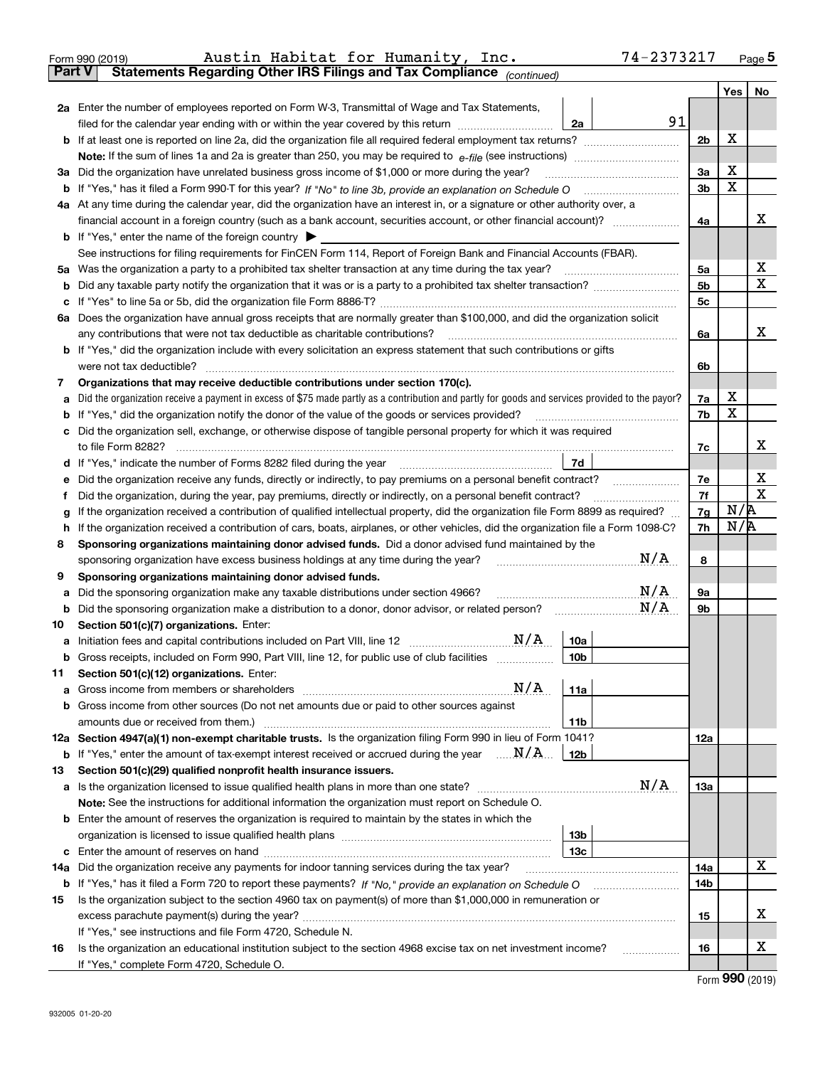Form 990 (2019) Austin Habitat for Humanity, Inc. 74-2373217 Page 5

## Part V Statements Regarding Other IRS Filings and Tax Compliance *(continued)*

| | | | | | Yes | No |
|---|---|---|---|---|---|---|
| **2a** | Enter the number of employees reported on Form W-3, Transmittal of Wage and Tax Statements, filed for the calendar year ending with or within the year covered by this return | 2a | 91 | | | |
| **b** | If at least one is reported on line 2a, did the organization file all required federal employment tax returns? | | | 2b | X | |
| | **Note:** If the sum of lines 1a and 2a is greater than 250, you may be required to *e-file* (see instructions) | | | | | |
| **3a** | Did the organization have unrelated business gross income of $1,000 or more during the year? | | | 3a | X | |
| **b** | If "Yes," has it filed a Form 990-T for this year? *If "No" to line 3b, provide an explanation on Schedule O* | | | 3b | X | |
| **4a** | At any time during the calendar year, did the organization have an interest in, or a signature or other authority over, a financial account in a foreign country (such as a bank account, securities account, or other financial account)? | | | 4a | | X |
| **b** | If "Yes," enter the name of the foreign country ▶ | | | | | |
| | See instructions for filing requirements for FinCEN Form 114, Report of Foreign Bank and Financial Accounts (FBAR). | | | | | |
| **5a** | Was the organization a party to a prohibited tax shelter transaction at any time during the tax year? | | | 5a | | X |
| **b** | Did any taxable party notify the organization that it was or is a party to a prohibited tax shelter transaction? | | | 5b | | X |
| **c** | If "Yes" to line 5a or 5b, did the organization file Form 8886-T? | | | 5c | | |
| **6a** | Does the organization have annual gross receipts that are normally greater than $100,000, and did the organization solicit any contributions that were not tax deductible as charitable contributions? | | | 6a | | X |
| **b** | If "Yes," did the organization include with every solicitation an express statement that such contributions or gifts were not tax deductible? | | | 6b | | |
| **7** | **Organizations that may receive deductible contributions under section 170(c).** | | | | | |
| **a** | Did the organization receive a payment in excess of $75 made partly as a contribution and partly for goods and services provided to the payor? | | | 7a | X | |
| **b** | If "Yes," did the organization notify the donor of the value of the goods or services provided? | | | 7b | X | |
| **c** | Did the organization sell, exchange, or otherwise dispose of tangible personal property for which it was required to file Form 8282? | | | 7c | | X |
| **d** | If "Yes," indicate the number of Forms 8282 filed during the year | 7d | | | | |
| **e** | Did the organization receive any funds, directly or indirectly, to pay premiums on a personal benefit contract? | | | 7e | | X |
| **f** | Did the organization, during the year, pay premiums, directly or indirectly, on a personal benefit contract? | | | 7f | | X |
| **g** | If the organization received a contribution of qualified intellectual property, did the organization file Form 8899 as required? | | | 7g | N/A | |
| **h** | If the organization received a contribution of cars, boats, airplanes, or other vehicles, did the organization file a Form 1098-C? | | | 7h | N/A | |
| **8** | **Sponsoring organizations maintaining donor advised funds.** Did a donor advised fund maintained by the sponsoring organization have excess business holdings at any time during the year? N/A | | | 8 | | |
| **9** | **Sponsoring organizations maintaining donor advised funds.** | | | | | |
| **a** | Did the sponsoring organization make any taxable distributions under section 4966? N/A | | | 9a | | |
| **b** | Did the sponsoring organization make a distribution to a donor, donor advisor, or related person? N/A | | | 9b | | |
| **10** | **Section 501(c)(7) organizations.** Enter: | | | | | |
| **a** | Initiation fees and capital contributions included on Part VIII, line 12 N/A | 10a | | | | |
| **b** | Gross receipts, included on Form 990, Part VIII, line 12, for public use of club facilities | 10b | | | | |
| **11** | **Section 501(c)(12) organizations.** Enter: | | | | | |
| **a** | Gross income from members or shareholders N/A | 11a | | | | |
| **b** | Gross income from other sources (Do not net amounts due or paid to other sources against amounts due or received from them.) | 11b | | | | |
| **12a** | **Section 4947(a)(1) non-exempt charitable trusts.** Is the organization filing Form 990 in lieu of Form 1041? | | | 12a | | |
| **b** | If "Yes," enter the amount of tax-exempt interest received or accrued during the year N/A | 12b | | | | |
| **13** | **Section 501(c)(29) qualified nonprofit health insurance issuers.** | | | | | |
| **a** | Is the organization licensed to issue qualified health plans in more than one state? N/A | | | 13a | | |
| | **Note:** See the instructions for additional information the organization must report on Schedule O. | | | | | |
| **b** | Enter the amount of reserves the organization is required to maintain by the states in which the organization is licensed to issue qualified health plans | 13b | | | | |
| **c** | Enter the amount of reserves on hand | 13c | | | | |
| **14a** | Did the organization receive any payments for indoor tanning services during the tax year? | | | 14a | | X |
| **b** | If "Yes," has it filed a Form 720 to report these payments? *If "No," provide an explanation on Schedule O* | | | 14b | | |
| **15** | Is the organization subject to the section 4960 tax on payment(s) of more than $1,000,000 in remuneration or excess parachute payment(s) during the year? | | | 15 | | X |
| | If "Yes," see instructions and file Form 4720, Schedule N. | | | | | |
| **16** | Is the organization an educational institution subject to the section 4968 excise tax on net investment income? | | | 16 | | X |
| | If "Yes," complete Form 4720, Schedule O. | | | | | |

Form **990** (2019)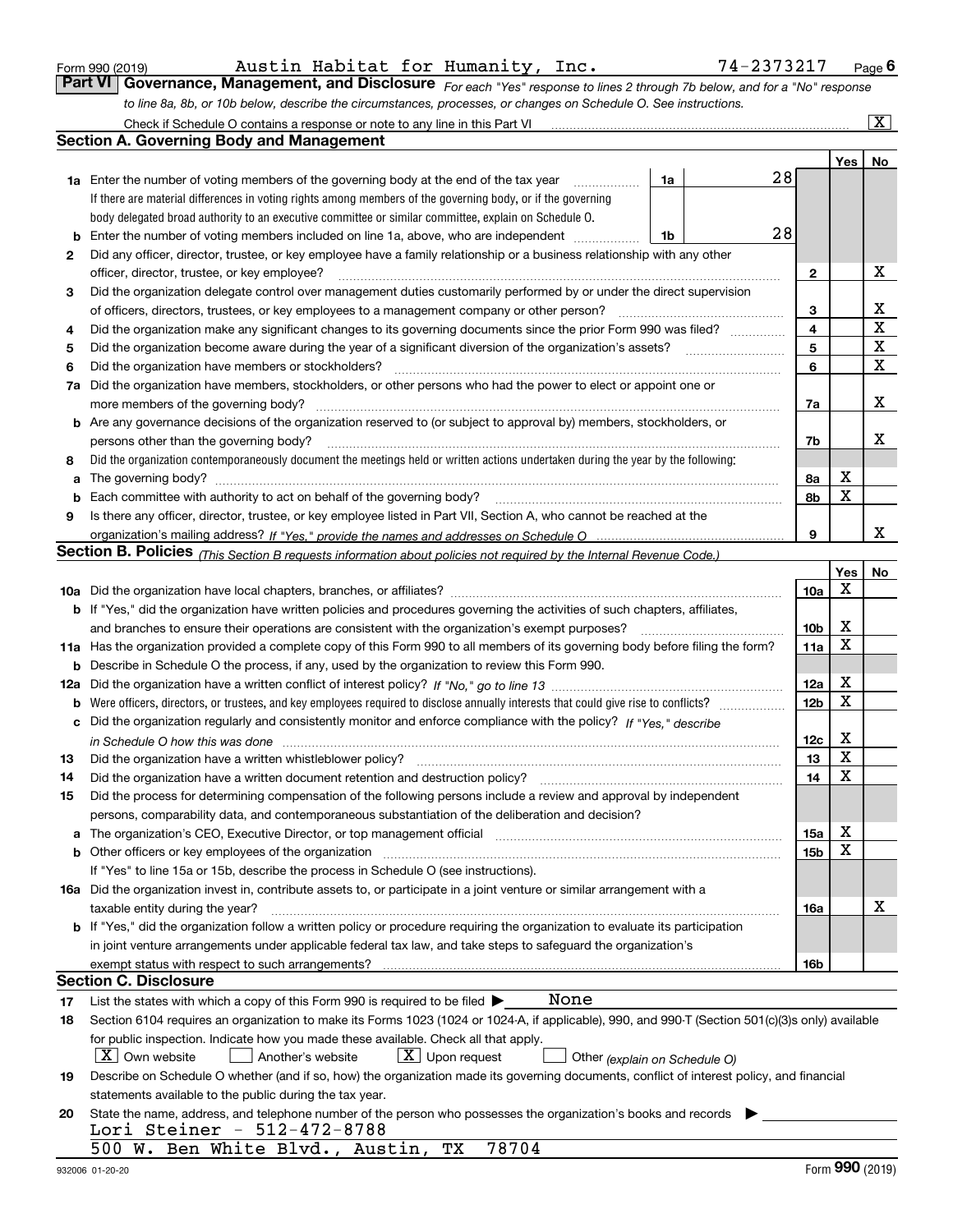Form 990 (2019) Austin Habitat for Humanity, Inc. 74-2373217

## Part VI Governance, Management, and Disclosure

*For each "Yes" response to lines 2 through 7b below, and for a "No" response to line 8a, 8b, or 10b below, describe the circumstances, processes, or changes on Schedule O. See instructions.*

Check if Schedule O contains a response or note to any line in this Part VI [X]

### Section A. Governing Body and Management

| | | | | | Yes | No |
|---|---|---|---|---|---|---|
| **1a** | Enter the number of voting members of the governing body at the end of the tax year. If there are material differences in voting rights among members of the governing body, or if the governing body delegated broad authority to an executive committee or similar committee, explain on Schedule O. | 1a | 28 | | | |
| **b** | Enter the number of voting members included on line 1a, above, who are independent | 1b | 28 | | | |
| **2** | Did any officer, director, trustee, or key employee have a family relationship or a business relationship with any other officer, director, trustee, or key employee? | | | 2 | | X |
| **3** | Did the organization delegate control over management duties customarily performed by or under the direct supervision of officers, directors, trustees, or key employees to a management company or other person? | | | 3 | | X |
| **4** | Did the organization make any significant changes to its governing documents since the prior Form 990 was filed? | | | 4 | | X |
| **5** | Did the organization become aware during the year of a significant diversion of the organization's assets? | | | 5 | | X |
| **6** | Did the organization have members or stockholders? | | | 6 | | X |
| **7a** | Did the organization have members, stockholders, or other persons who had the power to elect or appoint one or more members of the governing body? | | | 7a | | X |
| **b** | Are any governance decisions of the organization reserved to (or subject to approval by) members, stockholders, or persons other than the governing body? | | | 7b | | X |
| **8** | Did the organization contemporaneously document the meetings held or written actions undertaken during the year by the following: | | | | | |
| **a** | The governing body? | | | 8a | X | |
| **b** | Each committee with authority to act on behalf of the governing body? | | | 8b | X | |
| **9** | Is there any officer, director, trustee, or key employee listed in Part VII, Section A, who cannot be reached at the organization's mailing address? *If "Yes," provide the names and addresses on Schedule O* | | | 9 | | X |

### Section B. Policies *(This Section B requests information about policies not required by the Internal Revenue Code.)*

| | | | Yes | No |
|---|---|---|---|---|
| **10a** | Did the organization have local chapters, branches, or affiliates? | 10a | X | |
| **b** | If "Yes," did the organization have written policies and procedures governing the activities of such chapters, affiliates, and branches to ensure their operations are consistent with the organization's exempt purposes? | 10b | X | |
| **11a** | Has the organization provided a complete copy of this Form 990 to all members of its governing body before filing the form? | 11a | X | |
| **b** | Describe in Schedule O the process, if any, used by the organization to review this Form 990. | | | |
| **12a** | Did the organization have a written conflict of interest policy? *If "No," go to line 13* | 12a | X | |
| **b** | Were officers, directors, or trustees, and key employees required to disclose annually interests that could give rise to conflicts? | 12b | X | |
| **c** | Did the organization regularly and consistently monitor and enforce compliance with the policy? *If "Yes," describe in Schedule O how this was done* | 12c | X | |
| **13** | Did the organization have a written whistleblower policy? | 13 | X | |
| **14** | Did the organization have a written document retention and destruction policy? | 14 | X | |
| **15** | Did the process for determining compensation of the following persons include a review and approval by independent persons, comparability data, and contemporaneous substantiation of the deliberation and decision? | | | |
| **a** | The organization's CEO, Executive Director, or top management official | 15a | X | |
| **b** | Other officers or key employees of the organization | 15b | X | |
| | If "Yes" to line 15a or 15b, describe the process in Schedule O (see instructions). | | | |
| **16a** | Did the organization invest in, contribute assets to, or participate in a joint venture or similar arrangement with a taxable entity during the year? | 16a | | X |
| **b** | If "Yes," did the organization follow a written policy or procedure requiring the organization to evaluate its participation in joint venture arrangements under applicable federal tax law, and take steps to safeguard the organization's exempt status with respect to such arrangements? | 16b | | |

### Section C. Disclosure

**17** List the states with which a copy of this Form 990 is required to be filed ▶ None

**18** Section 6104 requires an organization to make its Forms 1023 (1024 or 1024-A, if applicable), 990, and 990-T (Section 501(c)(3)s only) available for public inspection. Indicate how you made these available. Check all that apply.

[X] Own website [ ] Another's website [X] Upon request [ ] Other *(explain on Schedule O)*

**19** Describe on Schedule O whether (and if so, how) the organization made its governing documents, conflict of interest policy, and financial statements available to the public during the tax year.

**20** State the name, address, and telephone number of the person who possesses the organization's books and records ▶

Lori Steiner - 512-472-8788
500 W. Ben White Blvd., Austin, TX 78704

932006 01-20-20 Form **990** (2019)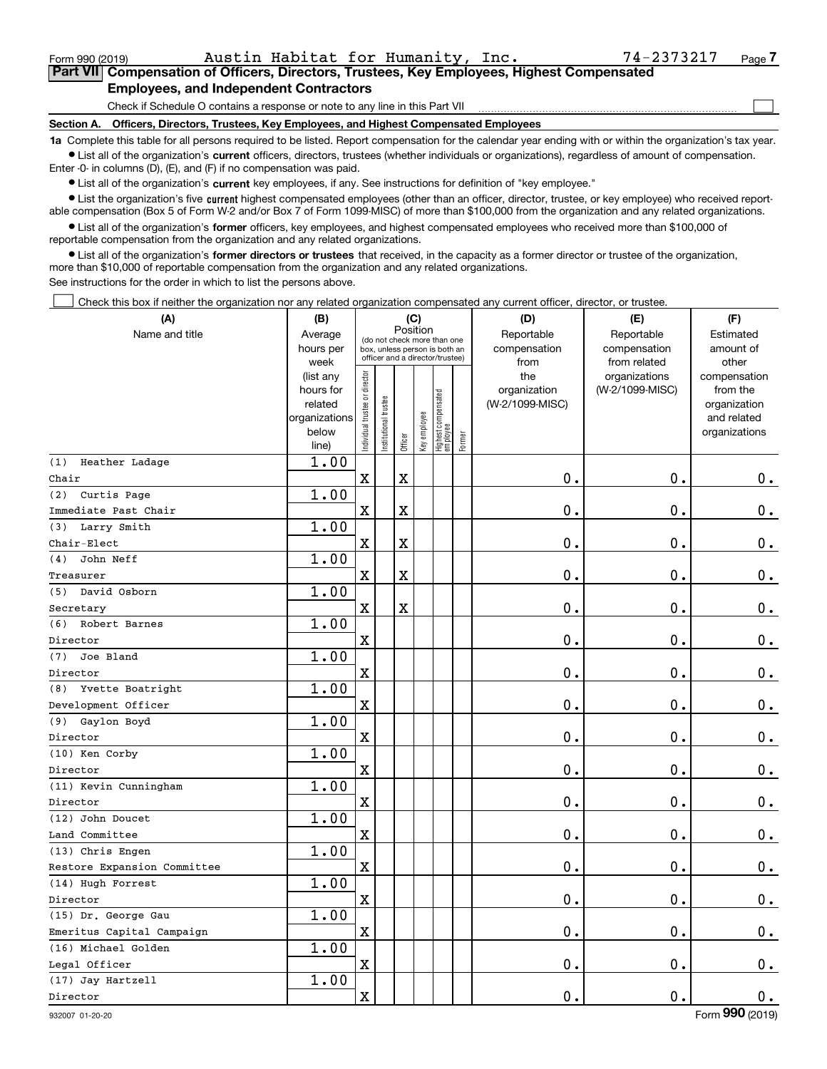Form 990 (2019) Austin Habitat for Humanity, Inc. 74-2373217 Page 7

## Part VII Compensation of Officers, Directors, Trustees, Key Employees, Highest Compensated Employees, and Independent Contractors

Check if Schedule O contains a response or note to any line in this Part VII

### Section A. Officers, Directors, Trustees, Key Employees, and Highest Compensated Employees

**1a** Complete this table for all persons required to be listed. Report compensation for the calendar year ending with or within the organization's tax year.

- List all of the organization's **current** officers, directors, trustees (whether individuals or organizations), regardless of amount of compensation. Enter -0- in columns (D), (E), and (F) if no compensation was paid.
- List all of the organization's **current** key employees, if any. See instructions for definition of "key employee."
- List the organization's five **current** highest compensated employees (other than an officer, director, trustee, or key employee) who received reportable compensation (Box 5 of Form W-2 and/or Box 7 of Form 1099-MISC) of more than $100,000 from the organization and any related organizations.
- List all of the organization's **former** officers, key employees, and highest compensated employees who received more than $100,000 of reportable compensation from the organization and any related organizations.
- List all of the organization's **former directors or trustees** that received, in the capacity as a former director or trustee of the organization, more than $10,000 of reportable compensation from the organization and any related organizations.

See instructions for the order in which to list the persons above.

Check this box if neither the organization nor any related organization compensated any current officer, director, or trustee.

| (A) Name and title | (B) Average hours per week (list any hours for related organizations below line) | (C) Position: Individual trustee or director | Institutional trustee | Officer | Key employee | Highest compensated employee | Former | (D) Reportable compensation from the organization (W-2/1099-MISC) | (E) Reportable compensation from related organizations (W-2/1099-MISC) | (F) Estimated amount of other compensation from the organization and related organizations |
|---|---|---|---|---|---|---|---|---|---|---|
| (1) Heather Ladage<br>Chair | 1.00 | X | | X | | | | 0. | 0. | 0. |
| (2) Curtis Page<br>Immediate Past Chair | 1.00 | X | | X | | | | 0. | 0. | 0. |
| (3) Larry Smith<br>Chair-Elect | 1.00 | X | | X | | | | 0. | 0. | 0. |
| (4) John Neff<br>Treasurer | 1.00 | X | | X | | | | 0. | 0. | 0. |
| (5) David Osborn<br>Secretary | 1.00 | X | | X | | | | 0. | 0. | 0. |
| (6) Robert Barnes<br>Director | 1.00 | X | | | | | | 0. | 0. | 0. |
| (7) Joe Bland<br>Director | 1.00 | X | | | | | | 0. | 0. | 0. |
| (8) Yvette Boatright<br>Development Officer | 1.00 | X | | | | | | 0. | 0. | 0. |
| (9) Gaylon Boyd<br>Director | 1.00 | X | | | | | | 0. | 0. | 0. |
| (10) Ken Corby<br>Director | 1.00 | X | | | | | | 0. | 0. | 0. |
| (11) Kevin Cunningham<br>Director | 1.00 | X | | | | | | 0. | 0. | 0. |
| (12) John Doucet<br>Land Committee | 1.00 | X | | | | | | 0. | 0. | 0. |
| (13) Chris Engen<br>Restore Expansion Committee | 1.00 | X | | | | | | 0. | 0. | 0. |
| (14) Hugh Forrest<br>Director | 1.00 | X | | | | | | 0. | 0. | 0. |
| (15) Dr. George Gau<br>Emeritus Capital Campaign | 1.00 | X | | | | | | 0. | 0. | 0. |
| (16) Michael Golden<br>Legal Officer | 1.00 | X | | | | | | 0. | 0. | 0. |
| (17) Jay Hartzell<br>Director | 1.00 | X | | | | | | 0. | 0. | 0. |

932007 01-20-20 Form 990 (2019)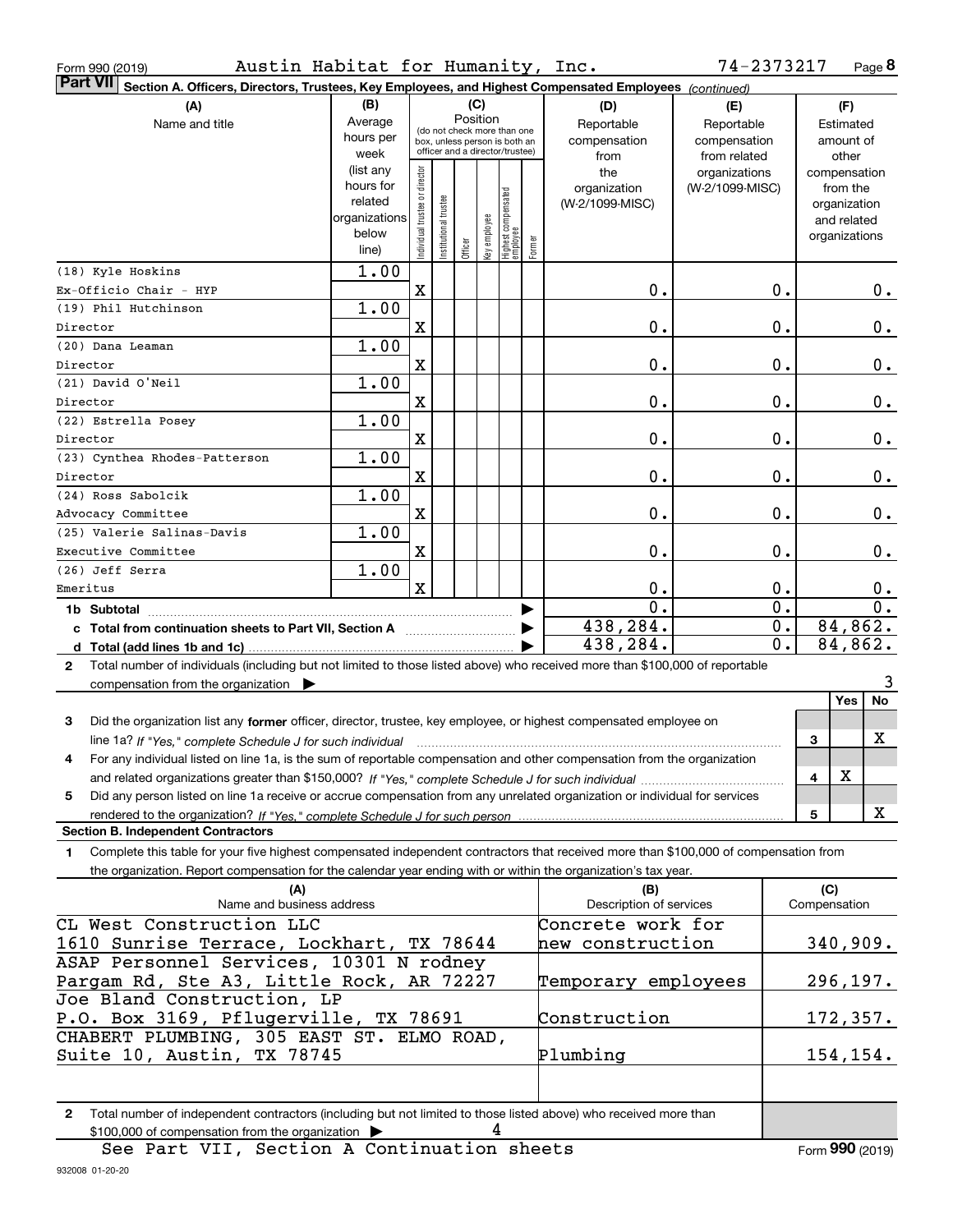Form 990 (2019) Austin Habitat for Humanity, Inc. 74-2373217

**Part VII** Section A. Officers, Directors, Trustees, Key Employees, and Highest Compensated Employees *(continued)*

| (A) Name and title | (B) Average hours per week (list any hours for related organizations below line) | (C) Individual trustee or director | Institutional trustee | Officer | Key employee | Highest compensated employee | Former | (D) Reportable compensation from the organization (W-2/1099-MISC) | (E) Reportable compensation from related organizations (W-2/1099-MISC) | (F) Estimated amount of other compensation from the organization and related organizations |
|---|---|---|---|---|---|---|---|---|---|---|
| (18) Kyle Hoskins<br>Ex-Officio Chair - HYP | 1.00 | X | | | | | | 0. | 0. | 0. |
| (19) Phil Hutchinson<br>Director | 1.00 | X | | | | | | 0. | 0. | 0. |
| (20) Dana Leaman<br>Director | 1.00 | X | | | | | | 0. | 0. | 0. |
| (21) David O'Neil<br>Director | 1.00 | X | | | | | | 0. | 0. | 0. |
| (22) Estrella Posey<br>Director | 1.00 | X | | | | | | 0. | 0. | 0. |
| (23) Cynthea Rhodes-Patterson<br>Director | 1.00 | X | | | | | | 0. | 0. | 0. |
| (24) Ross Sabolcik<br>Advocacy Committee | 1.00 | X | | | | | | 0. | 0. | 0. |
| (25) Valerie Salinas-Davis<br>Executive Committee | 1.00 | X | | | | | | 0. | 0. | 0. |
| (26) Jeff Serra<br>Emeritus | 1.00 | X | | | | | | 0. | 0. | 0. |
| **1b Subtotal** | | | | | | | | 0. | 0. | 0. |
| **c Total from continuation sheets to Part VII, Section A** | | | | | | | | 438,284. | 0. | 84,862. |
| **d Total (add lines 1b and 1c)** | | | | | | | | 438,284. | 0. | 84,862. |

2 Total number of individuals (including but not limited to those listed above) who received more than $100,000 of reportable compensation from the organization ▶ 3

| | | Yes | No |
|---|---|---|---|
| 3 Did the organization list any **former** officer, director, trustee, key employee, or highest compensated employee on line 1a? *If "Yes," complete Schedule J for such individual* | 3 | | X |
| 4 For any individual listed on line 1a, is the sum of reportable compensation and other compensation from the organization and related organizations greater than $150,000? *If "Yes," complete Schedule J for such individual* | 4 | X | |
| 5 Did any person listed on line 1a receive or accrue compensation from any unrelated organization or individual for services rendered to the organization? *If "Yes," complete Schedule J for such person* | 5 | | X |

**Section B. Independent Contractors**

1 Complete this table for your five highest compensated independent contractors that received more than $100,000 of compensation from the organization. Report compensation for the calendar year ending with or within the organization's tax year.

| (A) Name and business address | (B) Description of services | (C) Compensation |
|---|---|---|
| CL West Construction LLC<br>1610 Sunrise Terrace, Lockhart, TX 78644 | Concrete work for new construction | 340,909. |
| ASAP Personnel Services, 10301 N rodney Pargam Rd, Ste A3, Little Rock, AR 72227 | Temporary employees | 296,197. |
| Joe Bland Construction, LP<br>P.O. Box 3169, Pflugerville, TX 78691 | Construction | 172,357. |
| CHABERT PLUMBING, 305 EAST ST. ELMO ROAD, Suite 10, Austin, TX 78745 | Plumbing | 154,154. |
| | | |

2 Total number of independent contractors (including but not limited to those listed above) who received more than $100,000 of compensation from the organization ▶ 4

See Part VII, Section A Continuation sheets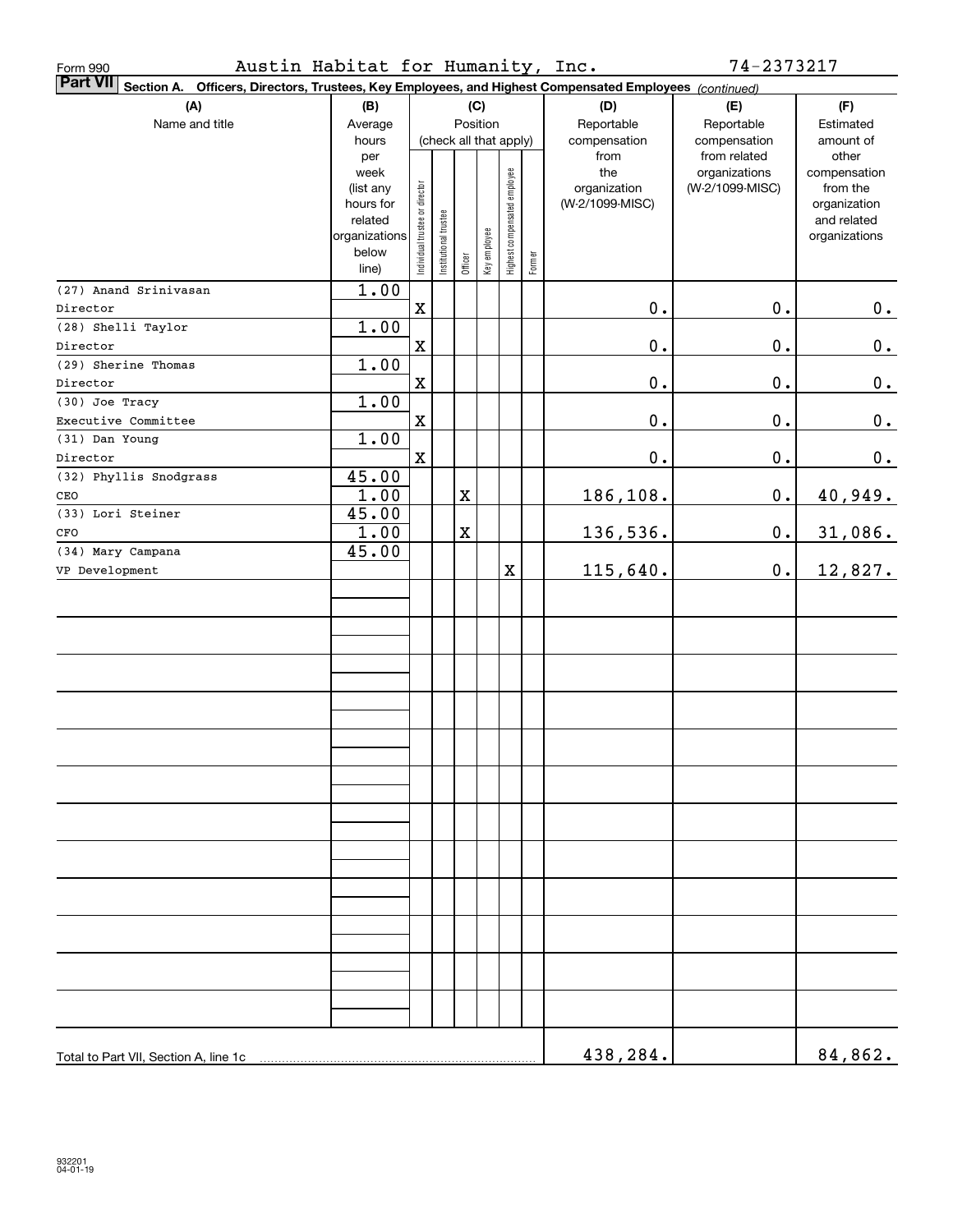Form 990 Austin Habitat for Humanity, Inc. 74-2373217

**Part VII** **Section A. Officers, Directors, Trustees, Key Employees, and Highest Compensated Employees** *(continued)*

| (A) Name and title | (B) Average hours per week (list any hours for related organizations below line) | (C) Position (check all that apply): Individual trustee or director | Institutional trustee | Officer | Key employee | Highest compensated employee | Former | (D) Reportable compensation from the organization (W-2/1099-MISC) | (E) Reportable compensation from related organizations (W-2/1099-MISC) | (F) Estimated amount of other compensation from the organization and related organizations |
|---|---|---|---|---|---|---|---|---|---|---|
| (27) Anand Srinivasan<br>Director | 1.00 | X | | | | | | 0. | 0. | 0. |
| (28) Shelli Taylor<br>Director | 1.00 | X | | | | | | 0. | 0. | 0. |
| (29) Sherine Thomas<br>Director | 1.00 | X | | | | | | 0. | 0. | 0. |
| (30) Joe Tracy<br>Executive Committee | 1.00 | X | | | | | | 0. | 0. | 0. |
| (31) Dan Young<br>Director | 1.00 | X | | | | | | 0. | 0. | 0. |
| (32) Phyllis Snodgrass<br>CEO | 45.00<br>1.00 | | | X | | | | 186,108. | 0. | 40,949. |
| (33) Lori Steiner<br>CFO | 45.00<br>1.00 | | | X | | | | 136,536. | 0. | 31,086. |
| (34) Mary Campana<br>VP Development | 45.00 | | | | | X | | 115,640. | 0. | 12,827. |
| Total to Part VII, Section A, line 1c | | | | | | | | 438,284. | | 84,862. |

932201
04-01-19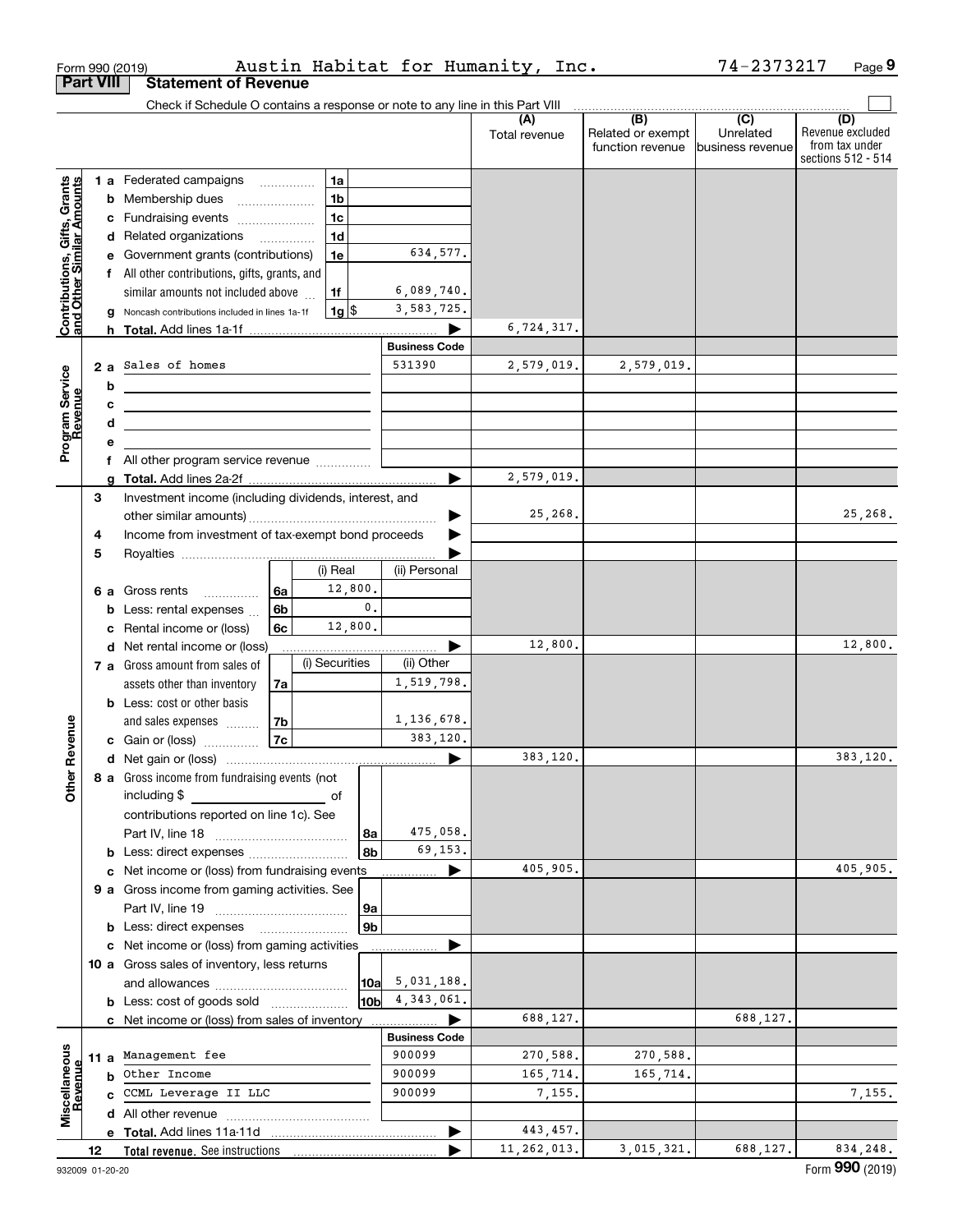Form 990 (2019) Austin Habitat for Humanity, Inc. 74-2373217 Page **9**

**Part VIII Statement of Revenue**

Check if Schedule O contains a response or note to any line in this Part VIII ☐

| | | | (A) Total revenue | (B) Related or exempt function revenue | (C) Unrelated business revenue | (D) Revenue excluded from tax under sections 512 - 514 |
|---|---|---|---|---|---|---|
| **Contributions, Gifts, Grants and Other Similar Amounts** | 1 a Federated campaigns 1a | | | | | |
| | b Membership dues 1b | | | | | |
| | c Fundraising events 1c | | | | | |
| | d Related organizations 1d | | | | | |
| | e Government grants (contributions) 1e | 634,577. | | | | |
| | f All other contributions, gifts, grants, and similar amounts not included above 1f | 6,089,740. | | | | |
| | g Noncash contributions included in lines 1a-1f 1g $ | 3,583,725. | | | | |
| | h **Total.** Add lines 1a-1f ▶ | | 6,724,317. | | | |
| | | **Business Code** | | | | |
| **Program Service Revenue** | 2 a Sales of homes | 531390 | 2,579,019. | 2,579,019. | | |
| | b | | | | | |
| | c | | | | | |
| | d | | | | | |
| | e | | | | | |
| | f All other program service revenue | | | | | |
| | g **Total.** Add lines 2a-2f ▶ | | 2,579,019. | | | |
| **Other Revenue** | 3 Investment income (including dividends, interest, and other similar amounts) ▶ | | 25,268. | | | 25,268. |
| | 4 Income from investment of tax-exempt bond proceeds ▶ | | | | | |
| | 5 Royalties ▶ | | | | | |
| | 6 a Gross rents 6a — (i) Real: 12,800. | (ii) Personal: | | | | |
| | b Less: rental expenses 6b — (i) Real: 0. | | | | | |
| | c Rental income or (loss) 6c — (i) Real: 12,800. | | | | | |
| | d Net rental income or (loss) ▶ | | 12,800. | | | 12,800. |
| | 7 a Gross amount from sales of assets other than inventory 7a — (i) Securities: | (ii) Other: 1,519,798. | | | | |
| | b Less: cost or other basis and sales expenses 7b | 1,136,678. | | | | |
| | c Gain or (loss) 7c | 383,120. | | | | |
| | d Net gain or (loss) ▶ | | 383,120. | | | 383,120. |
| | 8 a Gross income from fundraising events (not including $ of contributions reported on line 1c). See Part IV, line 18 8a | 475,058. | | | | |
| | b Less: direct expenses 8b | 69,153. | | | | |
| | c Net income or (loss) from fundraising events ▶ | | 405,905. | | | 405,905. |
| | 9 a Gross income from gaming activities. See Part IV, line 19 9a | | | | | |
| | b Less: direct expenses 9b | | | | | |
| | c Net income or (loss) from gaming activities ▶ | | | | | |
| | 10 a Gross sales of inventory, less returns and allowances 10a | 5,031,188. | | | | |
| | b Less: cost of goods sold 10b | 4,343,061. | | | | |
| | c Net income or (loss) from sales of inventory ▶ | | 688,127. | | 688,127. | |
| | | **Business Code** | | | | |
| **Miscellaneous Revenue** | 11 a Management fee | 900099 | 270,588. | 270,588. | | |
| | b Other Income | 900099 | 165,714. | 165,714. | | |
| | c CCML Leverage II LLC | 900099 | 7,155. | | | 7,155. |
| | d All other revenue | | | | | |
| | e **Total.** Add lines 11a-11d ▶ | | 443,457. | | | |
| | 12 **Total revenue.** See instructions ▶ | | 11,262,013. | 3,015,321. | 688,127. | 834,248. |

932009 01-20-20 Form **990** (2019)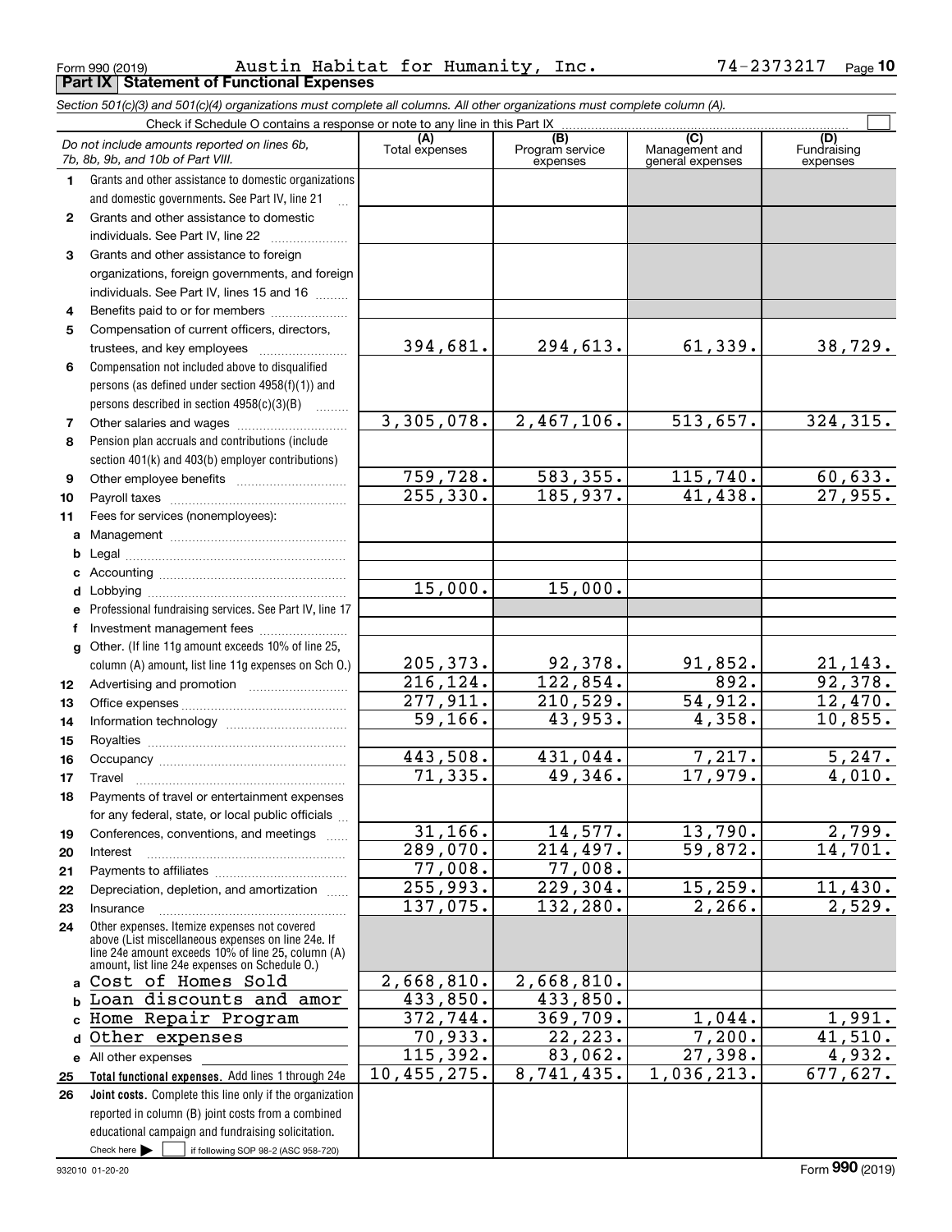Form 990 (2019) Austin Habitat for Humanity, Inc. 74-2373217 Page 10

## Part IX Statement of Functional Expenses

*Section 501(c)(3) and 501(c)(4) organizations must complete all columns. All other organizations must complete column (A).*

Check if Schedule O contains a response or note to any line in this Part IX ☐

| | *Do not include amounts reported on lines 6b, 7b, 8b, 9b, and 10b of Part VIII.* | (A) Total expenses | (B) Program service expenses | (C) Management and general expenses | (D) Fundraising expenses |
|---|---|---|---|---|---|
| 1 | Grants and other assistance to domestic organizations and domestic governments. See Part IV, line 21 | | | | |
| 2 | Grants and other assistance to domestic individuals. See Part IV, line 22 | | | | |
| 3 | Grants and other assistance to foreign organizations, foreign governments, and foreign individuals. See Part IV, lines 15 and 16 | | | | |
| 4 | Benefits paid to or for members | | | | |
| 5 | Compensation of current officers, directors, trustees, and key employees | 394,681. | 294,613. | 61,339. | 38,729. |
| 6 | Compensation not included above to disqualified persons (as defined under section 4958(f)(1)) and persons described in section 4958(c)(3)(B) | | | | |
| 7 | Other salaries and wages | 3,305,078. | 2,467,106. | 513,657. | 324,315. |
| 8 | Pension plan accruals and contributions (include section 401(k) and 403(b) employer contributions) | | | | |
| 9 | Other employee benefits | 759,728. | 583,355. | 115,740. | 60,633. |
| 10 | Payroll taxes | 255,330. | 185,937. | 41,438. | 27,955. |
| 11 | Fees for services (nonemployees): | | | | |
| a | Management | | | | |
| b | Legal | | | | |
| c | Accounting | | | | |
| d | Lobbying | 15,000. | 15,000. | | |
| e | Professional fundraising services. See Part IV, line 17 | | | | |
| f | Investment management fees | | | | |
| g | Other. (If line 11g amount exceeds 10% of line 25, column (A) amount, list line 11g expenses on Sch O.) | 205,373. | 92,378. | 91,852. | 21,143. |
| 12 | Advertising and promotion | 216,124. | 122,854. | 892. | 92,378. |
| 13 | Office expenses | 277,911. | 210,529. | 54,912. | 12,470. |
| 14 | Information technology | 59,166. | 43,953. | 4,358. | 10,855. |
| 15 | Royalties | | | | |
| 16 | Occupancy | 443,508. | 431,044. | 7,217. | 5,247. |
| 17 | Travel | 71,335. | 49,346. | 17,979. | 4,010. |
| 18 | Payments of travel or entertainment expenses for any federal, state, or local public officials | | | | |
| 19 | Conferences, conventions, and meetings | 31,166. | 14,577. | 13,790. | 2,799. |
| 20 | Interest | 289,070. | 214,497. | 59,872. | 14,701. |
| 21 | Payments to affiliates | 77,008. | 77,008. | | |
| 22 | Depreciation, depletion, and amortization | 255,993. | 229,304. | 15,259. | 11,430. |
| 23 | Insurance | 137,075. | 132,280. | 2,266. | 2,529. |
| 24 | Other expenses. Itemize expenses not covered above (List miscellaneous expenses on line 24e. If line 24e amount exceeds 10% of line 25, column (A) amount, list line 24e expenses on Schedule O.) | | | | |
| a | Cost of Homes Sold | 2,668,810. | 2,668,810. | | |
| b | Loan discounts and amor | 433,850. | 433,850. | | |
| c | Home Repair Program | 372,744. | 369,709. | 1,044. | 1,991. |
| d | Other expenses | 70,933. | 22,223. | 7,200. | 41,510. |
| e | All other expenses | 115,392. | 83,062. | 27,398. | 4,932. |
| 25 | **Total functional expenses.** Add lines 1 through 24e | 10,455,275. | 8,741,435. | 1,036,213. | 677,627. |
| 26 | **Joint costs.** Complete this line only if the organization reported in column (B) joint costs from a combined educational campaign and fundraising solicitation. Check here ☐ if following SOP 98-2 (ASC 958-720) | | | | |

932010 01-20-20 Form 990 (2019)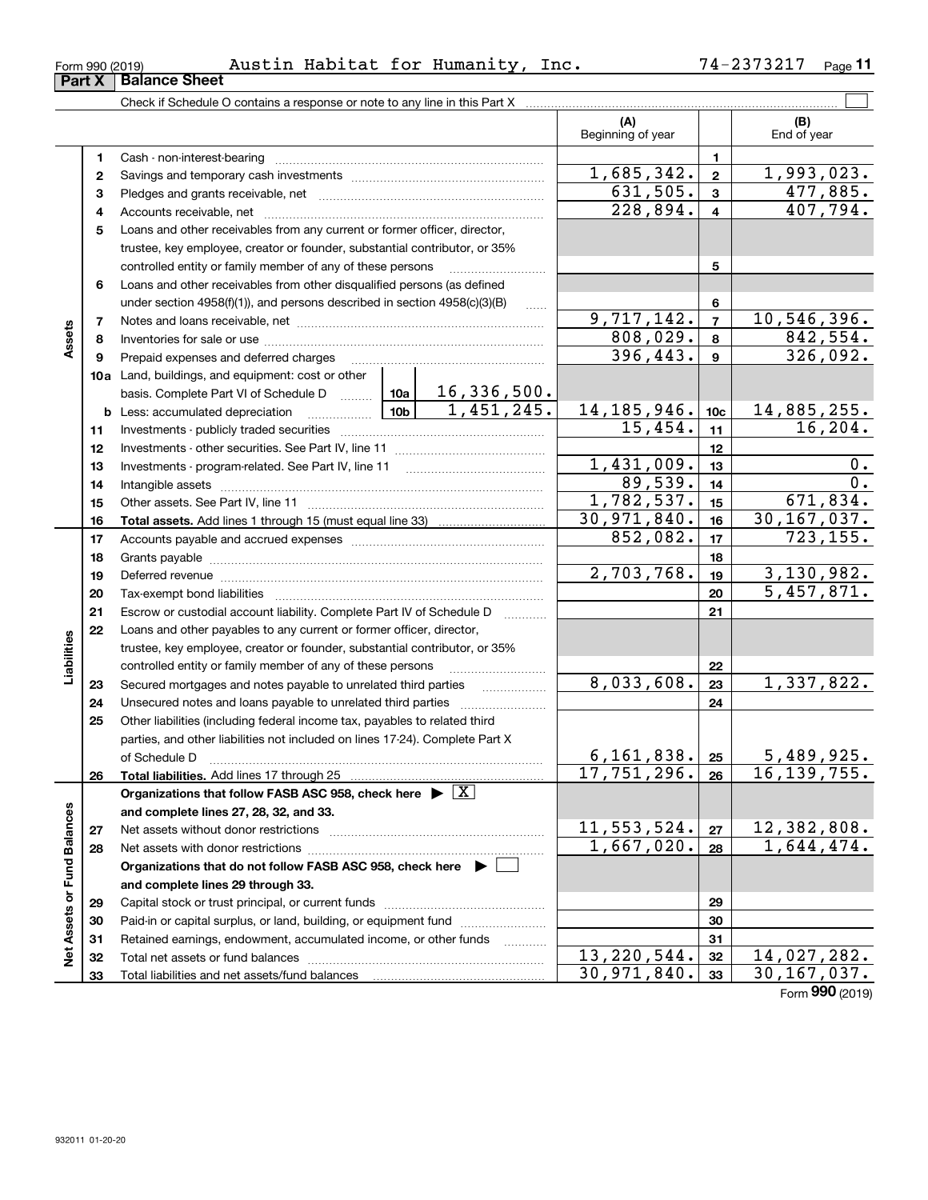Form 990 (2019) Austin Habitat for Humanity, Inc. 74-2373217 Page **11**

## Part X Balance Sheet

Check if Schedule O contains a response or note to any line in this Part X ☐

| | | | | (A) Beginning of year | | (B) End of year |
|---|---|---|---|---|---|---|
| **Assets** | 1 | Cash - non-interest-bearing | | | 1 | |
| | 2 | Savings and temporary cash investments | | 1,685,342. | 2 | 1,993,023. |
| | 3 | Pledges and grants receivable, net | | 631,505. | 3 | 477,885. |
| | 4 | Accounts receivable, net | | 228,894. | 4 | 407,794. |
| | 5 | Loans and other receivables from any current or former officer, director, trustee, key employee, creator or founder, substantial contributor, or 35% controlled entity or family member of any of these persons | | | 5 | |
| | 6 | Loans and other receivables from other disqualified persons (as defined under section 4958(f)(1)), and persons described in section 4958(c)(3)(B) | | | 6 | |
| | 7 | Notes and loans receivable, net | | 9,717,142. | 7 | 10,546,396. |
| | 8 | Inventories for sale or use | | 808,029. | 8 | 842,554. |
| | 9 | Prepaid expenses and deferred charges | | 396,443. | 9 | 326,092. |
| | 10a | Land, buildings, and equipment: cost or other basis. Complete Part VI of Schedule D | 10a 16,336,500. | | | |
| | b | Less: accumulated depreciation | 10b 1,451,245. | 14,185,946. | 10c | 14,885,255. |
| | 11 | Investments - publicly traded securities | | 15,454. | 11 | 16,204. |
| | 12 | Investments - other securities. See Part IV, line 11 | | | 12 | |
| | 13 | Investments - program-related. See Part IV, line 11 | | 1,431,009. | 13 | 0. |
| | 14 | Intangible assets | | 89,539. | 14 | 0. |
| | 15 | Other assets. See Part IV, line 11 | | 1,782,537. | 15 | 671,834. |
| | 16 | **Total assets.** Add lines 1 through 15 (must equal line 33) | | 30,971,840. | 16 | 30,167,037. |
| **Liabilities** | 17 | Accounts payable and accrued expenses | | 852,082. | 17 | 723,155. |
| | 18 | Grants payable | | | 18 | |
| | 19 | Deferred revenue | | 2,703,768. | 19 | 3,130,982. |
| | 20 | Tax-exempt bond liabilities | | | 20 | 5,457,871. |
| | 21 | Escrow or custodial account liability. Complete Part IV of Schedule D | | | 21 | |
| | 22 | Loans and other payables to any current or former officer, director, trustee, key employee, creator or founder, substantial contributor, or 35% controlled entity or family member of any of these persons | | | 22 | |
| | 23 | Secured mortgages and notes payable to unrelated third parties | | 8,033,608. | 23 | 1,337,822. |
| | 24 | Unsecured notes and loans payable to unrelated third parties | | | 24 | |
| | 25 | Other liabilities (including federal income tax, payables to related third parties, and other liabilities not included on lines 17-24). Complete Part X of Schedule D | | 6,161,838. | 25 | 5,489,925. |
| | 26 | **Total liabilities.** Add lines 17 through 25 | | 17,751,296. | 26 | 16,139,755. |
| **Net Assets or Fund Balances** | | **Organizations that follow FASB ASC 958, check here ▶ ☒ and complete lines 27, 28, 32, and 33.** | | | | |
| | 27 | Net assets without donor restrictions | | 11,553,524. | 27 | 12,382,808. |
| | 28 | Net assets with donor restrictions | | 1,667,020. | 28 | 1,644,474. |
| | | **Organizations that do not follow FASB ASC 958, check here ▶ ☐ and complete lines 29 through 33.** | | | | |
| | 29 | Capital stock or trust principal, or current funds | | | 29 | |
| | 30 | Paid-in or capital surplus, or land, building, or equipment fund | | | 30 | |
| | 31 | Retained earnings, endowment, accumulated income, or other funds | | | 31 | |
| | 32 | Total net assets or fund balances | | 13,220,544. | 32 | 14,027,282. |
| | 33 | Total liabilities and net assets/fund balances | | 30,971,840. | 33 | 30,167,037. |

Form **990** (2019)

932011 01-20-20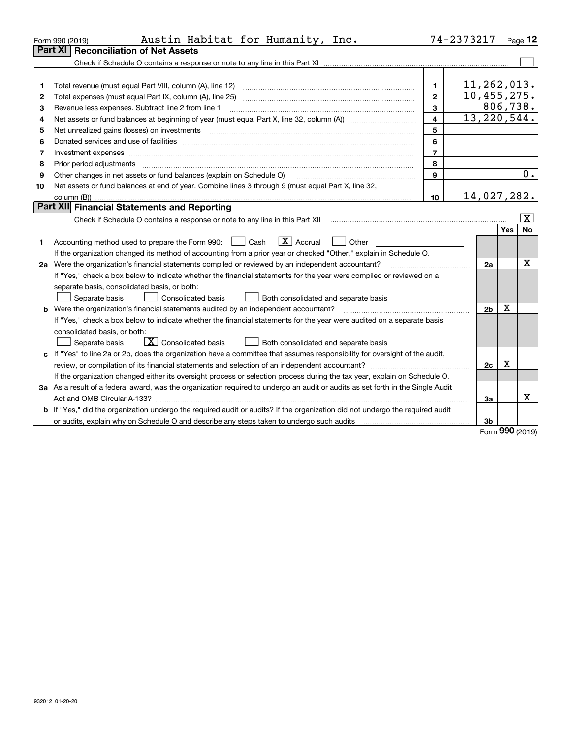Form 990 (2019) Austin Habitat for Humanity, Inc. 74-2373217 Page **12**

## Part XI Reconciliation of Net Assets

Check if Schedule O contains a response or note to any line in this Part XI ☐

| | | | |
|---|---|---|---|
| 1 | Total revenue (must equal Part VIII, column (A), line 12) | 1 | 11,262,013. |
| 2 | Total expenses (must equal Part IX, column (A), line 25) | 2 | 10,455,275. |
| 3 | Revenue less expenses. Subtract line 2 from line 1 | 3 | 806,738. |
| 4 | Net assets or fund balances at beginning of year (must equal Part X, line 32, column (A)) | 4 | 13,220,544. |
| 5 | Net unrealized gains (losses) on investments | 5 | |
| 6 | Donated services and use of facilities | 6 | |
| 7 | Investment expenses | 7 | |
| 8 | Prior period adjustments | 8 | |
| 9 | Other changes in net assets or fund balances (explain on Schedule O) | 9 | 0. |
| 10 | Net assets or fund balances at end of year. Combine lines 3 through 9 (must equal Part X, line 32, column (B)) | 10 | 14,027,282. |

## Part XII Financial Statements and Reporting

Check if Schedule O contains a response or note to any line in this Part XII ☒

| | | | Yes | No |
|---|---|---|---|---|
| 1 | Accounting method used to prepare the Form 990: ☐ Cash ☒ Accrual ☐ Other<br>If the organization changed its method of accounting from a prior year or checked "Other," explain in Schedule O. | | | |
| 2a | Were the organization's financial statements compiled or reviewed by an independent accountant?<br>If "Yes," check a box below to indicate whether the financial statements for the year were compiled or reviewed on a separate basis, consolidated basis, or both:<br>☐ Separate basis ☐ Consolidated basis ☐ Both consolidated and separate basis | 2a | | X |
| b | Were the organization's financial statements audited by an independent accountant?<br>If "Yes," check a box below to indicate whether the financial statements for the year were audited on a separate basis, consolidated basis, or both:<br>☐ Separate basis ☒ Consolidated basis ☐ Both consolidated and separate basis | 2b | X | |
| c | If "Yes" to line 2a or 2b, does the organization have a committee that assumes responsibility for oversight of the audit, review, or compilation of its financial statements and selection of an independent accountant?<br>If the organization changed either its oversight process or selection process during the tax year, explain on Schedule O. | 2c | X | |
| 3a | As a result of a federal award, was the organization required to undergo an audit or audits as set forth in the Single Audit Act and OMB Circular A-133? | 3a | | X |
| b | If "Yes," did the organization undergo the required audit or audits? If the organization did not undergo the required audit or audits, explain why on Schedule O and describe any steps taken to undergo such audits | 3b | | |

Form **990** (2019)

932012 01-20-20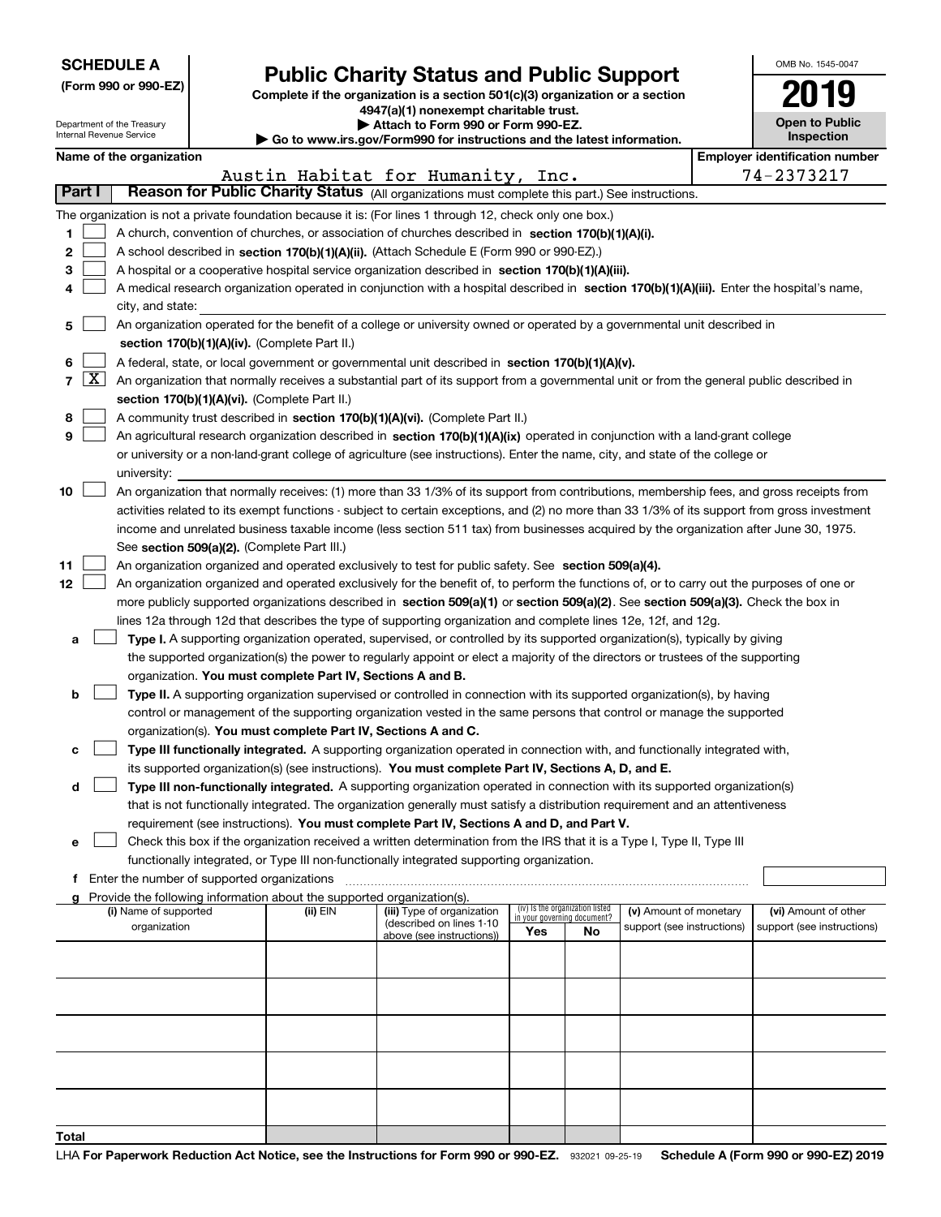**SCHEDULE A**
**(Form 990 or 990-EZ)**

Department of the Treasury
Internal Revenue Service

# Public Charity Status and Public Support

**Complete if the organization is a section 501(c)(3) organization or a section 4947(a)(1) nonexempt charitable trust.**
**▶ Attach to Form 990 or Form 990-EZ.**
**▶ Go to www.irs.gov/Form990 for instructions and the latest information.**

OMB No. 1545-0047

**2019**

**Open to Public Inspection**

**Name of the organization:** Austin Habitat for Humanity, Inc.

**Employer identification number:** 74-2373217

## Part I — Reason for Public Charity Status (All organizations must complete this part.) See instructions.

The organization is not a private foundation because it is: (For lines 1 through 12, check only one box.)

1. [ ] A church, convention of churches, or association of churches described in **section 170(b)(1)(A)(i).**
2. [ ] A school described in **section 170(b)(1)(A)(ii).** (Attach Schedule E (Form 990 or 990-EZ).)
3. [ ] A hospital or a cooperative hospital service organization described in **section 170(b)(1)(A)(iii).**
4. [ ] A medical research organization operated in conjunction with a hospital described in **section 170(b)(1)(A)(iii).** Enter the hospital's name, city, and state:
5. [ ] An organization operated for the benefit of a college or university owned or operated by a governmental unit described in **section 170(b)(1)(A)(iv).** (Complete Part II.)
6. [ ] A federal, state, or local government or governmental unit described in **section 170(b)(1)(A)(v).**
7. [X] An organization that normally receives a substantial part of its support from a governmental unit or from the general public described in **section 170(b)(1)(A)(vi).** (Complete Part II.)
8. [ ] A community trust described in **section 170(b)(1)(A)(vi).** (Complete Part II.)
9. [ ] An agricultural research organization described in **section 170(b)(1)(A)(ix)** operated in conjunction with a land-grant college or university or a non-land-grant college of agriculture (see instructions). Enter the name, city, and state of the college or university:
10. [ ] An organization that normally receives: (1) more than 33 1/3% of its support from contributions, membership fees, and gross receipts from activities related to its exempt functions - subject to certain exceptions, and (2) no more than 33 1/3% of its support from gross investment income and unrelated business taxable income (less section 511 tax) from businesses acquired by the organization after June 30, 1975. See **section 509(a)(2).** (Complete Part III.)
11. [ ] An organization organized and operated exclusively to test for public safety. See **section 509(a)(4).**
12. [ ] An organization organized and operated exclusively for the benefit of, to perform the functions of, or to carry out the purposes of one or more publicly supported organizations described in **section 509(a)(1)** or **section 509(a)(2).** See **section 509(a)(3).** Check the box in lines 12a through 12d that describes the type of supporting organization and complete lines 12e, 12f, and 12g.
   - **a** [ ] **Type I.** A supporting organization operated, supervised, or controlled by its supported organization(s), typically by giving the supported organization(s) the power to regularly appoint or elect a majority of the directors or trustees of the supporting organization. **You must complete Part IV, Sections A and B.**
   - **b** [ ] **Type II.** A supporting organization supervised or controlled in connection with its supported organization(s), by having control or management of the supporting organization vested in the same persons that control or manage the supported organization(s). **You must complete Part IV, Sections A and C.**
   - **c** [ ] **Type III functionally integrated.** A supporting organization operated in connection with, and functionally integrated with, its supported organization(s) (see instructions). **You must complete Part IV, Sections A, D, and E.**
   - **d** [ ] **Type III non-functionally integrated.** A supporting organization operated in connection with its supported organization(s) that is not functionally integrated. The organization generally must satisfy a distribution requirement and an attentiveness requirement (see instructions). **You must complete Part IV, Sections A and D, and Part V.**
   - **e** [ ] Check this box if the organization received a written determination from the IRS that it is a Type I, Type II, Type III functionally integrated, or Type III non-functionally integrated supporting organization.
   - **f** Enter the number of supported organizations
   - **g** Provide the following information about the supported organization(s).

| (i) Name of supported organization | (ii) EIN | (iii) Type of organization (described on lines 1-10 above (see instructions)) | (iv) Is the organization listed in your governing document? Yes | No | (v) Amount of monetary support (see instructions) | (vi) Amount of other support (see instructions) |
|---|---|---|---|---|---|---|
| | | | | | | |
| | | | | | | |
| | | | | | | |
| | | | | | | |
| | | | | | | |
| **Total** | | | | | | |

LHA **For Paperwork Reduction Act Notice, see the Instructions for Form 990 or 990-EZ.** 932021 09-25-19 **Schedule A (Form 990 or 990-EZ) 2019**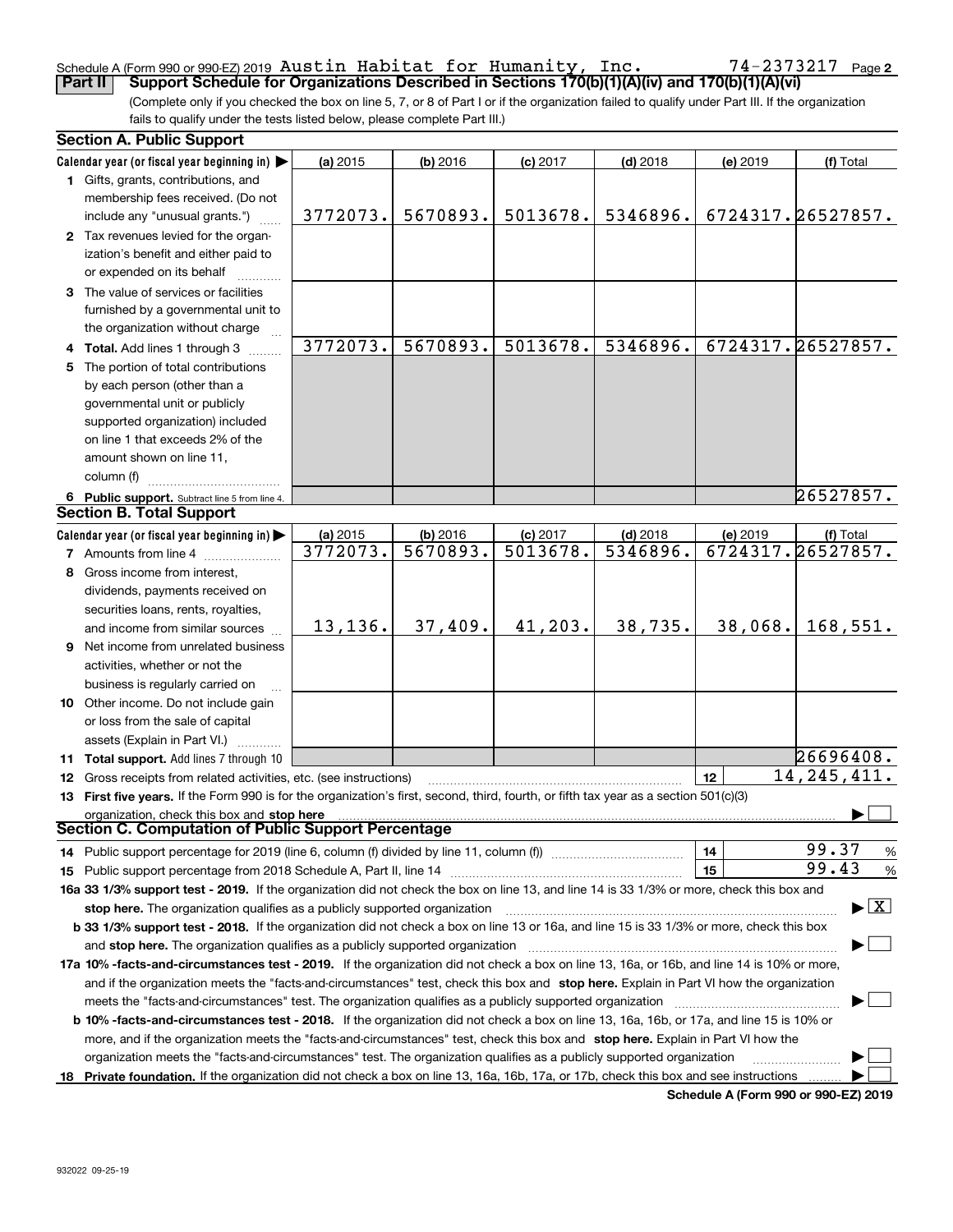Schedule A (Form 990 or 990-EZ) 2019 Austin Habitat for Humanity, Inc. 74-2373217 Page 2

**Part II Support Schedule for Organizations Described in Sections 170(b)(1)(A)(iv) and 170(b)(1)(A)(vi)**

(Complete only if you checked the box on line 5, 7, or 8 of Part I or if the organization failed to qualify under Part III. If the organization fails to qualify under the tests listed below, please complete Part III.)

**Section A. Public Support**

| Calendar year (or fiscal year beginning in) ▶ | (a) 2015 | (b) 2016 | (c) 2017 | (d) 2018 | (e) 2019 | (f) Total |
|---|---|---|---|---|---|---|
| **1** Gifts, grants, contributions, and membership fees received. (Do not include any "unusual grants.") | 3772073. | 5670893. | 5013678. | 5346896. | 6724317. | 26527857. |
| **2** Tax revenues levied for the organization's benefit and either paid to or expended on its behalf | | | | | | |
| **3** The value of services or facilities furnished by a governmental unit to the organization without charge | | | | | | |
| **4 Total.** Add lines 1 through 3 | 3772073. | 5670893. | 5013678. | 5346896. | 6724317. | 26527857. |
| **5** The portion of total contributions by each person (other than a governmental unit or publicly supported organization) included on line 1 that exceeds 2% of the amount shown on line 11, column (f) | | | | | | |
| **6 Public support.** Subtract line 5 from line 4. | | | | | | 26527857. |

**Section B. Total Support**

| Calendar year (or fiscal year beginning in) ▶ | (a) 2015 | (b) 2016 | (c) 2017 | (d) 2018 | (e) 2019 | (f) Total |
|---|---|---|---|---|---|---|
| **7** Amounts from line 4 | 3772073. | 5670893. | 5013678. | 5346896. | 6724317. | 26527857. |
| **8** Gross income from interest, dividends, payments received on securities loans, rents, royalties, and income from similar sources | 13,136. | 37,409. | 41,203. | 38,735. | 38,068. | 168,551. |
| **9** Net income from unrelated business activities, whether or not the business is regularly carried on | | | | | | |
| **10** Other income. Do not include gain or loss from the sale of capital assets (Explain in Part VI.) | | | | | | |
| **11 Total support.** Add lines 7 through 10 | | | | | | 26696408. |

**12** Gross receipts from related activities, etc. (see instructions) — **12** — 14,245,411.

**13 First five years.** If the Form 990 is for the organization's first, second, third, fourth, or fifth tax year as a section 501(c)(3) organization, check this box and **stop here** ▶ ☐

**Section C. Computation of Public Support Percentage**

**14** Public support percentage for 2019 (line 6, column (f) divided by line 11, column (f)) — **14** — 99.37 %

**15** Public support percentage from 2018 Schedule A, Part II, line 14 — **15** — 99.43 %

**16a 33 1/3% support test - 2019.** If the organization did not check the box on line 13, and line 14 is 33 1/3% or more, check this box and **stop here.** The organization qualifies as a publicly supported organization ▶ ☒

**b 33 1/3% support test - 2018.** If the organization did not check a box on line 13 or 16a, and line 15 is 33 1/3% or more, check this box and **stop here.** The organization qualifies as a publicly supported organization ▶ ☐

**17a 10% -facts-and-circumstances test - 2019.** If the organization did not check a box on line 13, 16a, or 16b, and line 14 is 10% or more, and if the organization meets the "facts-and-circumstances" test, check this box and **stop here.** Explain in Part VI how the organization meets the "facts-and-circumstances" test. The organization qualifies as a publicly supported organization ▶ ☐

**b 10% -facts-and-circumstances test - 2018.** If the organization did not check a box on line 13, 16a, 16b, or 17a, and line 15 is 10% or more, and if the organization meets the "facts-and-circumstances" test, check this box and **stop here.** Explain in Part VI how the organization meets the "facts-and-circumstances" test. The organization qualifies as a publicly supported organization ▶ ☐

**18 Private foundation.** If the organization did not check a box on line 13, 16a, 16b, 17a, or 17b, check this box and see instructions ▶ ☐

**Schedule A (Form 990 or 990-EZ) 2019**

932022 09-25-19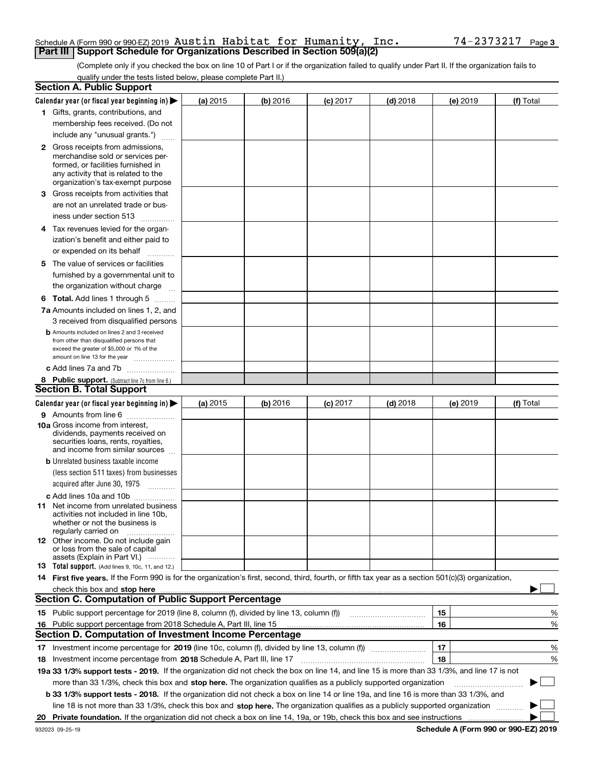Schedule A (Form 990 or 990-EZ) 2019 Austin Habitat for Humanity, Inc. 74-2373217 Page 3

**Part III | Support Schedule for Organizations Described in Section 509(a)(2)**

(Complete only if you checked the box on line 10 of Part I or if the organization failed to qualify under Part II. If the organization fails to qualify under the tests listed below, please complete Part II.)

## Section A. Public Support

| Calendar year (or fiscal year beginning in) ▶ | (a) 2015 | (b) 2016 | (c) 2017 | (d) 2018 | (e) 2019 | (f) Total |
|---|---|---|---|---|---|---|
| 1 Gifts, grants, contributions, and membership fees received. (Do not include any "unusual grants.") | | | | | | |
| 2 Gross receipts from admissions, merchandise sold or services performed, or facilities furnished in any activity that is related to the organization's tax-exempt purpose | | | | | | |
| 3 Gross receipts from activities that are not an unrelated trade or business under section 513 | | | | | | |
| 4 Tax revenues levied for the organization's benefit and either paid to or expended on its behalf | | | | | | |
| 5 The value of services or facilities furnished by a governmental unit to the organization without charge | | | | | | |
| 6 **Total.** Add lines 1 through 5 | | | | | | |
| 7a Amounts included on lines 1, 2, and 3 received from disqualified persons | | | | | | |
| b Amounts included on lines 2 and 3 received from other than disqualified persons that exceed the greater of $5,000 or 1% of the amount on line 13 for the year | | | | | | |
| c Add lines 7a and 7b | | | | | | |
| 8 **Public support.** (Subtract line 7c from line 6.) | | | | | | |

## Section B. Total Support

| Calendar year (or fiscal year beginning in) ▶ | (a) 2015 | (b) 2016 | (c) 2017 | (d) 2018 | (e) 2019 | (f) Total |
|---|---|---|---|---|---|---|
| 9 Amounts from line 6 | | | | | | |
| 10a Gross income from interest, dividends, payments received on securities loans, rents, royalties, and income from similar sources | | | | | | |
| b Unrelated business taxable income (less section 511 taxes) from businesses acquired after June 30, 1975 | | | | | | |
| c Add lines 10a and 10b | | | | | | |
| 11 Net income from unrelated business activities not included in line 10b, whether or not the business is regularly carried on | | | | | | |
| 12 Other income. Do not include gain or loss from the sale of capital assets (Explain in Part VI.) | | | | | | |
| 13 **Total support.** (Add lines 9, 10c, 11, and 12.) | | | | | | |

14 **First five years.** If the Form 990 is for the organization's first, second, third, fourth, or fifth tax year as a section 501(c)(3) organization, check this box and **stop here** ▶ ☐

## Section C. Computation of Public Support Percentage

| | | | |
|---|---|---|---|
| 15 | Public support percentage for 2019 (line 8, column (f), divided by line 13, column (f)) | 15 | % |
| 16 | Public support percentage from 2018 Schedule A, Part III, line 15 | 16 | % |

## Section D. Computation of Investment Income Percentage

| | | | |
|---|---|---|---|
| 17 | Investment income percentage for **2019** (line 10c, column (f), divided by line 13, column (f)) | 17 | % |
| 18 | Investment income percentage from **2018** Schedule A, Part III, line 17 | 18 | % |

**19a 33 1/3% support tests - 2019.** If the organization did not check the box on line 14, and line 15 is more than 33 1/3%, and line 17 is not more than 33 1/3%, check this box and **stop here.** The organization qualifies as a publicly supported organization ▶ ☐

**b 33 1/3% support tests - 2018.** If the organization did not check a box on line 14 or line 19a, and line 16 is more than 33 1/3%, and line 18 is not more than 33 1/3%, check this box and **stop here.** The organization qualifies as a publicly supported organization ▶ ☐

**20 Private foundation.** If the organization did not check a box on line 14, 19a, or 19b, check this box and see instructions ▶ ☐

932023 09-25-19 **Schedule A (Form 990 or 990-EZ) 2019**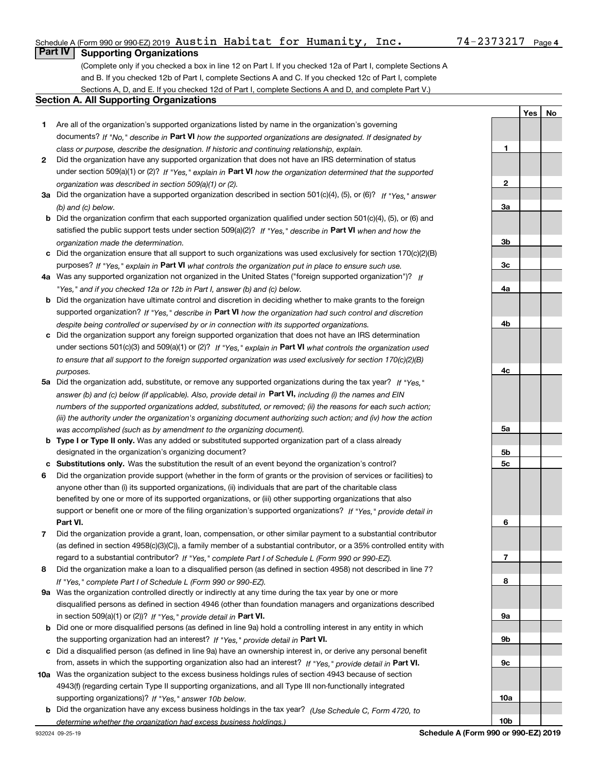Schedule A (Form 990 or 990-EZ) 2019 Austin Habitat for Humanity, Inc. 74-2373217 Page 4

## Part IV Supporting Organizations

(Complete only if you checked a box in line 12 on Part I. If you checked 12a of Part I, complete Sections A and B. If you checked 12b of Part I, complete Sections A and C. If you checked 12c of Part I, complete Sections A, D, and E. If you checked 12d of Part I, complete Sections A and D, and complete Part V.)

### Section A. All Supporting Organizations

| | | Line | Yes | No |
|---|---|---|---|---|
| **1** | Are all of the organization's supported organizations listed by name in the organization's governing documents? *If "No," describe in* **Part VI** *how the supported organizations are designated. If designated by class or purpose, describe the designation. If historic and continuing relationship, explain.* | **1** | | |
| **2** | Did the organization have any supported organization that does not have an IRS determination of status under section 509(a)(1) or (2)? *If "Yes," explain in* **Part VI** *how the organization determined that the supported organization was described in section 509(a)(1) or (2).* | **2** | | |
| **3a** | Did the organization have a supported organization described in section 501(c)(4), (5), or (6)? *If "Yes," answer (b) and (c) below.* | **3a** | | |
| **b** | Did the organization confirm that each supported organization qualified under section 501(c)(4), (5), or (6) and satisfied the public support tests under section 509(a)(2)? *If "Yes," describe in* **Part VI** *when and how the organization made the determination.* | **3b** | | |
| **c** | Did the organization ensure that all support to such organizations was used exclusively for section 170(c)(2)(B) purposes? *If "Yes," explain in* **Part VI** *what controls the organization put in place to ensure such use.* | **3c** | | |
| **4a** | Was any supported organization not organized in the United States ("foreign supported organization")? *If "Yes," and if you checked 12a or 12b in Part I, answer (b) and (c) below.* | **4a** | | |
| **b** | Did the organization have ultimate control and discretion in deciding whether to make grants to the foreign supported organization? *If "Yes," describe in* **Part VI** *how the organization had such control and discretion despite being controlled or supervised by or in connection with its supported organizations.* | **4b** | | |
| **c** | Did the organization support any foreign supported organization that does not have an IRS determination under sections 501(c)(3) and 509(a)(1) or (2)? *If "Yes," explain in* **Part VI** *what controls the organization used to ensure that all support to the foreign supported organization was used exclusively for section 170(c)(2)(B) purposes.* | **4c** | | |
| **5a** | Did the organization add, substitute, or remove any supported organizations during the tax year? *If "Yes," answer (b) and (c) below (if applicable). Also, provide detail in* **Part VI,** *including (i) the names and EIN numbers of the supported organizations added, substituted, or removed; (ii) the reasons for each such action; (iii) the authority under the organization's organizing document authorizing such action; and (iv) how the action was accomplished (such as by amendment to the organizing document).* | **5a** | | |
| **b** | **Type I or Type II only.** Was any added or substituted supported organization part of a class already designated in the organization's organizing document? | **5b** | | |
| **c** | **Substitutions only.** Was the substitution the result of an event beyond the organization's control? | **5c** | | |
| **6** | Did the organization provide support (whether in the form of grants or the provision of services or facilities) to anyone other than (i) its supported organizations, (ii) individuals that are part of the charitable class benefited by one or more of its supported organizations, or (iii) other supporting organizations that also support or benefit one or more of the filing organization's supported organizations? *If "Yes," provide detail in* **Part VI.** | **6** | | |
| **7** | Did the organization provide a grant, loan, compensation, or other similar payment to a substantial contributor (as defined in section 4958(c)(3)(C)), a family member of a substantial contributor, or a 35% controlled entity with regard to a substantial contributor? *If "Yes," complete Part I of Schedule L (Form 990 or 990-EZ).* | **7** | | |
| **8** | Did the organization make a loan to a disqualified person (as defined in section 4958) not described in line 7? *If "Yes," complete Part I of Schedule L (Form 990 or 990-EZ).* | **8** | | |
| **9a** | Was the organization controlled directly or indirectly at any time during the tax year by one or more disqualified persons as defined in section 4946 (other than foundation managers and organizations described in section 509(a)(1) or (2))? *If "Yes," provide detail in* **Part VI.** | **9a** | | |
| **b** | Did one or more disqualified persons (as defined in line 9a) hold a controlling interest in any entity in which the supporting organization had an interest? *If "Yes," provide detail in* **Part VI.** | **9b** | | |
| **c** | Did a disqualified person (as defined in line 9a) have an ownership interest in, or derive any personal benefit from, assets in which the supporting organization also had an interest? *If "Yes," provide detail in* **Part VI.** | **9c** | | |
| **10a** | Was the organization subject to the excess business holdings rules of section 4943 because of section 4943(f) (regarding certain Type II supporting organizations, and all Type III non-functionally integrated supporting organizations)? *If "Yes," answer 10b below.* | **10a** | | |
| **b** | Did the organization have any excess business holdings in the tax year? *(Use Schedule C, Form 4720, to determine whether the organization had excess business holdings.)* | **10b** | | |

932024 09-25-19 **Schedule A (Form 990 or 990-EZ) 2019**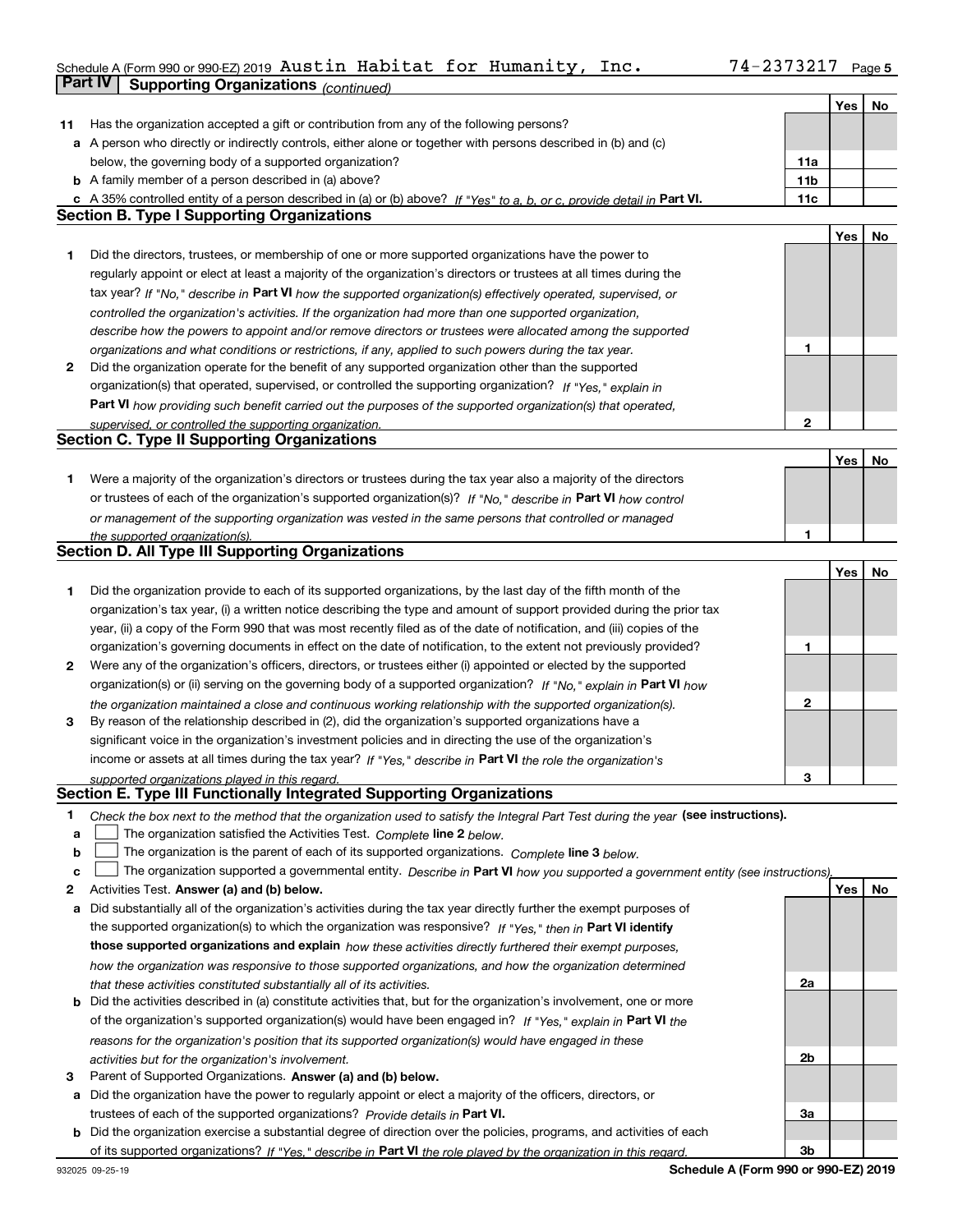Schedule A (Form 990 or 990-EZ) 2019 Austin Habitat for Humanity, Inc. 74-2373217

## Part IV Supporting Organizations *(continued)*

| | | | Yes | No |
|---|---|---|---|---|
| **11** | Has the organization accepted a gift or contribution from any of the following persons? | | | |
| **a** | A person who directly or indirectly controls, either alone or together with persons described in (b) and (c) below, the governing body of a supported organization? | **11a** | | |
| **b** | A family member of a person described in (a) above? | **11b** | | |
| **c** | A 35% controlled entity of a person described in (a) or (b) above? *If "Yes" to a, b, or c, provide detail in* **Part VI.** | **11c** | | |

### Section B. Type I Supporting Organizations

| | | | Yes | No |
|---|---|---|---|---|
| **1** | Did the directors, trustees, or membership of one or more supported organizations have the power to regularly appoint or elect at least a majority of the organization's directors or trustees at all times during the tax year? *If "No," describe in* **Part VI** *how the supported organization(s) effectively operated, supervised, or controlled the organization's activities. If the organization had more than one supported organization, describe how the powers to appoint and/or remove directors or trustees were allocated among the supported organizations and what conditions or restrictions, if any, applied to such powers during the tax year.* | **1** | | |
| **2** | Did the organization operate for the benefit of any supported organization other than the supported organization(s) that operated, supervised, or controlled the supporting organization? *If "Yes," explain in* **Part VI** *how providing such benefit carried out the purposes of the supported organization(s) that operated, supervised, or controlled the supporting organization.* | **2** | | |

### Section C. Type II Supporting Organizations

| | | | Yes | No |
|---|---|---|---|---|
| **1** | Were a majority of the organization's directors or trustees during the tax year also a majority of the directors or trustees of each of the organization's supported organization(s)? *If "No," describe in* **Part VI** *how control or management of the supporting organization was vested in the same persons that controlled or managed the supported organization(s).* | **1** | | |

### Section D. All Type III Supporting Organizations

| | | | Yes | No |
|---|---|---|---|---|
| **1** | Did the organization provide to each of its supported organizations, by the last day of the fifth month of the organization's tax year, (i) a written notice describing the type and amount of support provided during the prior tax year, (ii) a copy of the Form 990 that was most recently filed as of the date of notification, and (iii) copies of the organization's governing documents in effect on the date of notification, to the extent not previously provided? | **1** | | |
| **2** | Were any of the organization's officers, directors, or trustees either (i) appointed or elected by the supported organization(s) or (ii) serving on the governing body of a supported organization? *If "No," explain in* **Part VI** *how the organization maintained a close and continuous working relationship with the supported organization(s).* | **2** | | |
| **3** | By reason of the relationship described in (2), did the organization's supported organizations have a significant voice in the organization's investment policies and in directing the use of the organization's income or assets at all times during the tax year? *If "Yes," describe in* **Part VI** *the role the organization's supported organizations played in this regard.* | **3** | | |

### Section E. Type III Functionally Integrated Supporting Organizations

**1** *Check the box next to the method that the organization used to satisfy the Integral Part Test during the year* **(see instructions).**

- **a** ☐ The organization satisfied the Activities Test. *Complete* **line 2** *below.*
- **b** ☐ The organization is the parent of each of its supported organizations. *Complete* **line 3** *below.*
- **c** ☐ The organization supported a governmental entity. *Describe in* **Part VI** *how you supported a government entity (see instructions).*

| | | | Yes | No |
|---|---|---|---|---|
| **2** | Activities Test. **Answer (a) and (b) below.** | | | |
| **a** | Did substantially all of the organization's activities during the tax year directly further the exempt purposes of the supported organization(s) to which the organization was responsive? *If "Yes," then in* **Part VI identify those supported organizations and explain** *how these activities directly furthered their exempt purposes, how the organization was responsive to those supported organizations, and how the organization determined that these activities constituted substantially all of its activities.* | **2a** | | |
| **b** | Did the activities described in (a) constitute activities that, but for the organization's involvement, one or more of the organization's supported organization(s) would have been engaged in? *If "Yes," explain in* **Part VI** *the reasons for the organization's position that its supported organization(s) would have engaged in these activities but for the organization's involvement.* | **2b** | | |
| **3** | Parent of Supported Organizations. **Answer (a) and (b) below.** | | | |
| **a** | Did the organization have the power to regularly appoint or elect a majority of the officers, directors, or trustees of each of the supported organizations? *Provide details in* **Part VI.** | **3a** | | |
| **b** | Did the organization exercise a substantial degree of direction over the policies, programs, and activities of each of its supported organizations? *If "Yes," describe in* **Part VI** *the role played by the organization in this regard.* | **3b** | | |

932025 09-25-19 **Schedule A (Form 990 or 990-EZ) 2019**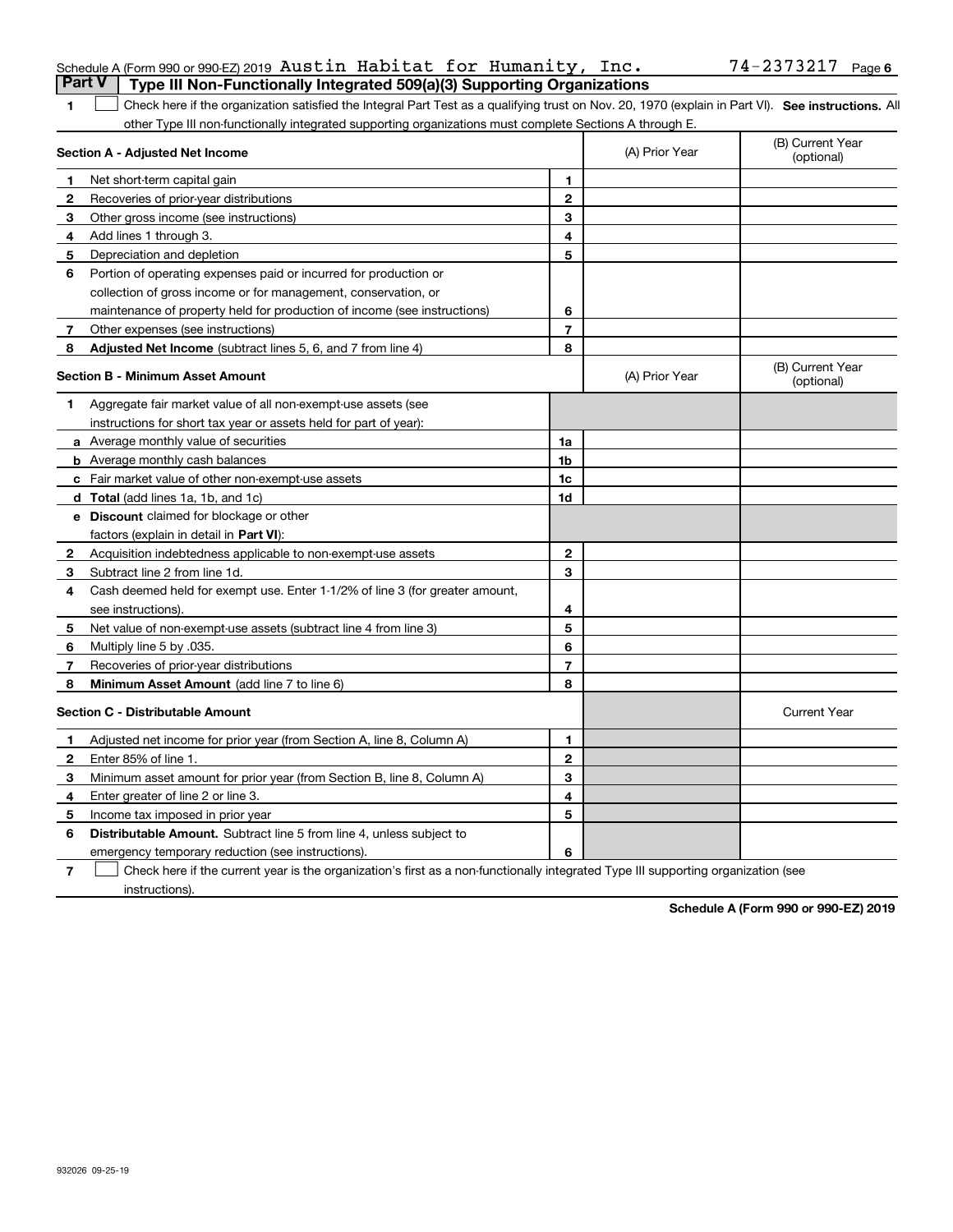Schedule A (Form 990 or 990-EZ) 2019 Austin Habitat for Humanity, Inc. 74-2373217

## Part V Type III Non-Functionally Integrated 509(a)(3) Supporting Organizations

**1** ☐ Check here if the organization satisfied the Integral Part Test as a qualifying trust on Nov. 20, 1970 (explain in Part VI). **See instructions.** All other Type III non-functionally integrated supporting organizations must complete Sections A through E.

| **Section A - Adjusted Net Income** | | (A) Prior Year | (B) Current Year (optional) |
|---|---|---|---|
| **1** Net short-term capital gain | 1 | | |
| **2** Recoveries of prior-year distributions | 2 | | |
| **3** Other gross income (see instructions) | 3 | | |
| **4** Add lines 1 through 3. | 4 | | |
| **5** Depreciation and depletion | 5 | | |
| **6** Portion of operating expenses paid or incurred for production or collection of gross income or for management, conservation, or maintenance of property held for production of income (see instructions) | 6 | | |
| **7** Other expenses (see instructions) | 7 | | |
| **8** **Adjusted Net Income** (subtract lines 5, 6, and 7 from line 4) | 8 | | |

| **Section B - Minimum Asset Amount** | | (A) Prior Year | (B) Current Year (optional) |
|---|---|---|---|
| **1** Aggregate fair market value of all non-exempt-use assets (see instructions for short tax year or assets held for part of year): | | | |
| **a** Average monthly value of securities | 1a | | |
| **b** Average monthly cash balances | 1b | | |
| **c** Fair market value of other non-exempt-use assets | 1c | | |
| **d** **Total** (add lines 1a, 1b, and 1c) | 1d | | |
| **e** **Discount** claimed for blockage or other factors (explain in detail in **Part VI**): | | | |
| **2** Acquisition indebtedness applicable to non-exempt-use assets | 2 | | |
| **3** Subtract line 2 from line 1d. | 3 | | |
| **4** Cash deemed held for exempt use. Enter 1-1/2% of line 3 (for greater amount, see instructions). | 4 | | |
| **5** Net value of non-exempt-use assets (subtract line 4 from line 3) | 5 | | |
| **6** Multiply line 5 by .035. | 6 | | |
| **7** Recoveries of prior-year distributions | 7 | | |
| **8** **Minimum Asset Amount** (add line 7 to line 6) | 8 | | |

| **Section C - Distributable Amount** | | | Current Year |
|---|---|---|---|
| **1** Adjusted net income for prior year (from Section A, line 8, Column A) | 1 | | |
| **2** Enter 85% of line 1. | 2 | | |
| **3** Minimum asset amount for prior year (from Section B, line 8, Column A) | 3 | | |
| **4** Enter greater of line 2 or line 3. | 4 | | |
| **5** Income tax imposed in prior year | 5 | | |
| **6** **Distributable Amount.** Subtract line 5 from line 4, unless subject to emergency temporary reduction (see instructions). | 6 | | |

**7** ☐ Check here if the current year is the organization's first as a non-functionally integrated Type III supporting organization (see instructions).

**Schedule A (Form 990 or 990-EZ) 2019**

932026 09-25-19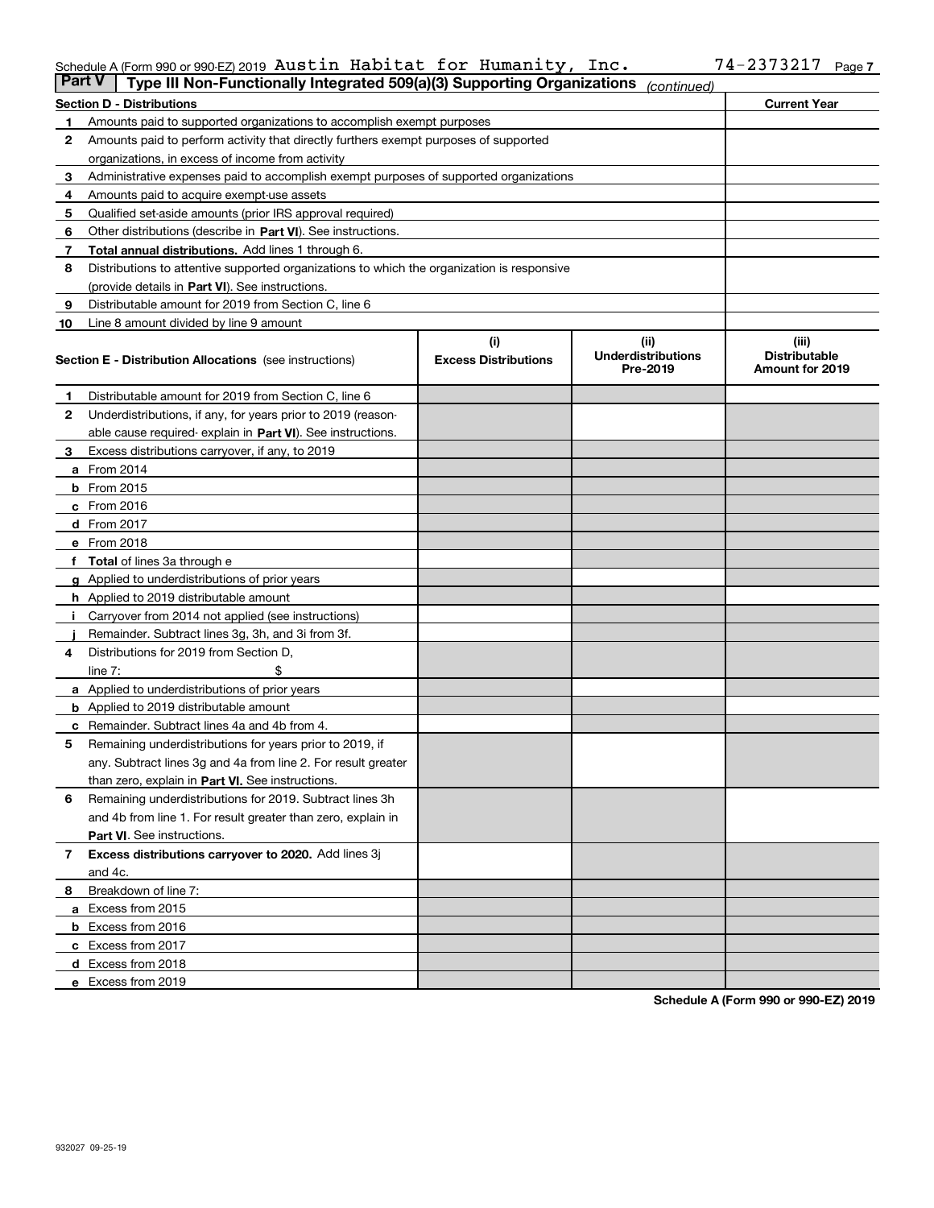Schedule A (Form 990 or 990-EZ) 2019 Austin Habitat for Humanity, Inc. 74-2373217

## Part V | Type III Non-Functionally Integrated 509(a)(3) Supporting Organizations *(continued)*

| Section D - Distributions | | Current Year |
|---|---|---|
| 1 | Amounts paid to supported organizations to accomplish exempt purposes | |
| 2 | Amounts paid to perform activity that directly furthers exempt purposes of supported organizations, in excess of income from activity | |
| 3 | Administrative expenses paid to accomplish exempt purposes of supported organizations | |
| 4 | Amounts paid to acquire exempt-use assets | |
| 5 | Qualified set-aside amounts (prior IRS approval required) | |
| 6 | Other distributions (describe in **Part VI**). See instructions. | |
| 7 | **Total annual distributions.** Add lines 1 through 6. | |
| 8 | Distributions to attentive supported organizations to which the organization is responsive (provide details in **Part VI**). See instructions. | |
| 9 | Distributable amount for 2019 from Section C, line 6 | |
| 10 | Line 8 amount divided by line 9 amount | |

| **Section E - Distribution Allocations** (see instructions) | (i) Excess Distributions | (ii) Underdistributions Pre-2019 | (iii) Distributable Amount for 2019 |
|---|---|---|---|
| **1** Distributable amount for 2019 from Section C, line 6 | | | |
| **2** Underdistributions, if any, for years prior to 2019 (reasonable cause required- explain in **Part VI**). See instructions. | | | |
| **3** Excess distributions carryover, if any, to 2019 | | | |
| **a** From 2014 | | | |
| **b** From 2015 | | | |
| **c** From 2016 | | | |
| **d** From 2017 | | | |
| **e** From 2018 | | | |
| **f Total** of lines 3a through e | | | |
| **g** Applied to underdistributions of prior years | | | |
| **h** Applied to 2019 distributable amount | | | |
| **i** Carryover from 2014 not applied (see instructions) | | | |
| **j** Remainder. Subtract lines 3g, 3h, and 3i from 3f. | | | |
| **4** Distributions for 2019 from Section D, line 7: $ | | | |
| **a** Applied to underdistributions of prior years | | | |
| **b** Applied to 2019 distributable amount | | | |
| **c** Remainder. Subtract lines 4a and 4b from 4. | | | |
| **5** Remaining underdistributions for years prior to 2019, if any. Subtract lines 3g and 4a from line 2. For result greater than zero, explain in **Part VI.** See instructions. | | | |
| **6** Remaining underdistributions for 2019. Subtract lines 3h and 4b from line 1. For result greater than zero, explain in **Part VI**. See instructions. | | | |
| **7 Excess distributions carryover to 2020.** Add lines 3j and 4c. | | | |
| **8** Breakdown of line 7: | | | |
| **a** Excess from 2015 | | | |
| **b** Excess from 2016 | | | |
| **c** Excess from 2017 | | | |
| **d** Excess from 2018 | | | |
| **e** Excess from 2019 | | | |

**Schedule A (Form 990 or 990-EZ) 2019**

932027 09-25-19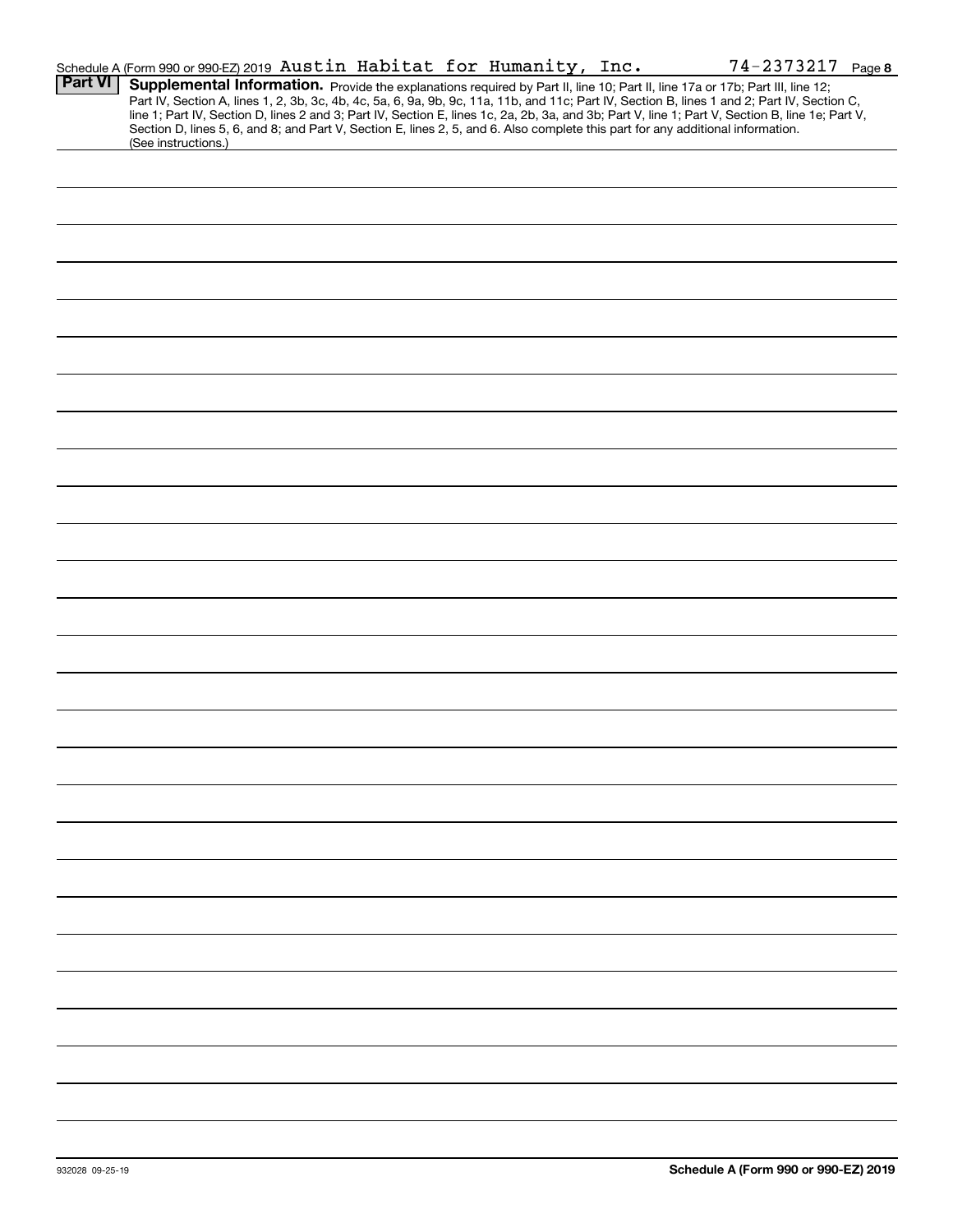Schedule A (Form 990 or 990-EZ) 2019 Austin Habitat for Humanity, Inc. 74-2373217 Page 8

**Part VI** **Supplemental Information.** Provide the explanations required by Part II, line 10; Part II, line 17a or 17b; Part III, line 12; Part IV, Section A, lines 1, 2, 3b, 3c, 4b, 4c, 5a, 6, 9a, 9b, 9c, 11a, 11b, and 11c; Part IV, Section B, lines 1 and 2; Part IV, Section C, line 1; Part IV, Section D, lines 2 and 3; Part IV, Section E, lines 1c, 2a, 2b, 3a, and 3b; Part V, line 1; Part V, Section B, line 1e; Part V, Section D, lines 5, 6, and 8; and Part V, Section E, lines 2, 5, and 6. Also complete this part for any additional information. (See instructions.)

932028 09-25-19 **Schedule A (Form 990 or 990-EZ) 2019**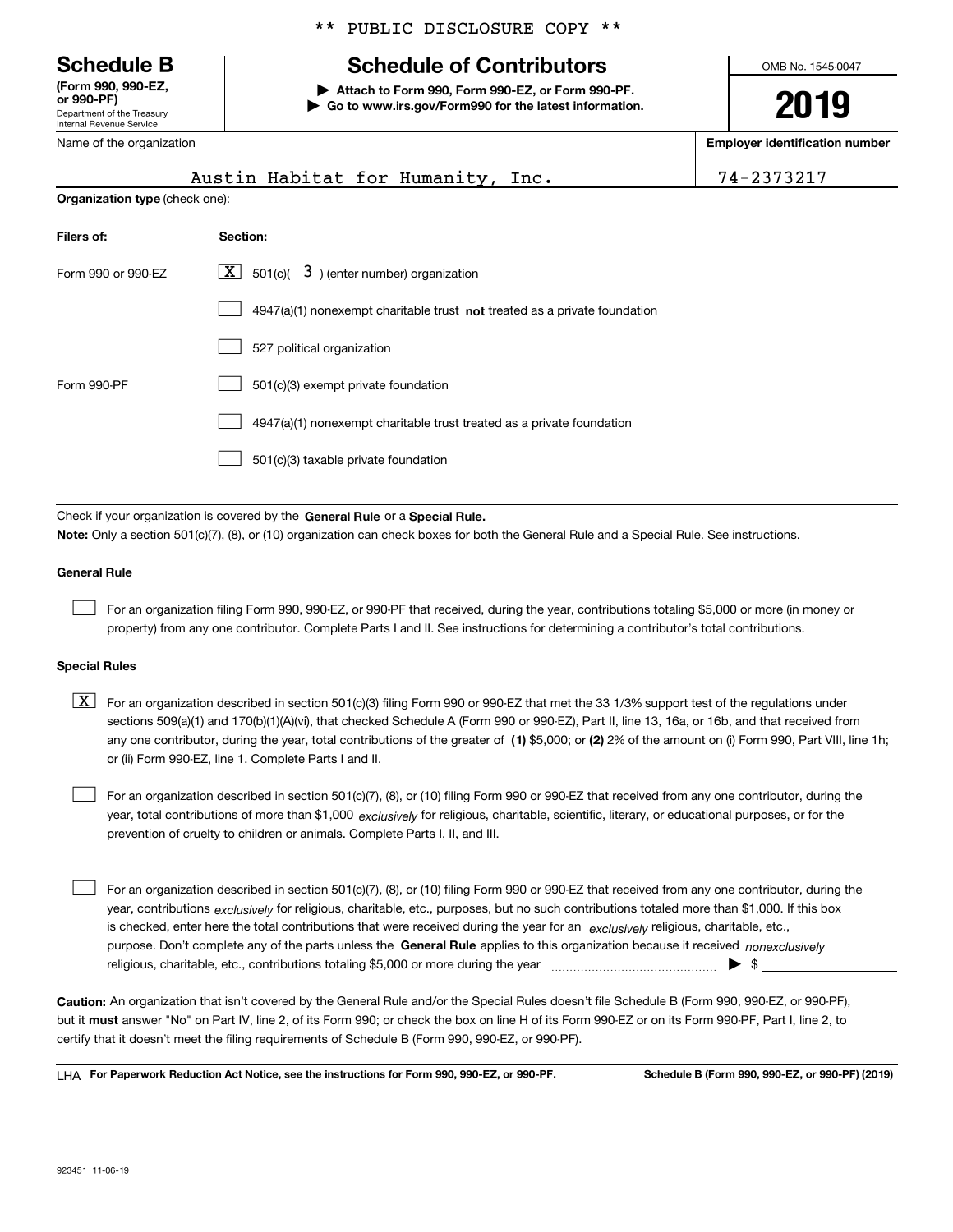** PUBLIC DISCLOSURE COPY **

# Schedule B

**(Form 990, 990-EZ, or 990-PF)**
Department of the Treasury
Internal Revenue Service

## Schedule of Contributors

▶ **Attach to Form 990, Form 990-EZ, or Form 990-PF.**
▶ **Go to www.irs.gov/Form990 for the latest information.**

OMB No. 1545-0047

**2019**

| Name of the organization | Employer identification number |
|---|---|
| Austin Habitat for Humanity, Inc. | 74-2373217 |

**Organization type** (check one):

| Filers of: | Section: |
|---|---|
| Form 990 or 990-EZ | [X] 501(c)( 3 ) (enter number) organization |
| | [ ] 4947(a)(1) nonexempt charitable trust **not** treated as a private foundation |
| | [ ] 527 political organization |
| Form 990-PF | [ ] 501(c)(3) exempt private foundation |
| | [ ] 4947(a)(1) nonexempt charitable trust treated as a private foundation |
| | [ ] 501(c)(3) taxable private foundation |

Check if your organization is covered by the **General Rule** or a **Special Rule.**

**Note:** Only a section 501(c)(7), (8), or (10) organization can check boxes for both the General Rule and a Special Rule. See instructions.

**General Rule**

[ ] For an organization filing Form 990, 990-EZ, or 990-PF that received, during the year, contributions totaling $5,000 or more (in money or property) from any one contributor. Complete Parts I and II. See instructions for determining a contributor's total contributions.

**Special Rules**

[X] For an organization described in section 501(c)(3) filing Form 990 or 990-EZ that met the 33 1/3% support test of the regulations under sections 509(a)(1) and 170(b)(1)(A)(vi), that checked Schedule A (Form 990 or 990-EZ), Part II, line 13, 16a, or 16b, and that received from any one contributor, during the year, total contributions of the greater of **(1)** $5,000; or **(2)** 2% of the amount on (i) Form 990, Part VIII, line 1h; or (ii) Form 990-EZ, line 1. Complete Parts I and II.

[ ] For an organization described in section 501(c)(7), (8), or (10) filing Form 990 or 990-EZ that received from any one contributor, during the year, total contributions of more than $1,000 *exclusively* for religious, charitable, scientific, literary, or educational purposes, or for the prevention of cruelty to children or animals. Complete Parts I, II, and III.

[ ] For an organization described in section 501(c)(7), (8), or (10) filing Form 990 or 990-EZ that received from any one contributor, during the year, contributions *exclusively* for religious, charitable, etc., purposes, but no such contributions totaled more than $1,000. If this box is checked, enter here the total contributions that were received during the year for an *exclusively* religious, charitable, etc., purpose. Don't complete any of the parts unless the **General Rule** applies to this organization because it received *nonexclusively* religious, charitable, etc., contributions totaling $5,000 or more during the year ▶ $

**Caution:** An organization that isn't covered by the General Rule and/or the Special Rules doesn't file Schedule B (Form 990, 990-EZ, or 990-PF), but it **must** answer "No" on Part IV, line 2, of its Form 990; or check the box on line H of its Form 990-EZ or on its Form 990-PF, Part I, line 2, to certify that it doesn't meet the filing requirements of Schedule B (Form 990, 990-EZ, or 990-PF).

LHA **For Paperwork Reduction Act Notice, see the instructions for Form 990, 990-EZ, or 990-PF.** **Schedule B (Form 990, 990-EZ, or 990-PF) (2019)**

923451 11-06-19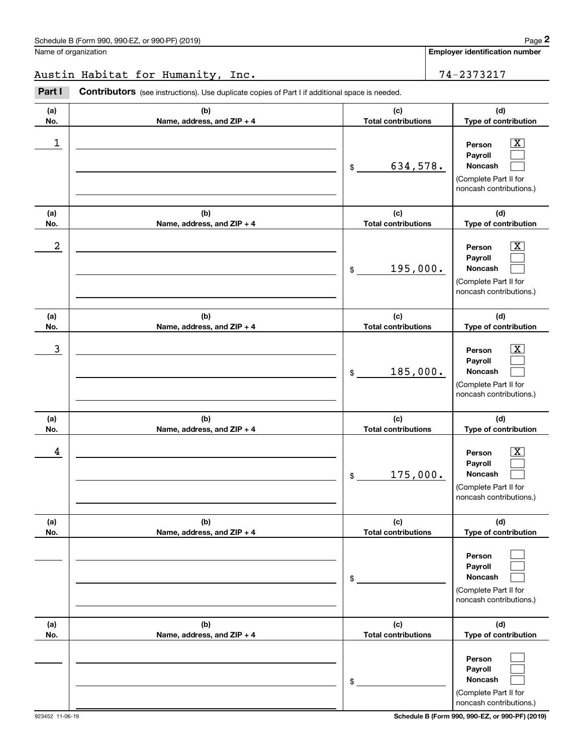Schedule B (Form 990, 990-EZ, or 990-PF) (2019)

Name of organization: Austin Habitat for Humanity, Inc.

Employer identification number: 74-2373217

**Part I** **Contributors** (see instructions). Use duplicate copies of Part I if additional space is needed.

| (a) No. | (b) Name, address, and ZIP + 4 | (c) Total contributions | (d) Type of contribution |
|---|---|---|---|
| 1 | | $ 634,578. | Person [X] Payroll [ ] Noncash [ ] (Complete Part II for noncash contributions.) |
| 2 | | $ 195,000. | Person [X] Payroll [ ] Noncash [ ] (Complete Part II for noncash contributions.) |
| 3 | | $ 185,000. | Person [X] Payroll [ ] Noncash [ ] (Complete Part II for noncash contributions.) |
| 4 | | $ 175,000. | Person [X] Payroll [ ] Noncash [ ] (Complete Part II for noncash contributions.) |
| | | $ | Person [ ] Payroll [ ] Noncash [ ] (Complete Part II for noncash contributions.) |
| | | $ | Person [ ] Payroll [ ] Noncash [ ] (Complete Part II for noncash contributions.) |

923452 11-06-19

Schedule B (Form 990, 990-EZ, or 990-PF) (2019)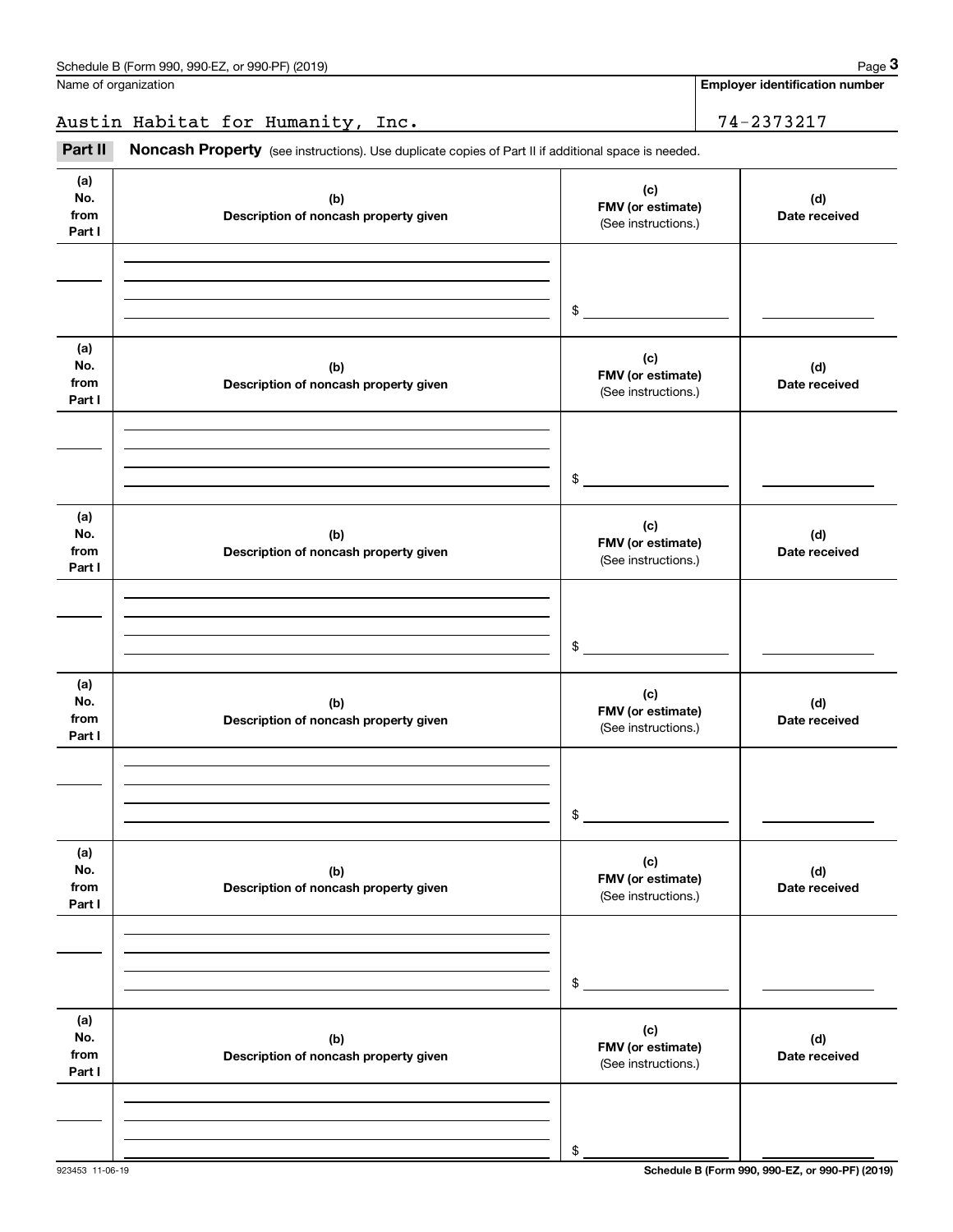Name of organization

Austin Habitat for Humanity, Inc.

**Employer identification number**

74-2373217

**Part II** **Noncash Property** (see instructions). Use duplicate copies of Part II if additional space is needed.

| (a) No. from Part I | (b) Description of noncash property given | (c) FMV (or estimate) (See instructions.) | (d) Date received |
|---|---|---|---|
| | | $ | |

| (a) No. from Part I | (b) Description of noncash property given | (c) FMV (or estimate) (See instructions.) | (d) Date received |
|---|---|---|---|
| | | $ | |

| (a) No. from Part I | (b) Description of noncash property given | (c) FMV (or estimate) (See instructions.) | (d) Date received |
|---|---|---|---|
| | | $ | |

| (a) No. from Part I | (b) Description of noncash property given | (c) FMV (or estimate) (See instructions.) | (d) Date received |
|---|---|---|---|
| | | $ | |

| (a) No. from Part I | (b) Description of noncash property given | (c) FMV (or estimate) (See instructions.) | (d) Date received |
|---|---|---|---|
| | | $ | |

| (a) No. from Part I | (b) Description of noncash property given | (c) FMV (or estimate) (See instructions.) | (d) Date received |
|---|---|---|---|
| | | $ | |

923453 11-06-19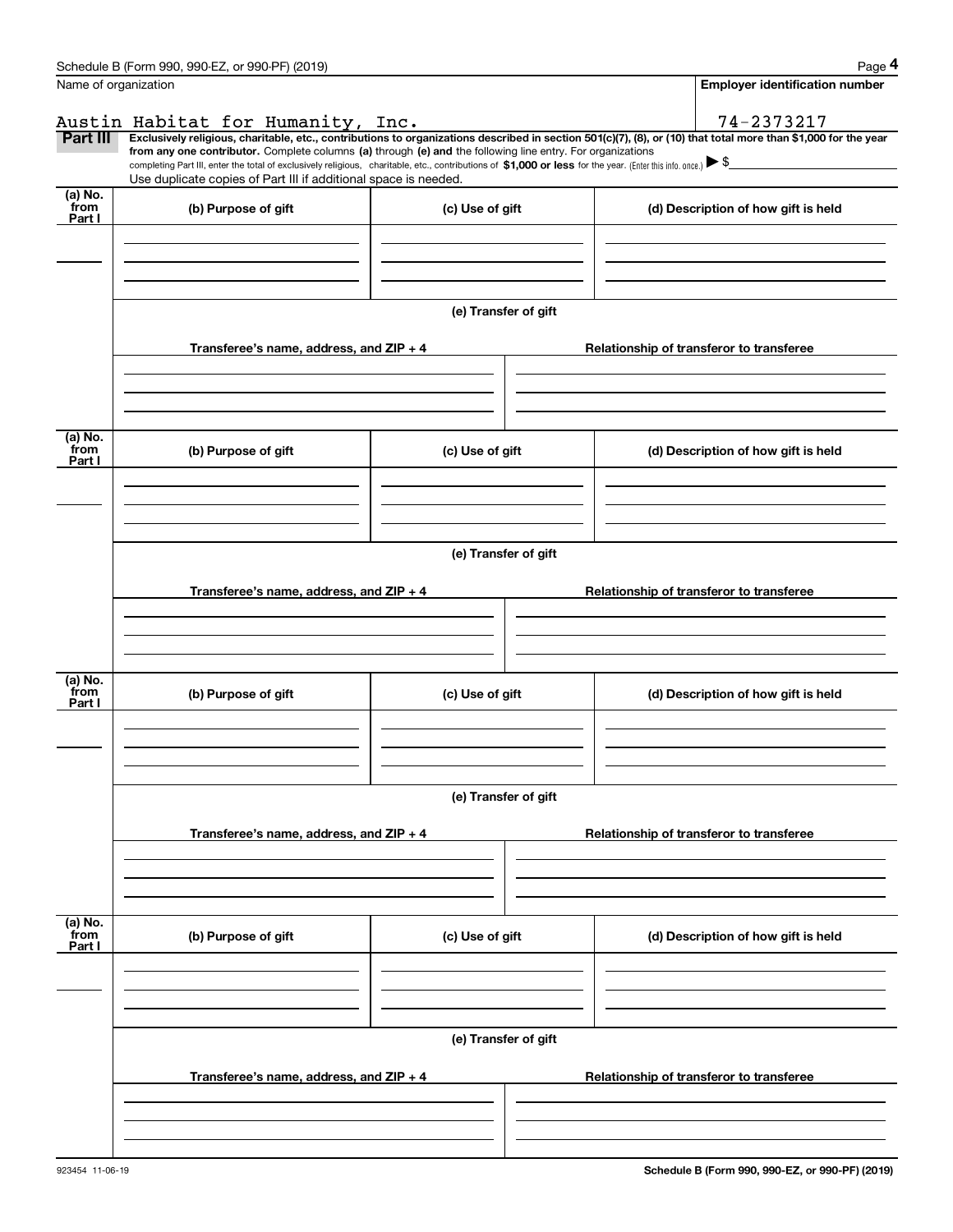Name of organization | Employer identification number

Austin Habitat for Humanity, Inc. | 74-2373217

**Part III** **Exclusively religious, charitable, etc., contributions to organizations described in section 501(c)(7), (8), or (10) that total more than $1,000 for the year from any one contributor.** Complete columns **(a)** through **(e) and** the following line entry. For organizations completing Part III, enter the total of exclusively religious, charitable, etc., contributions of **$1,000 or less** for the year. (Enter this info. once.) ▶ $

Use duplicate copies of Part III if additional space is needed.

| (a) No. from Part I | (b) Purpose of gift | (c) Use of gift | (d) Description of how gift is held |
|---|---|---|---|
| | | | |

**(e) Transfer of gift**

| Transferee's name, address, and ZIP + 4 | Relationship of transferor to transferee |
|---|---|
| | |

| (a) No. from Part I | (b) Purpose of gift | (c) Use of gift | (d) Description of how gift is held |
|---|---|---|---|
| | | | |

**(e) Transfer of gift**

| Transferee's name, address, and ZIP + 4 | Relationship of transferor to transferee |
|---|---|
| | |

| (a) No. from Part I | (b) Purpose of gift | (c) Use of gift | (d) Description of how gift is held |
|---|---|---|---|
| | | | |

**(e) Transfer of gift**

| Transferee's name, address, and ZIP + 4 | Relationship of transferor to transferee |
|---|---|
| | |

| (a) No. from Part I | (b) Purpose of gift | (c) Use of gift | (d) Description of how gift is held |
|---|---|---|---|
| | | | |

**(e) Transfer of gift**

| Transferee's name, address, and ZIP + 4 | Relationship of transferor to transferee |
|---|---|
| | |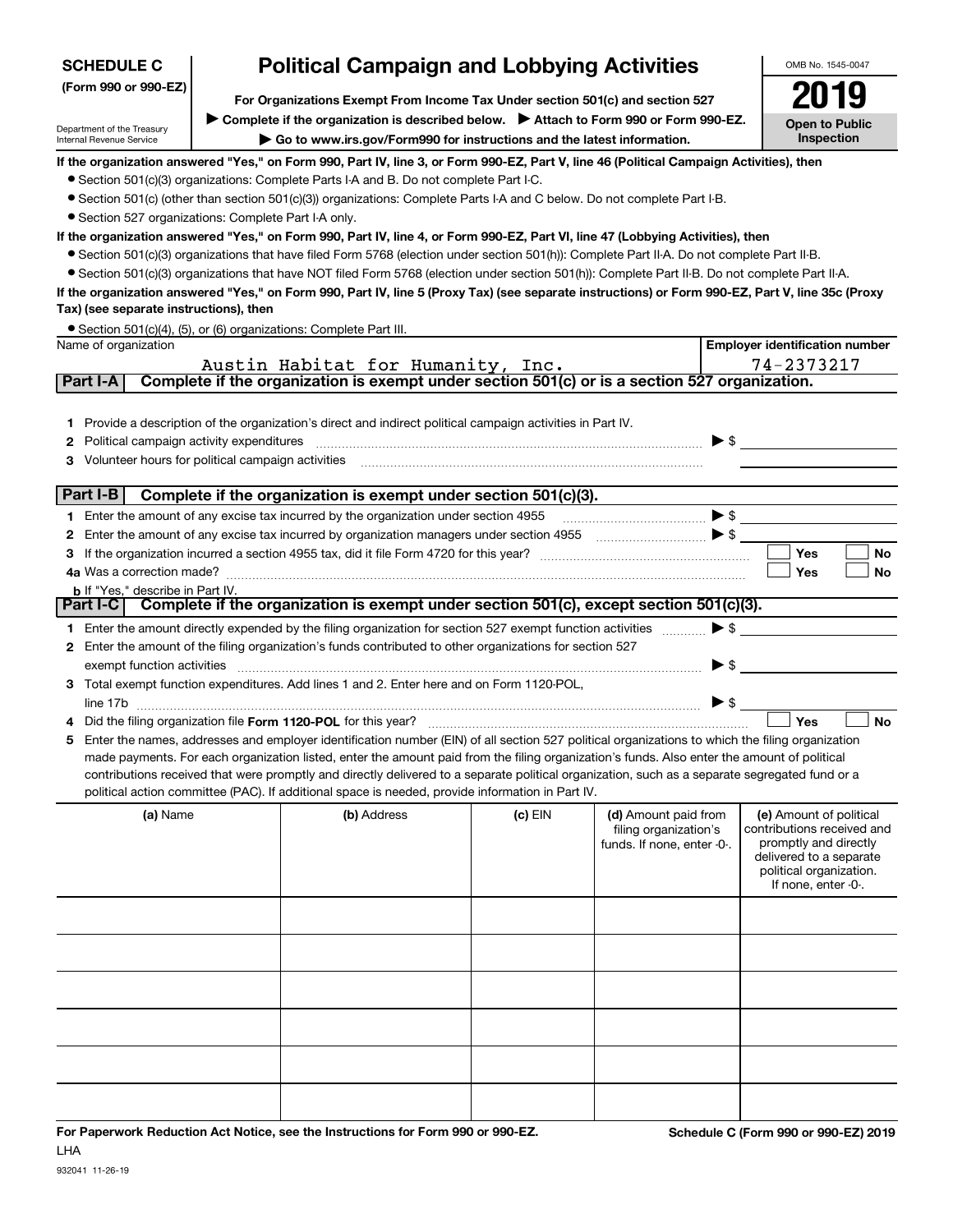**SCHEDULE C**
**(Form 990 or 990-EZ)**

Department of the Treasury
Internal Revenue Service

# Political Campaign and Lobbying Activities

**For Organizations Exempt From Income Tax Under section 501(c) and section 527**

**▶ Complete if the organization is described below. ▶ Attach to Form 990 or Form 990-EZ.**

**▶ Go to www.irs.gov/Form990 for instructions and the latest information.**

OMB No. 1545-0047

**2019**

**Open to Public Inspection**

**If the organization answered "Yes," on Form 990, Part IV, line 3, or Form 990-EZ, Part V, line 46 (Political Campaign Activities), then**

- Section 501(c)(3) organizations: Complete Parts I-A and B. Do not complete Part I-C.
- Section 501(c) (other than section 501(c)(3)) organizations: Complete Parts I-A and C below. Do not complete Part I-B.
- Section 527 organizations: Complete Part I-A only.

**If the organization answered "Yes," on Form 990, Part IV, line 4, or Form 990-EZ, Part VI, line 47 (Lobbying Activities), then**

- Section 501(c)(3) organizations that have filed Form 5768 (election under section 501(h)): Complete Part II-A. Do not complete Part II-B.
- Section 501(c)(3) organizations that have NOT filed Form 5768 (election under section 501(h)): Complete Part II-B. Do not complete Part II-A.

**If the organization answered "Yes," on Form 990, Part IV, line 5 (Proxy Tax) (see separate instructions) or Form 990-EZ, Part V, line 35c (Proxy Tax) (see separate instructions), then**

- Section 501(c)(4), (5), or (6) organizations: Complete Part III.

| Name of organization | Employer identification number |
|---|---|
| Austin Habitat for Humanity, Inc. | 74-2373217 |

## Part I-A Complete if the organization is exempt under section 501(c) or is a section 527 organization.

1 Provide a description of the organization's direct and indirect political campaign activities in Part IV.

2 Political campaign activity expenditures ▶ $

3 Volunteer hours for political campaign activities

## Part I-B Complete if the organization is exempt under section 501(c)(3).

1 Enter the amount of any excise tax incurred by the organization under section 4955 ▶ $

2 Enter the amount of any excise tax incurred by organization managers under section 4955 ▶ $

3 If the organization incurred a section 4955 tax, did it file Form 4720 for this year? ☐ Yes ☐ No

4a Was a correction made? ☐ Yes ☐ No

b If "Yes," describe in Part IV.

## Part I-C Complete if the organization is exempt under section 501(c), except section 501(c)(3).

1 Enter the amount directly expended by the filing organization for section 527 exempt function activities ▶ $

2 Enter the amount of the filing organization's funds contributed to other organizations for section 527 exempt function activities ▶ $

3 Total exempt function expenditures. Add lines 1 and 2. Enter here and on Form 1120-POL, line 17b ▶ $

4 Did the filing organization file **Form 1120-POL** for this year? ☐ Yes ☐ No

5 Enter the names, addresses and employer identification number (EIN) of all section 527 political organizations to which the filing organization made payments. For each organization listed, enter the amount paid from the filing organization's funds. Also enter the amount of political contributions received that were promptly and directly delivered to a separate political organization, such as a separate segregated fund or a political action committee (PAC). If additional space is needed, provide information in Part IV.

| (a) Name | (b) Address | (c) EIN | (d) Amount paid from filing organization's funds. If none, enter -0-. | (e) Amount of political contributions received and promptly and directly delivered to a separate political organization. If none, enter -0-. |
|---|---|---|---|---|
| | | | | |
| | | | | |
| | | | | |
| | | | | |
| | | | | |
| | | | | |

**For Paperwork Reduction Act Notice, see the Instructions for Form 990 or 990-EZ.** LHA **Schedule C (Form 990 or 990-EZ) 2019**

932041 11-26-19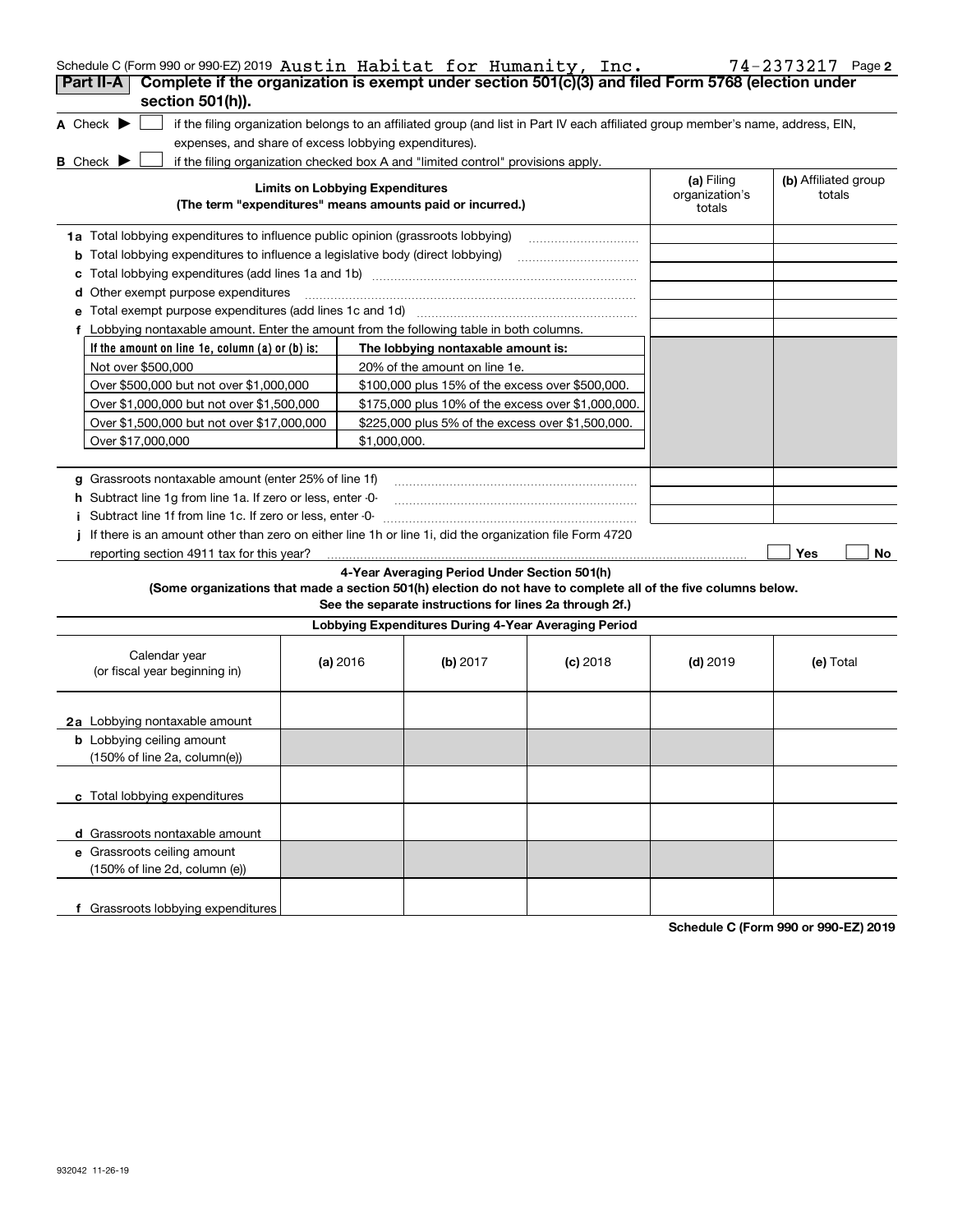Schedule C (Form 990 or 990-EZ) 2019 Austin Habitat for Humanity, Inc. 74-2373217 Page 2

## Part II-A Complete if the organization is exempt under section 501(c)(3) and filed Form 5768 (election under section 501(h)).

**A** Check ▶ ☐ if the filing organization belongs to an affiliated group (and list in Part IV each affiliated group member's name, address, EIN, expenses, and share of excess lobbying expenditures).

**B** Check ▶ ☐ if the filing organization checked box A and "limited control" provisions apply.

| Limits on Lobbying Expenditures (The term "expenditures" means amounts paid or incurred.) | (a) Filing organization's totals | (b) Affiliated group totals |
|---|---|---|
| **1a** Total lobbying expenditures to influence public opinion (grassroots lobbying) | | |
| **b** Total lobbying expenditures to influence a legislative body (direct lobbying) | | |
| **c** Total lobbying expenditures (add lines 1a and 1b) | | |
| **d** Other exempt purpose expenditures | | |
| **e** Total exempt purpose expenditures (add lines 1c and 1d) | | |
| **f** Lobbying nontaxable amount. Enter the amount from the following table in both columns. | | |

| If the amount on line 1e, column (a) or (b) is: | The lobbying nontaxable amount is: |
|---|---|
| Not over $500,000 | 20% of the amount on line 1e. |
| Over $500,000 but not over $1,000,000 | $100,000 plus 15% of the excess over $500,000. |
| Over $1,000,000 but not over $1,500,000 | $175,000 plus 10% of the excess over $1,000,000. |
| Over $1,500,000 but not over $17,000,000 | $225,000 plus 5% of the excess over $1,500,000. |
| Over $17,000,000 | $1,000,000. |

| | (a) Filing organization's totals | (b) Affiliated group totals |
|---|---|---|
| **g** Grassroots nontaxable amount (enter 25% of line 1f) | | |
| **h** Subtract line 1g from line 1a. If zero or less, enter -0- | | |
| **i** Subtract line 1f from line 1c. If zero or less, enter -0- | | |

**j** If there is an amount other than zero on either line 1h or line 1i, did the organization file Form 4720 reporting section 4911 tax for this year? ☐ Yes ☐ No

**4-Year Averaging Period Under Section 501(h)**
**(Some organizations that made a section 501(h) election do not have to complete all of the five columns below. See the separate instructions for lines 2a through 2f.)**

**Lobbying Expenditures During 4-Year Averaging Period**

| Calendar year (or fiscal year beginning in) | (a) 2016 | (b) 2017 | (c) 2018 | (d) 2019 | (e) Total |
|---|---|---|---|---|---|
| **2a** Lobbying nontaxable amount | | | | | |
| **b** Lobbying ceiling amount (150% of line 2a, column(e)) | | | | | |
| **c** Total lobbying expenditures | | | | | |
| **d** Grassroots nontaxable amount | | | | | |
| **e** Grassroots ceiling amount (150% of line 2d, column (e)) | | | | | |
| **f** Grassroots lobbying expenditures | | | | | |

**Schedule C (Form 990 or 990-EZ) 2019**

932042 11-26-19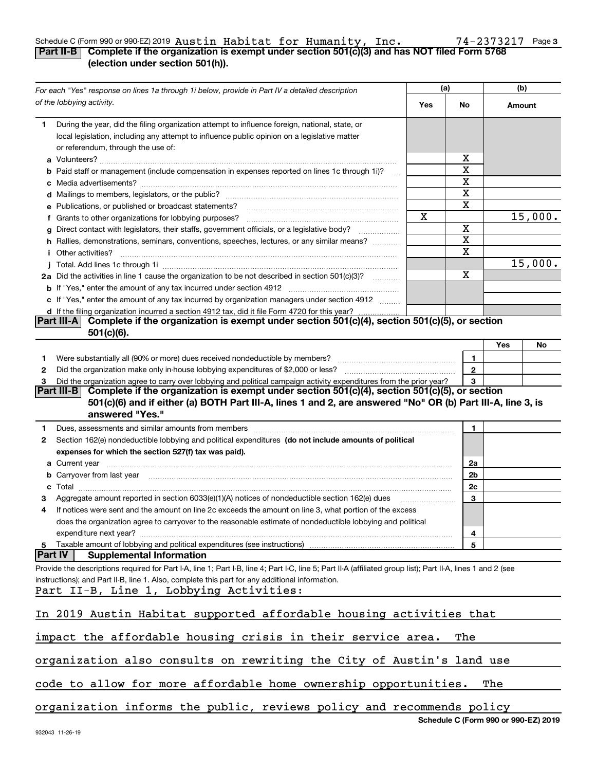Schedule C (Form 990 or 990-EZ) 2019 Austin Habitat for Humanity, Inc. 74-2373217 Page 3

## Part II-B Complete if the organization is exempt under section 501(c)(3) and has NOT filed Form 5768 (election under section 501(h)).

| *For each "Yes" response on lines 1a through 1i below, provide in Part IV a detailed description of the lobbying activity.* | (a) Yes | (a) No | (b) Amount |
|---|---|---|---|
| **1** During the year, did the filing organization attempt to influence foreign, national, state, or local legislation, including any attempt to influence public opinion on a legislative matter or referendum, through the use of: | | | |
| **a** Volunteers? | | X | |
| **b** Paid staff or management (include compensation in expenses reported on lines 1c through 1i)? | | X | |
| **c** Media advertisements? | | X | |
| **d** Mailings to members, legislators, or the public? | | X | |
| **e** Publications, or published or broadcast statements? | | X | |
| **f** Grants to other organizations for lobbying purposes? | X | | 15,000. |
| **g** Direct contact with legislators, their staffs, government officials, or a legislative body? | | X | |
| **h** Rallies, demonstrations, seminars, conventions, speeches, lectures, or any similar means? | | X | |
| **i** Other activities? | | X | |
| **j** Total. Add lines 1c through 1i | | | 15,000. |
| **2a** Did the activities in line 1 cause the organization to be not described in section 501(c)(3)? | | X | |
| **b** If "Yes," enter the amount of any tax incurred under section 4912 | | | |
| **c** If "Yes," enter the amount of any tax incurred by organization managers under section 4912 | | | |
| **d** If the filing organization incurred a section 4912 tax, did it file Form 4720 for this year? | | | |

## Part III-A Complete if the organization is exempt under section 501(c)(4), section 501(c)(5), or section 501(c)(6).

| | | Yes | No |
|---|---|---|---|
| **1** Were substantially all (90% or more) dues received nondeductible by members? | 1 | | |
| **2** Did the organization make only in-house lobbying expenditures of $2,000 or less? | 2 | | |
| **3** Did the organization agree to carry over lobbying and political campaign activity expenditures from the prior year? | 3 | | |

## Part III-B Complete if the organization is exempt under section 501(c)(4), section 501(c)(5), or section 501(c)(6) and if either (a) BOTH Part III-A, lines 1 and 2, are answered "No" OR (b) Part III-A, line 3, is answered "Yes."

| | | |
|---|---|---|
| **1** Dues, assessments and similar amounts from members | 1 | |
| **2** Section 162(e) nondeductible lobbying and political expenditures **(do not include amounts of political expenses for which the section 527(f) tax was paid).** | | |
| **a** Current year | 2a | |
| **b** Carryover from last year | 2b | |
| **c** Total | 2c | |
| **3** Aggregate amount reported in section 6033(e)(1)(A) notices of nondeductible section 162(e) dues | 3 | |
| **4** If notices were sent and the amount on line 2c exceeds the amount on line 3, what portion of the excess does the organization agree to carryover to the reasonable estimate of nondeductible lobbying and political expenditure next year? | 4 | |
| **5** Taxable amount of lobbying and political expenditures (see instructions) | 5 | |

## Part IV Supplemental Information

Provide the descriptions required for Part I-A, line 1; Part I-B, line 4; Part I-C, line 5; Part II-A (affiliated group list); Part II-A, lines 1 and 2 (see instructions); and Part II-B, line 1. Also, complete this part for any additional information.

Part II-B, Line 1, Lobbying Activities:

In 2019 Austin Habitat supported affordable housing activities that impact the affordable housing crisis in their service area. The organization also consults on rewriting the City of Austin's land use code to allow for more affordable home ownership opportunities. The organization informs the public, reviews policy and recommends policy

Schedule C (Form 990 or 990-EZ) 2019

932043 11-26-19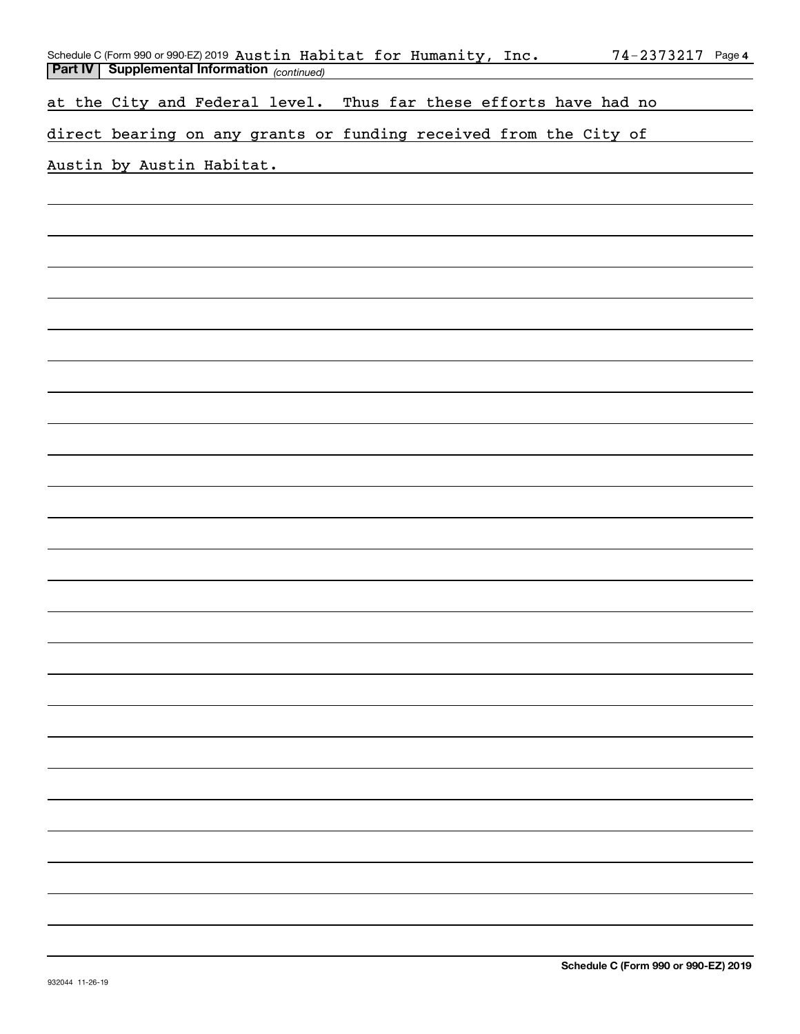**Part IV | Supplemental Information** *(continued)*

at the City and Federal level. Thus far these efforts have had no direct bearing on any grants or funding received from the City of Austin by Austin Habitat.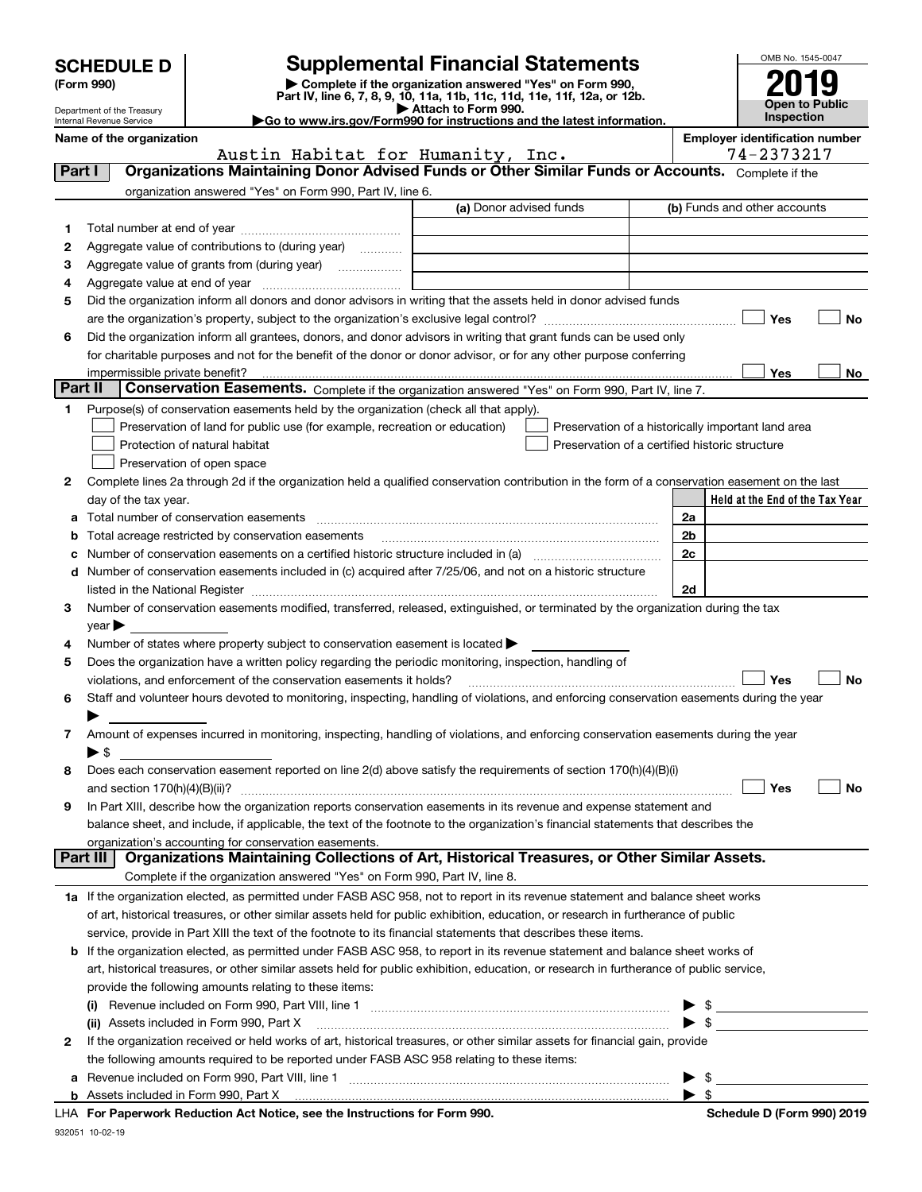# SCHEDULE D (Form 990)

Department of the Treasury
Internal Revenue Service

## Supplemental Financial Statements

▶ Complete if the organization answered "Yes" on Form 990, Part IV, line 6, 7, 8, 9, 10, 11a, 11b, 11c, 11d, 11e, 11f, 12a, or 12b.
▶ Attach to Form 990.
▶Go to www.irs.gov/Form990 for instructions and the latest information.

OMB No. 1545-0047

**2019**

**Open to Public Inspection**

**Name of the organization**
Austin Habitat for Humanity, Inc.

**Employer identification number**
74-2373217

**Part I — Organizations Maintaining Donor Advised Funds or Other Similar Funds or Accounts.** Complete if the organization answered "Yes" on Form 990, Part IV, line 6.

| | | (a) Donor advised funds | (b) Funds and other accounts |
|---|---|---|---|
| 1 | Total number at end of year | | |
| 2 | Aggregate value of contributions to (during year) | | |
| 3 | Aggregate value of grants from (during year) | | |
| 4 | Aggregate value at end of year | | |

5 Did the organization inform all donors and donor advisors in writing that the assets held in donor advised funds are the organization's property, subject to the organization's exclusive legal control? ☐ Yes ☐ No

6 Did the organization inform all grantees, donors, and donor advisors in writing that grant funds can be used only for charitable purposes and not for the benefit of the donor or donor advisor, or for any other purpose conferring impermissible private benefit? ☐ Yes ☐ No

**Part II — Conservation Easements.** Complete if the organization answered "Yes" on Form 990, Part IV, line 7.

1 Purpose(s) of conservation easements held by the organization (check all that apply).
- ☐ Preservation of land for public use (for example, recreation or education)
- ☐ Protection of natural habitat
- ☐ Preservation of open space
- ☐ Preservation of a historically important land area
- ☐ Preservation of a certified historic structure

2 Complete lines 2a through 2d if the organization held a qualified conservation contribution in the form of a conservation easement on the last day of the tax year.

| | | | Held at the End of the Tax Year |
|---|---|---|---|
| a | Total number of conservation easements | 2a | |
| b | Total acreage restricted by conservation easements | 2b | |
| c | Number of conservation easements on a certified historic structure included in (a) | 2c | |
| d | Number of conservation easements included in (c) acquired after 7/25/06, and not on a historic structure listed in the National Register | 2d | |

3 Number of conservation easements modified, transferred, released, extinguished, or terminated by the organization during the tax year ▶

4 Number of states where property subject to conservation easement is located ▶

5 Does the organization have a written policy regarding the periodic monitoring, inspection, handling of violations, and enforcement of the conservation easements it holds? ☐ Yes ☐ No

6 Staff and volunteer hours devoted to monitoring, inspecting, handling of violations, and enforcing conservation easements during the year ▶

7 Amount of expenses incurred in monitoring, inspecting, handling of violations, and enforcing conservation easements during the year ▶ $

8 Does each conservation easement reported on line 2(d) above satisfy the requirements of section 170(h)(4)(B)(i) and section 170(h)(4)(B)(ii)? ☐ Yes ☐ No

9 In Part XIII, describe how the organization reports conservation easements in its revenue and expense statement and balance sheet, and include, if applicable, the text of the footnote to the organization's financial statements that describes the organization's accounting for conservation easements.

**Part III — Organizations Maintaining Collections of Art, Historical Treasures, or Other Similar Assets.** Complete if the organization answered "Yes" on Form 990, Part IV, line 8.

1a If the organization elected, as permitted under FASB ASC 958, not to report in its revenue statement and balance sheet works of art, historical treasures, or other similar assets held for public exhibition, education, or research in furtherance of public service, provide in Part XIII the text of the footnote to its financial statements that describes these items.

b If the organization elected, as permitted under FASB ASC 958, to report in its revenue statement and balance sheet works of art, historical treasures, or other similar assets held for public exhibition, education, or research in furtherance of public service, provide the following amounts relating to these items:

(i) Revenue included on Form 990, Part VIII, line 1 ▶ $

(ii) Assets included in Form 990, Part X ▶ $

2 If the organization received or held works of art, historical treasures, or other similar assets for financial gain, provide the following amounts required to be reported under FASB ASC 958 relating to these items:

a Revenue included on Form 990, Part VIII, line 1 ▶ $

b Assets included in Form 990, Part X ▶ $

LHA **For Paperwork Reduction Act Notice, see the Instructions for Form 990.** **Schedule D (Form 990) 2019**

932051 10-02-19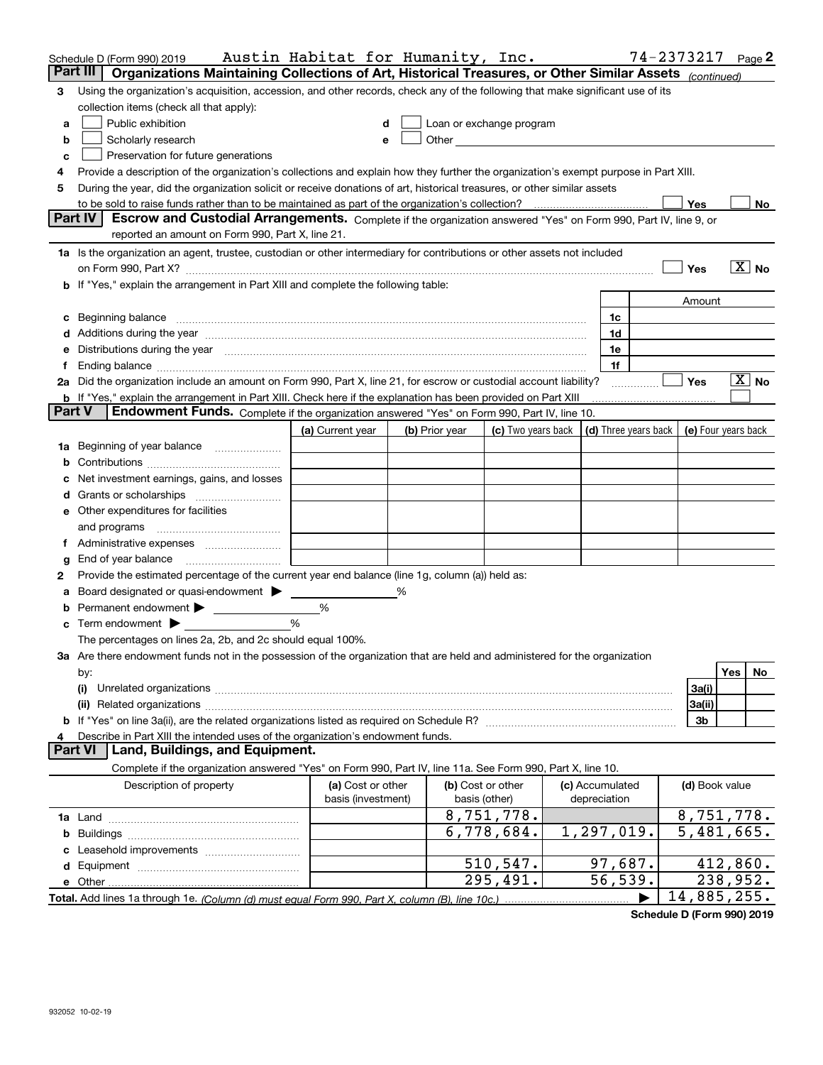Schedule D (Form 990) 2019 Austin Habitat for Humanity, Inc. 74-2373217 Page 2

## Part III Organizations Maintaining Collections of Art, Historical Treasures, or Other Similar Assets *(continued)*

3 Using the organization's acquisition, accession, and other records, check any of the following that make significant use of its collection items (check all that apply):

a ☐ Public exhibition
b ☐ Scholarly research
c ☐ Preservation for future generations
d ☐ Loan or exchange program
e ☐ Other

4 Provide a description of the organization's collections and explain how they further the organization's exempt purpose in Part XIII.

5 During the year, did the organization solicit or receive donations of art, historical treasures, or other similar assets to be sold to raise funds rather than to be maintained as part of the organization's collection? ☐ Yes ☐ No

## Part IV Escrow and Custodial Arrangements.

Complete if the organization answered "Yes" on Form 990, Part IV, line 9, or reported an amount on Form 990, Part X, line 21.

1a Is the organization an agent, trustee, custodian or other intermediary for contributions or other assets not included on Form 990, Part X? ☐ Yes ☒ No

b If "Yes," explain the arrangement in Part XIII and complete the following table:

| | | Amount |
|---|---|---|
| c Beginning balance | 1c | |
| d Additions during the year | 1d | |
| e Distributions during the year | 1e | |
| f Ending balance | 1f | |

2a Did the organization include an amount on Form 990, Part X, line 21, for escrow or custodial account liability? ☐ Yes ☒ No

b If "Yes," explain the arrangement in Part XIII. Check here if the explanation has been provided on Part XIII ☐

## Part V Endowment Funds.

Complete if the organization answered "Yes" on Form 990, Part IV, line 10.

| | (a) Current year | (b) Prior year | (c) Two years back | (d) Three years back | (e) Four years back |
|---|---|---|---|---|---|
| 1a Beginning of year balance | | | | | |
| b Contributions | | | | | |
| c Net investment earnings, gains, and losses | | | | | |
| d Grants or scholarships | | | | | |
| e Other expenditures for facilities and programs | | | | | |
| f Administrative expenses | | | | | |
| g End of year balance | | | | | |

2 Provide the estimated percentage of the current year end balance (line 1g, column (a)) held as:

a Board designated or quasi-endowment ▶ ____ %
b Permanent endowment ▶ ____ %
c Term endowment ▶ ____ %

The percentages on lines 2a, 2b, and 2c should equal 100%.

3a Are there endowment funds not in the possession of the organization that are held and administered for the organization by:

| | | Yes | No |
|---|---|---|---|
| (i) Unrelated organizations | 3a(i) | | |
| (ii) Related organizations | 3a(ii) | | |
| b If "Yes" on line 3a(ii), are the related organizations listed as required on Schedule R? | 3b | | |

4 Describe in Part XIII the intended uses of the organization's endowment funds.

## Part VI Land, Buildings, and Equipment.

Complete if the organization answered "Yes" on Form 990, Part IV, line 11a. See Form 990, Part X, line 10.

| Description of property | (a) Cost or other basis (investment) | (b) Cost or other basis (other) | (c) Accumulated depreciation | (d) Book value |
|---|---|---|---|---|
| 1a Land | | 8,751,778. | | 8,751,778. |
| b Buildings | | 6,778,684. | 1,297,019. | 5,481,665. |
| c Leasehold improvements | | | | |
| d Equipment | | 510,547. | 97,687. | 412,860. |
| e Other | | 295,491. | 56,539. | 238,952. |
| Total. Add lines 1a through 1e. *(Column (d) must equal Form 990, Part X, column (B), line 10c.)* | | | ▶ | 14,885,255. |

Schedule D (Form 990) 2019

932052 10-02-19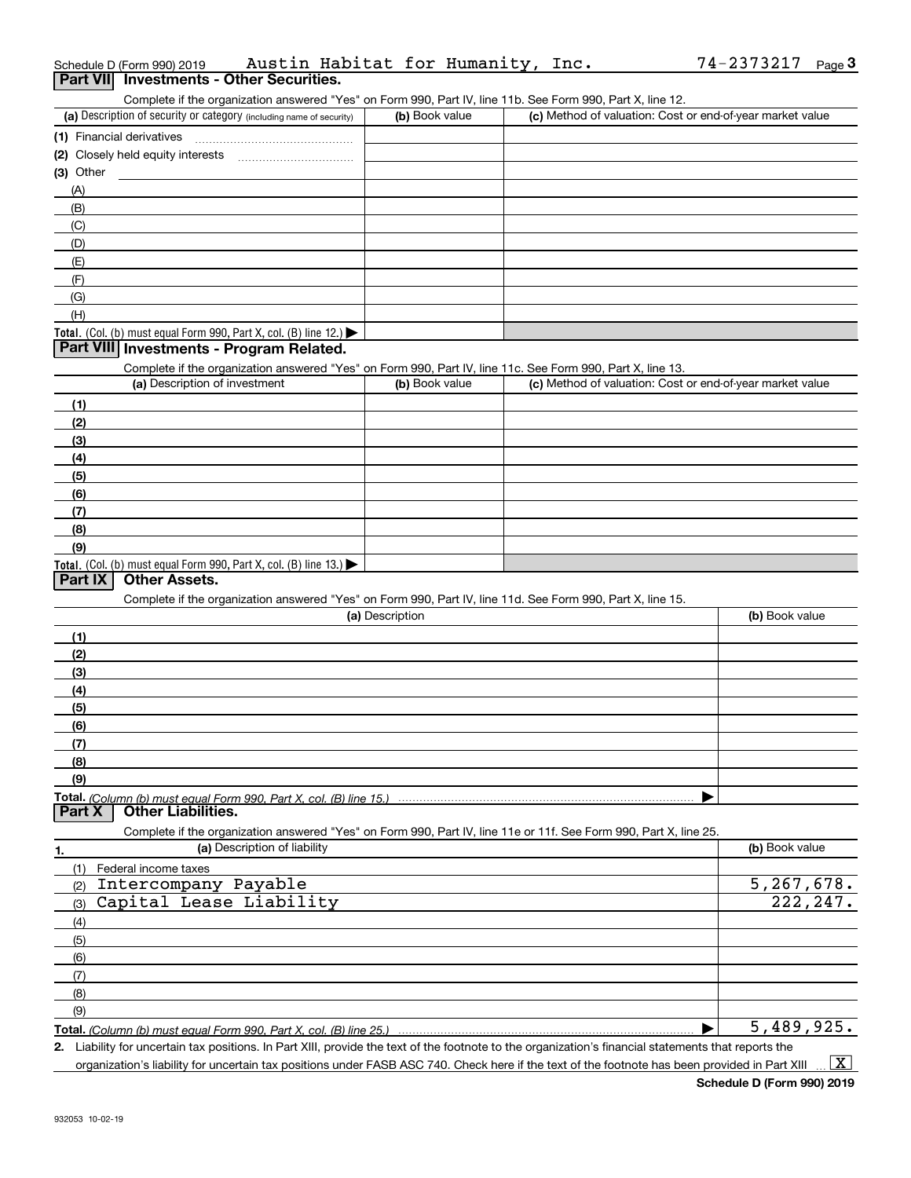Schedule D (Form 990) 2019 Austin Habitat for Humanity, Inc. 74-2373217 Page 3

## Part VII Investments - Other Securities.

Complete if the organization answered "Yes" on Form 990, Part IV, line 11b. See Form 990, Part X, line 12.

| (a) Description of security or category (including name of security) | (b) Book value | (c) Method of valuation: Cost or end-of-year market value |
|---|---|---|
| (1) Financial derivatives | | |
| (2) Closely held equity interests | | |
| (3) Other | | |
| (A) | | |
| (B) | | |
| (C) | | |
| (D) | | |
| (E) | | |
| (F) | | |
| (G) | | |
| (H) | | |
| **Total.** (Col. (b) must equal Form 990, Part X, col. (B) line 12.) ▶ | | |

## Part VIII Investments - Program Related.

Complete if the organization answered "Yes" on Form 990, Part IV, line 11c. See Form 990, Part X, line 13.

| (a) Description of investment | (b) Book value | (c) Method of valuation: Cost or end-of-year market value |
|---|---|---|
| (1) | | |
| (2) | | |
| (3) | | |
| (4) | | |
| (5) | | |
| (6) | | |
| (7) | | |
| (8) | | |
| (9) | | |
| **Total.** (Col. (b) must equal Form 990, Part X, col. (B) line 13.) ▶ | | |

## Part IX Other Assets.

Complete if the organization answered "Yes" on Form 990, Part IV, line 11d. See Form 990, Part X, line 15.

| (a) Description | (b) Book value |
|---|---|
| (1) | |
| (2) | |
| (3) | |
| (4) | |
| (5) | |
| (6) | |
| (7) | |
| (8) | |
| (9) | |
| **Total.** *(Column (b) must equal Form 990, Part X, col. (B) line 15.)* ▶ | |

## Part X Other Liabilities.

Complete if the organization answered "Yes" on Form 990, Part IV, line 11e or 11f. See Form 990, Part X, line 25.

| 1. (a) Description of liability | (b) Book value |
|---|---|
| (1) Federal income taxes | |
| (2) Intercompany Payable | 5,267,678. |
| (3) Capital Lease Liability | 222,247. |
| (4) | |
| (5) | |
| (6) | |
| (7) | |
| (8) | |
| (9) | |
| **Total.** *(Column (b) must equal Form 990, Part X, col. (B) line 25.)* ▶ | 5,489,925. |

**2.** Liability for uncertain tax positions. In Part XIII, provide the text of the footnote to the organization's financial statements that reports the organization's liability for uncertain tax positions under FASB ASC 740. Check here if the text of the footnote has been provided in Part XIII ... [X]

**Schedule D (Form 990) 2019**

932053 10-02-19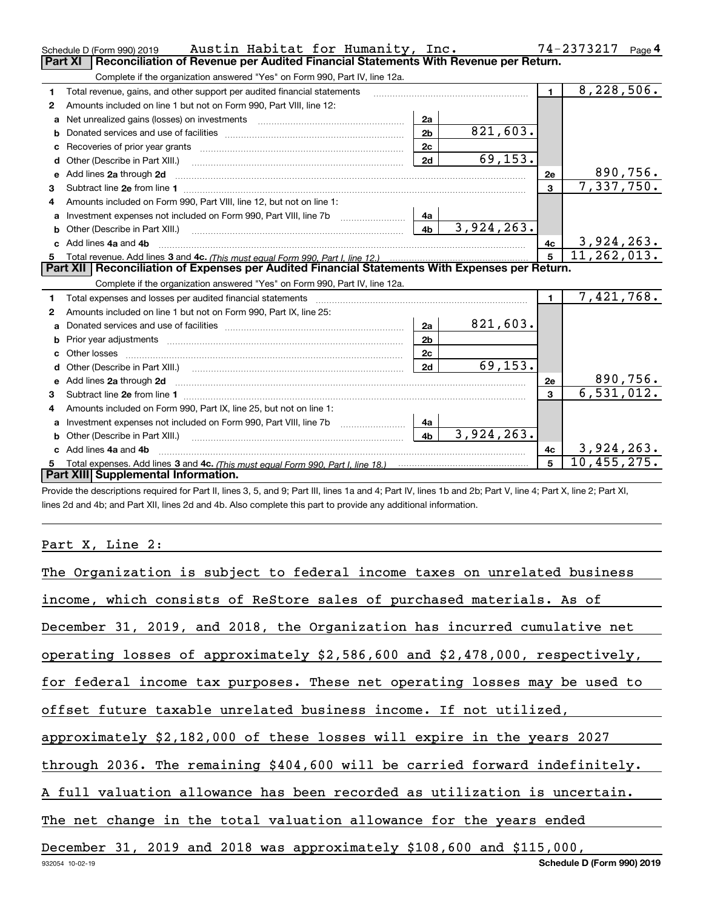Schedule D (Form 990) 2019 Austin Habitat for Humanity, Inc. 74-2373217 Page 4

## Part XI Reconciliation of Revenue per Audited Financial Statements With Revenue per Return.

Complete if the organization answered "Yes" on Form 990, Part IV, line 12a.

| | | | | | |
|---|---|---|---|---|---|
| 1 | Total revenue, gains, and other support per audited financial statements | | | 1 | 8,228,506. |
| 2 | Amounts included on line 1 but not on Form 990, Part VIII, line 12: | | | | |
| a | Net unrealized gains (losses) on investments | 2a | | | |
| b | Donated services and use of facilities | 2b | 821,603. | | |
| c | Recoveries of prior year grants | 2c | | | |
| d | Other (Describe in Part XIII.) | 2d | 69,153. | | |
| e | Add lines 2a through 2d | | | 2e | 890,756. |
| 3 | Subtract line 2e from line 1 | | | 3 | 7,337,750. |
| 4 | Amounts included on Form 990, Part VIII, line 12, but not on line 1: | | | | |
| a | Investment expenses not included on Form 990, Part VIII, line 7b | 4a | | | |
| b | Other (Describe in Part XIII.) | 4b | 3,924,263. | | |
| c | Add lines 4a and 4b | | | 4c | 3,924,263. |
| 5 | Total revenue. Add lines 3 and 4c. *(This must equal Form 990, Part I, line 12.)* | | | 5 | 11,262,013. |

## Part XII Reconciliation of Expenses per Audited Financial Statements With Expenses per Return.

Complete if the organization answered "Yes" on Form 990, Part IV, line 12a.

| | | | | | |
|---|---|---|---|---|---|
| 1 | Total expenses and losses per audited financial statements | | | 1 | 7,421,768. |
| 2 | Amounts included on line 1 but not on Form 990, Part IX, line 25: | | | | |
| a | Donated services and use of facilities | 2a | 821,603. | | |
| b | Prior year adjustments | 2b | | | |
| c | Other losses | 2c | | | |
| d | Other (Describe in Part XIII.) | 2d | 69,153. | | |
| e | Add lines 2a through 2d | | | 2e | 890,756. |
| 3 | Subtract line 2e from line 1 | | | 3 | 6,531,012. |
| 4 | Amounts included on Form 990, Part IX, line 25, but not on line 1: | | | | |
| a | Investment expenses not included on Form 990, Part VIII, line 7b | 4a | | | |
| b | Other (Describe in Part XIII.) | 4b | 3,924,263. | | |
| c | Add lines 4a and 4b | | | 4c | 3,924,263. |
| 5 | Total expenses. Add lines 3 and 4c. *(This must equal Form 990, Part I, line 18.)* | | | 5 | 10,455,275. |

## Part XIII Supplemental Information.

Provide the descriptions required for Part II, lines 3, 5, and 9; Part III, lines 1a and 4; Part IV, lines 1b and 2b; Part V, line 4; Part X, line 2; Part XI, lines 2d and 4b; and Part XII, lines 2d and 4b. Also complete this part to provide any additional information.

Part X, Line 2:

The Organization is subject to federal income taxes on unrelated business income, which consists of ReStore sales of purchased materials. As of December 31, 2019, and 2018, the Organization has incurred cumulative net operating losses of approximately $2,586,600 and $2,478,000, respectively, for federal income tax purposes. These net operating losses may be used to offset future taxable unrelated business income. If not utilized, approximately $2,182,000 of these losses will expire in the years 2027 through 2036. The remaining $404,600 will be carried forward indefinitely. A full valuation allowance has been recorded as utilization is uncertain. The net change in the total valuation allowance for the years ended December 31, 2019 and 2018 was approximately $108,600 and $115,000,

932054 10-02-19 Schedule D (Form 990) 2019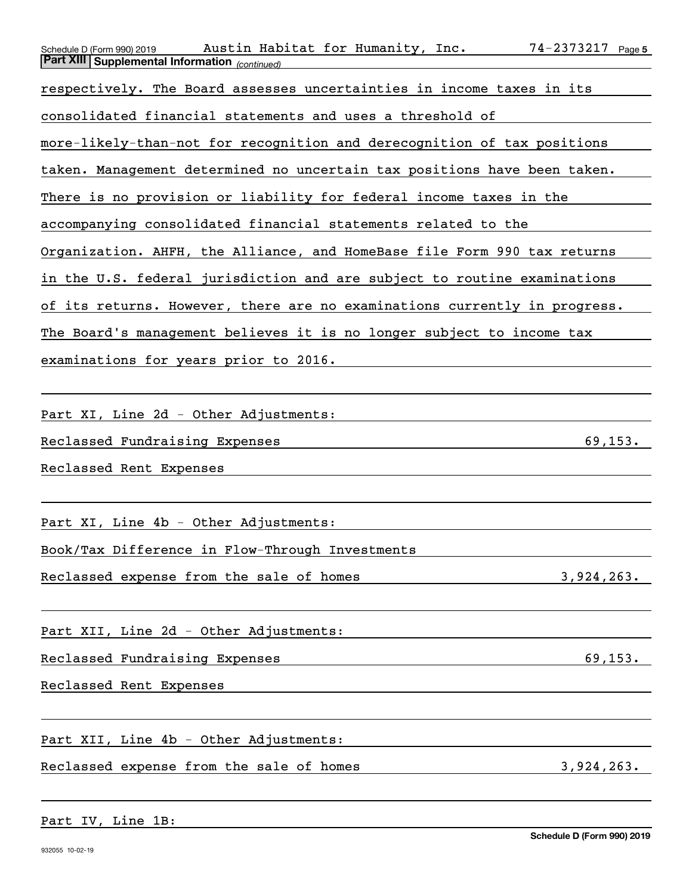**Part XIII Supplemental Information** *(continued)*

respectively. The Board assesses uncertainties in income taxes in its consolidated financial statements and uses a threshold of more-likely-than-not for recognition and derecognition of tax positions taken. Management determined no uncertain tax positions have been taken. There is no provision or liability for federal income taxes in the accompanying consolidated financial statements related to the Organization. AHFH, the Alliance, and HomeBase file Form 990 tax returns in the U.S. federal jurisdiction and are subject to routine examinations of its returns. However, there are no examinations currently in progress. The Board's management believes it is no longer subject to income tax examinations for years prior to 2016.

Part XI, Line 2d - Other Adjustments:

| | |
|---|---|
| Reclassed Fundraising Expenses | 69,153. |
| Reclassed Rent Expenses | |

Part XI, Line 4b - Other Adjustments:

| | |
|---|---|
| Book/Tax Difference in Flow-Through Investments | |
| Reclassed expense from the sale of homes | 3,924,263. |

Part XII, Line 2d - Other Adjustments:

| | |
|---|---|
| Reclassed Fundraising Expenses | 69,153. |
| Reclassed Rent Expenses | |

Part XII, Line 4b - Other Adjustments:

| | |
|---|---|
| Reclassed expense from the sale of homes | 3,924,263. |

Part IV, Line 1B: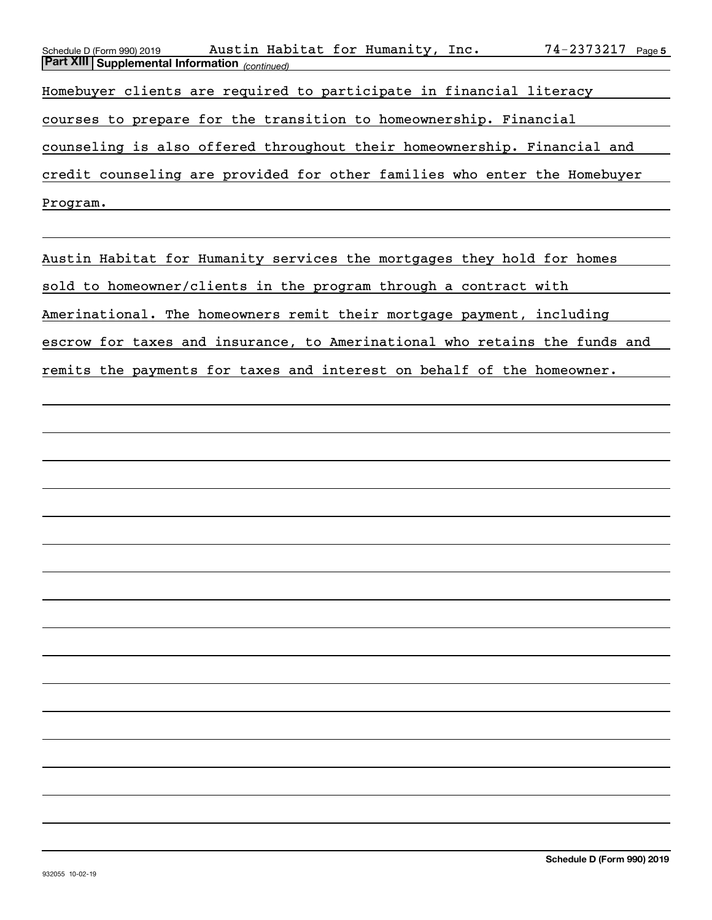## Part XIII Supplemental Information *(continued)*

Homebuyer clients are required to participate in financial literacy courses to prepare for the transition to homeownership. Financial counseling is also offered throughout their homeownership. Financial and credit counseling are provided for other families who enter the Homebuyer Program.

Austin Habitat for Humanity services the mortgages they hold for homes sold to homeowner/clients in the program through a contract with Amerinational. The homeowners remit their mortgage payment, including escrow for taxes and insurance, to Amerinational who retains the funds and remits the payments for taxes and interest on behalf of the homeowner.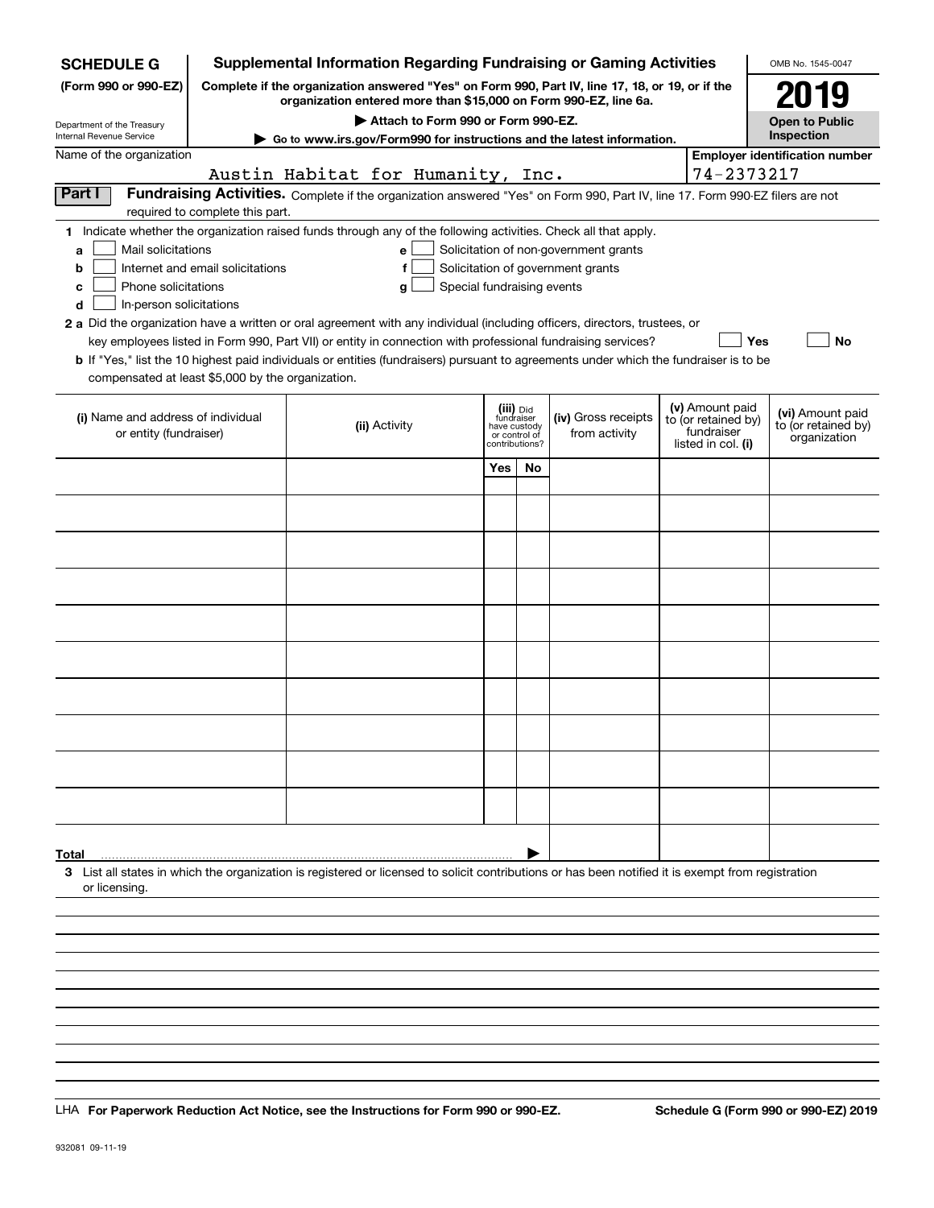**SCHEDULE G**
**(Form 990 or 990-EZ)**

Department of the Treasury
Internal Revenue Service

# Supplemental Information Regarding Fundraising or Gaming Activities

**Complete if the organization answered "Yes" on Form 990, Part IV, line 17, 18, or 19, or if the organization entered more than $15,000 on Form 990-EZ, line 6a.**

▶ **Attach to Form 990 or Form 990-EZ.**

▶ **Go to www.irs.gov/Form990 for instructions and the latest information.**

OMB No. 1545-0047

**2019**

**Open to Public Inspection**

Name of the organization: Austin Habitat for Humanity, Inc.

**Employer identification number:** 74-2373217

**Part I** **Fundraising Activities.** Complete if the organization answered "Yes" on Form 990, Part IV, line 17. Form 990-EZ filers are not required to complete this part.

**1** Indicate whether the organization raised funds through any of the following activities. Check all that apply.

- **a** ☐ Mail solicitations
- **b** ☐ Internet and email solicitations
- **c** ☐ Phone solicitations
- **d** ☐ In-person solicitations
- **e** ☐ Solicitation of non-government grants
- **f** ☐ Solicitation of government grants
- **g** ☐ Special fundraising events

**2 a** Did the organization have a written or oral agreement with any individual (including officers, directors, trustees, or key employees listed in Form 990, Part VII) or entity in connection with professional fundraising services? ☐ **Yes** ☐ **No**

**b** If "Yes," list the 10 highest paid individuals or entities (fundraisers) pursuant to agreements under which the fundraiser is to be compensated at least $5,000 by the organization.

| (i) Name and address of individual or entity (fundraiser) | (ii) Activity | (iii) Did fundraiser have custody or control of contributions? | | (iv) Gross receipts from activity | (v) Amount paid to (or retained by) fundraiser listed in col. (i) | (vi) Amount paid to (or retained by) organization |
|---|---|---|---|---|---|---|
| | | Yes | No | | | |
| | | | | | | |
| | | | | | | |
| | | | | | | |
| | | | | | | |
| | | | | | | |
| | | | | | | |
| | | | | | | |
| | | | | | | |
| | | | | | | |
| | | | | | | |
| **Total** ▶ | | | | | | |

**3** List all states in which the organization is registered or licensed to solicit contributions or has been notified it is exempt from registration or licensing.

LHA **For Paperwork Reduction Act Notice, see the Instructions for Form 990 or 990-EZ.** **Schedule G (Form 990 or 990-EZ) 2019**

932081 09-11-19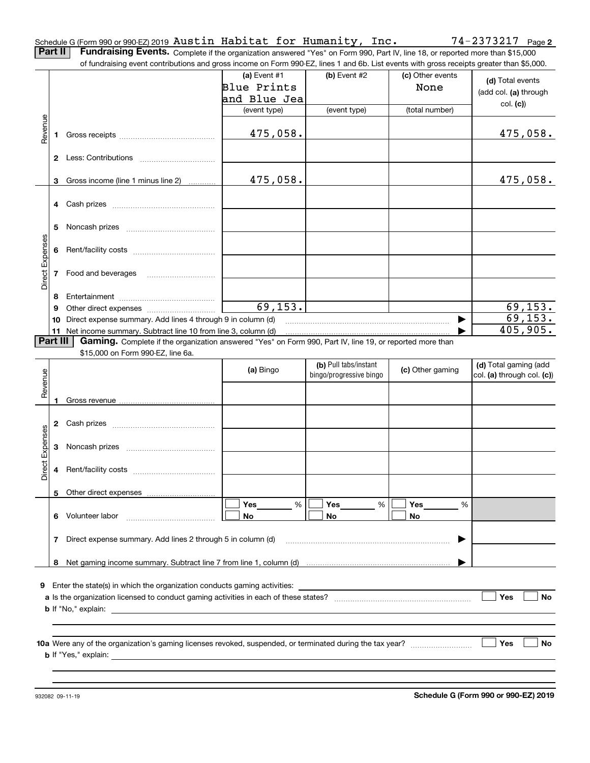Schedule G (Form 990 or 990-EZ) 2019 Austin Habitat for Humanity, Inc. 74-2373217 Page **2**

**Part II** **Fundraising Events.** Complete if the organization answered "Yes" on Form 990, Part IV, line 18, or reported more than $15,000 of fundraising event contributions and gross income on Form 990-EZ, lines 1 and 6b. List events with gross receipts greater than $5,000.

| | | (a) Event #1<br>Blue Prints and Blue Jea<br>(event type) | (b) Event #2<br><br>(event type) | (c) Other events<br>None<br>(total number) | (d) Total events (add col. (a) through col. (c)) |
|---|---|---|---|---|---|
| Revenue | 1 Gross receipts | 475,058. | | | 475,058. |
| | 2 Less: Contributions | | | | |
| | 3 Gross income (line 1 minus line 2) | 475,058. | | | 475,058. |
| Direct Expenses | 4 Cash prizes | | | | |
| | 5 Noncash prizes | | | | |
| | 6 Rent/facility costs | | | | |
| | 7 Food and beverages | | | | |
| | 8 Entertainment | | | | |
| | 9 Other direct expenses | 69,153. | | | 69,153. |
| | 10 Direct expense summary. Add lines 4 through 9 in column (d) | | | ▶ | 69,153. |
| | 11 Net income summary. Subtract line 10 from line 3, column (d) | | | ▶ | 405,905. |

**Part III** **Gaming.** Complete if the organization answered "Yes" on Form 990, Part IV, line 19, or reported more than $15,000 on Form 990-EZ, line 6a.

| | | (a) Bingo | (b) Pull tabs/instant bingo/progressive bingo | (c) Other gaming | (d) Total gaming (add col. (a) through col. (c)) |
|---|---|---|---|---|---|
| Revenue | 1 Gross revenue | | | | |
| Direct Expenses | 2 Cash prizes | | | | |
| | 3 Noncash prizes | | | | |
| | 4 Rent/facility costs | | | | |
| | 5 Other direct expenses | | | | |
| | 6 Volunteer labor | ☐ Yes ____ %<br>☐ No | ☐ Yes ____ %<br>☐ No | ☐ Yes ____ %<br>☐ No | |
| | 7 Direct expense summary. Add lines 2 through 5 in column (d) | | | ▶ | |
| | 8 Net gaming income summary. Subtract line 7 from line 1, column (d) | | | ▶ | |

**9** Enter the state(s) in which the organization conducts gaming activities: ______

**a** Is the organization licensed to conduct gaming activities in each of these states? ☐ Yes ☐ No

**b** If "No," explain: ______

**10a** Were any of the organization's gaming licenses revoked, suspended, or terminated during the tax year? ☐ Yes ☐ No

**b** If "Yes," explain: ______

932082 09-11-19 **Schedule G (Form 990 or 990-EZ) 2019**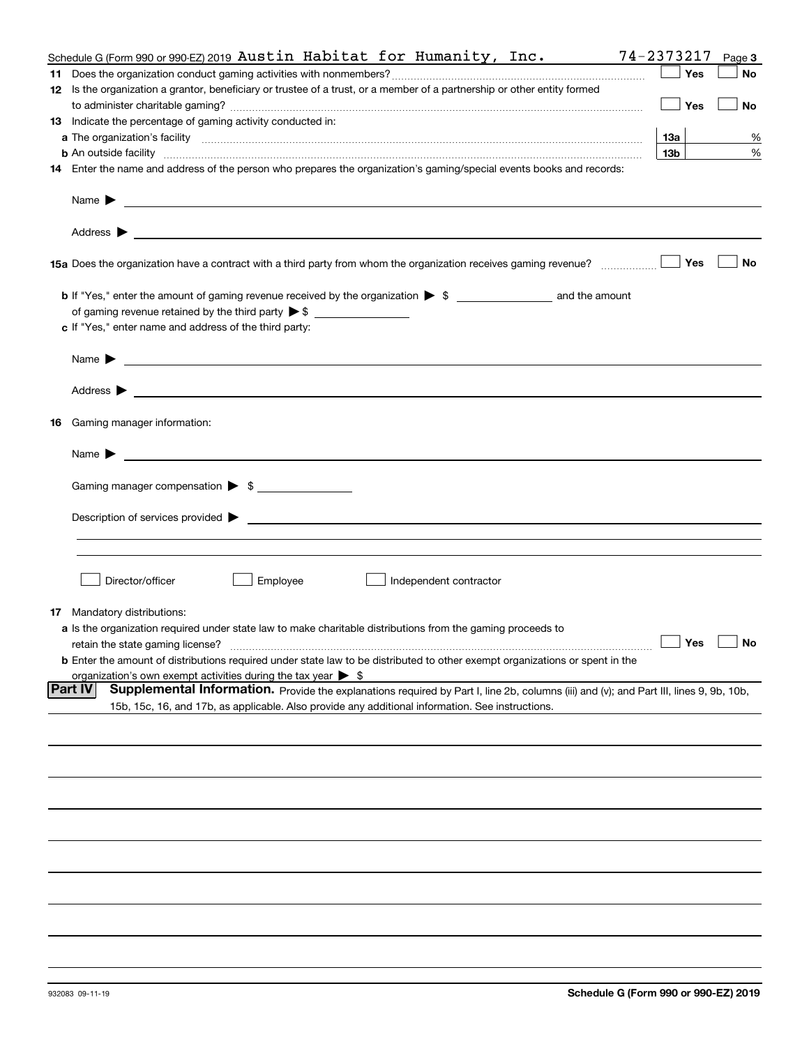Schedule G (Form 990 or 990-EZ) 2019 Austin Habitat for Humanity, Inc. 74-2373217 Page 3

**11** Does the organization conduct gaming activities with nonmembers? ☐ Yes ☐ No

**12** Is the organization a grantor, beneficiary or trustee of a trust, or a member of a partnership or other entity formed to administer charitable gaming? ☐ Yes ☐ No

**13** Indicate the percentage of gaming activity conducted in:

**a** The organization's facility **13a** %

**b** An outside facility **13b** %

**14** Enter the name and address of the person who prepares the organization's gaming/special events books and records:

Name ▶

Address ▶

**15a** Does the organization have a contract with a third party from whom the organization receives gaming revenue? ☐ Yes ☐ No

**b** If "Yes," enter the amount of gaming revenue received by the organization ▶ $ ______ and the amount of gaming revenue retained by the third party ▶ $ ______

**c** If "Yes," enter name and address of the third party:

Name ▶

Address ▶

**16** Gaming manager information:

Name ▶

Gaming manager compensation ▶ $

Description of services provided ▶

☐ Director/officer ☐ Employee ☐ Independent contractor

**17** Mandatory distributions:

**a** Is the organization required under state law to make charitable distributions from the gaming proceeds to retain the state gaming license? ☐ Yes ☐ No

**b** Enter the amount of distributions required under state law to be distributed to other exempt organizations or spent in the organization's own exempt activities during the tax year ▶ $

**Part IV** **Supplemental Information.** Provide the explanations required by Part I, line 2b, columns (iii) and (v); and Part III, lines 9, 9b, 10b, 15b, 15c, 16, and 17b, as applicable. Also provide any additional information. See instructions.

932083 09-11-19 **Schedule G (Form 990 or 990-EZ) 2019**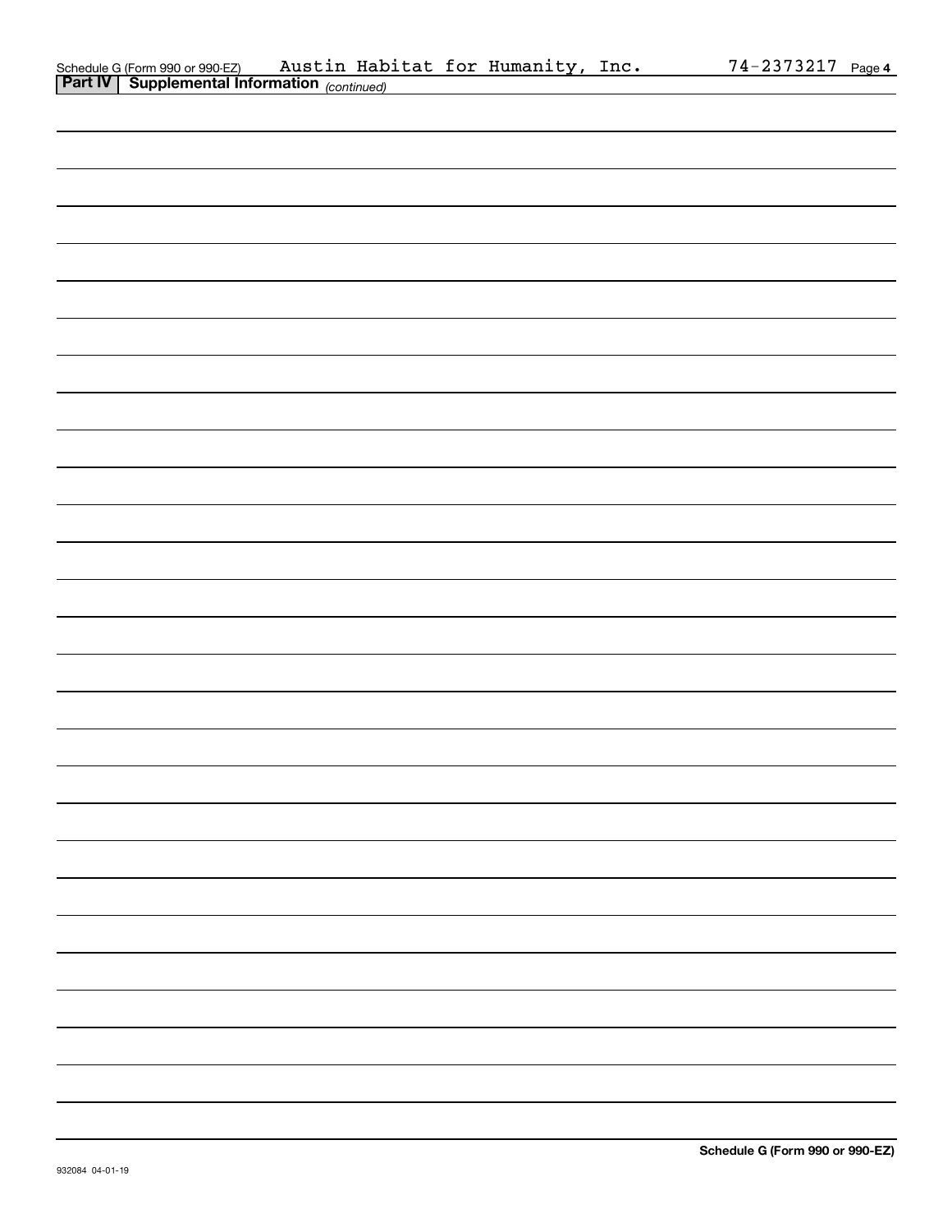Schedule G (Form 990 or 990-EZ) Austin Habitat for Humanity, Inc. 74-2373217 Page 4

**Part IV | Supplemental Information** *(continued)*

**Schedule G (Form 990 or 990-EZ)**

932084 04-01-19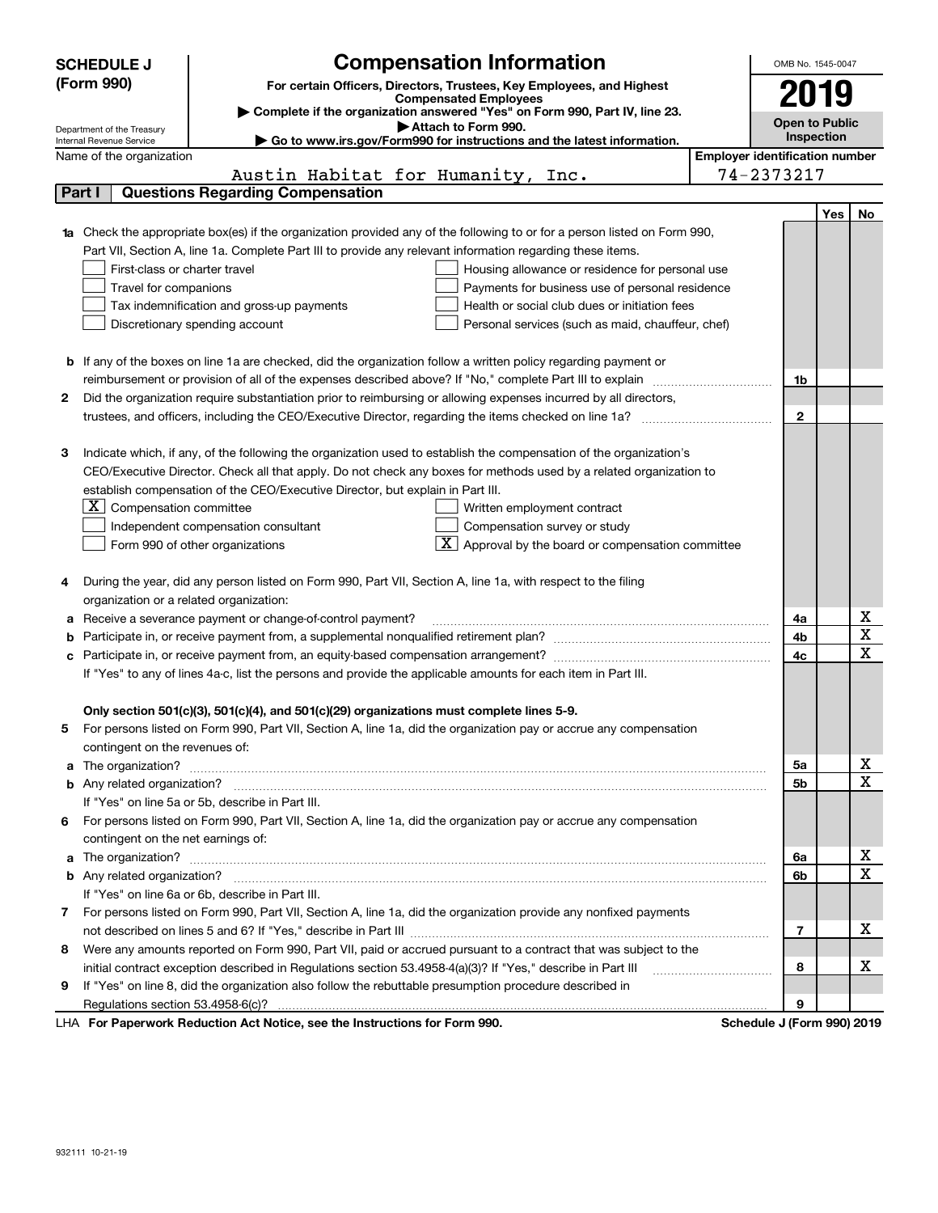**SCHEDULE J**
**(Form 990)**

Department of the Treasury
Internal Revenue Service

# Compensation Information

**For certain Officers, Directors, Trustees, Key Employees, and Highest Compensated Employees**

▶ **Complete if the organization answered "Yes" on Form 990, Part IV, line 23.**
▶ **Attach to Form 990.**
▶ **Go to www.irs.gov/Form990 for instructions and the latest information.**

OMB No. 1545-0047

**2019**

**Open to Public Inspection**

Name of the organization: Austin Habitat for Humanity, Inc.

**Employer identification number:** 74-2373217

## Part I Questions Regarding Compensation

| | | | Yes | No |
|---|---|---|---|---|
| **1a** | Check the appropriate box(es) if the organization provided any of the following to or for a person listed on Form 990, Part VII, Section A, line 1a. Complete Part III to provide any relevant information regarding these items.<br>☐ First-class or charter travel ☐ Housing allowance or residence for personal use<br>☐ Travel for companions ☐ Payments for business use of personal residence<br>☐ Tax indemnification and gross-up payments ☐ Health or social club dues or initiation fees<br>☐ Discretionary spending account ☐ Personal services (such as maid, chauffeur, chef) | | | |
| **b** | If any of the boxes on line 1a are checked, did the organization follow a written policy regarding payment or reimbursement or provision of all of the expenses described above? If "No," complete Part III to explain | 1b | | |
| **2** | Did the organization require substantiation prior to reimbursing or allowing expenses incurred by all directors, trustees, and officers, including the CEO/Executive Director, regarding the items checked on line 1a? | 2 | | |
| **3** | Indicate which, if any, of the following the organization used to establish the compensation of the organization's CEO/Executive Director. Check all that apply. Do not check any boxes for methods used by a related organization to establish compensation of the CEO/Executive Director, but explain in Part III.<br>☒ Compensation committee ☐ Written employment contract<br>☐ Independent compensation consultant ☐ Compensation survey or study<br>☐ Form 990 of other organizations ☒ Approval by the board or compensation committee | | | |
| **4** | During the year, did any person listed on Form 990, Part VII, Section A, line 1a, with respect to the filing organization or a related organization: | | | |
| **a** | Receive a severance payment or change-of-control payment? | 4a | | X |
| **b** | Participate in, or receive payment from, a supplemental nonqualified retirement plan? | 4b | | X |
| **c** | Participate in, or receive payment from, an equity-based compensation arrangement? | 4c | | X |
| | If "Yes" to any of lines 4a-c, list the persons and provide the applicable amounts for each item in Part III. | | | |
| | **Only section 501(c)(3), 501(c)(4), and 501(c)(29) organizations must complete lines 5-9.** | | | |
| **5** | For persons listed on Form 990, Part VII, Section A, line 1a, did the organization pay or accrue any compensation contingent on the revenues of: | | | |
| **a** | The organization? | 5a | | X |
| **b** | Any related organization? | 5b | | X |
| | If "Yes" on line 5a or 5b, describe in Part III. | | | |
| **6** | For persons listed on Form 990, Part VII, Section A, line 1a, did the organization pay or accrue any compensation contingent on the net earnings of: | | | |
| **a** | The organization? | 6a | | X |
| **b** | Any related organization? | 6b | | X |
| | If "Yes" on line 6a or 6b, describe in Part III. | | | |
| **7** | For persons listed on Form 990, Part VII, Section A, line 1a, did the organization provide any nonfixed payments not described on lines 5 and 6? If "Yes," describe in Part III | 7 | | X |
| **8** | Were any amounts reported on Form 990, Part VII, paid or accrued pursuant to a contract that was subject to the initial contract exception described in Regulations section 53.4958-4(a)(3)? If "Yes," describe in Part III | 8 | | X |
| **9** | If "Yes" on line 8, did the organization also follow the rebuttable presumption procedure described in Regulations section 53.4958-6(c)? | 9 | | |

LHA **For Paperwork Reduction Act Notice, see the Instructions for Form 990.** **Schedule J (Form 990) 2019**

932111 10-21-19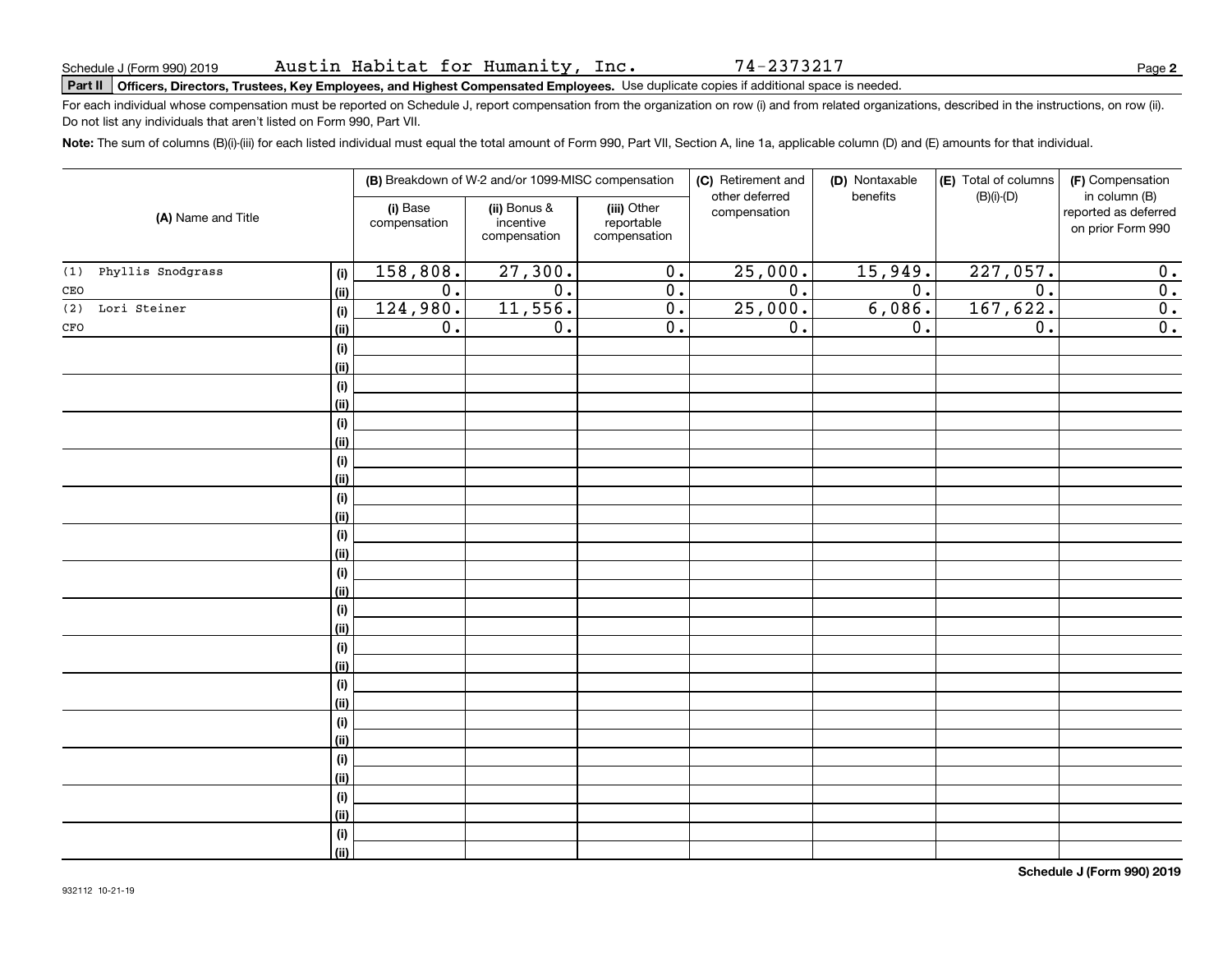Schedule J (Form 990) 2019 Austin Habitat for Humanity, Inc. 74-2373217

**Part II** **Officers, Directors, Trustees, Key Employees, and Highest Compensated Employees.** Use duplicate copies if additional space is needed.

For each individual whose compensation must be reported on Schedule J, report compensation from the organization on row (i) and from related organizations, described in the instructions, on row (ii). Do not list any individuals that aren't listed on Form 990, Part VII.

**Note:** The sum of columns (B)(i)-(iii) for each listed individual must equal the total amount of Form 990, Part VII, Section A, line 1a, applicable column (D) and (E) amounts for that individual.

| (A) Name and Title | | (B) Breakdown of W-2 and/or 1099-MISC compensation | | | (C) Retirement and other deferred compensation | (D) Nontaxable benefits | (E) Total of columns (B)(i)-(D) | (F) Compensation in column (B) reported as deferred on prior Form 990 |
|---|---|---|---|---|---|---|---|---|
| | | (i) Base compensation | (ii) Bonus & incentive compensation | (iii) Other reportable compensation | | | | |
| (1) Phyllis Snodgrass | (i) | 158,808. | 27,300. | 0. | 25,000. | 15,949. | 227,057. | 0. |
| CEO | (ii) | 0. | 0. | 0. | 0. | 0. | 0. | 0. |
| (2) Lori Steiner | (i) | 124,980. | 11,556. | 0. | 25,000. | 6,086. | 167,622. | 0. |
| CFO | (ii) | 0. | 0. | 0. | 0. | 0. | 0. | 0. |
| | (i) | | | | | | | |
| | (ii) | | | | | | | |
| | (i) | | | | | | | |
| | (ii) | | | | | | | |
| | (i) | | | | | | | |
| | (ii) | | | | | | | |
| | (i) | | | | | | | |
| | (ii) | | | | | | | |
| | (i) | | | | | | | |
| | (ii) | | | | | | | |
| | (i) | | | | | | | |
| | (ii) | | | | | | | |
| | (i) | | | | | | | |
| | (ii) | | | | | | | |
| | (i) | | | | | | | |
| | (ii) | | | | | | | |
| | (i) | | | | | | | |
| | (ii) | | | | | | | |
| | (i) | | | | | | | |
| | (ii) | | | | | | | |
| | (i) | | | | | | | |
| | (ii) | | | | | | | |
| | (i) | | | | | | | |
| | (ii) | | | | | | | |
| | (i) | | | | | | | |
| | (ii) | | | | | | | |
| | (i) | | | | | | | |
| | (ii) | | | | | | | |

**Schedule J (Form 990) 2019**

932112 10-21-19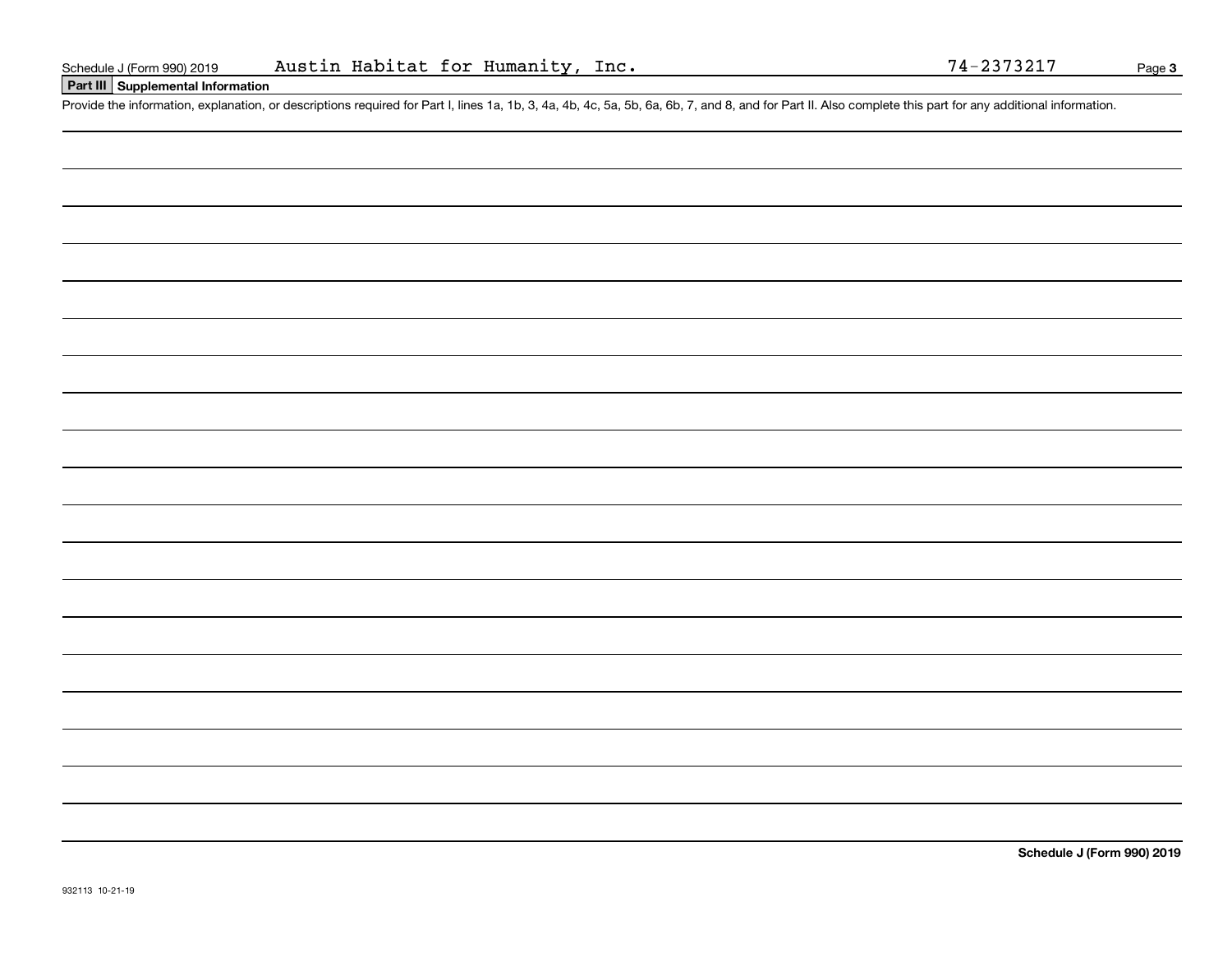Schedule J (Form 990) 2019 Austin Habitat for Humanity, Inc. 74-2373217

## Part III Supplemental Information

Provide the information, explanation, or descriptions required for Part I, lines 1a, 1b, 3, 4a, 4b, 4c, 5a, 5b, 6a, 6b, 7, and 8, and for Part II. Also complete this part for any additional information.

**Schedule J (Form 990) 2019**

932113 10-21-19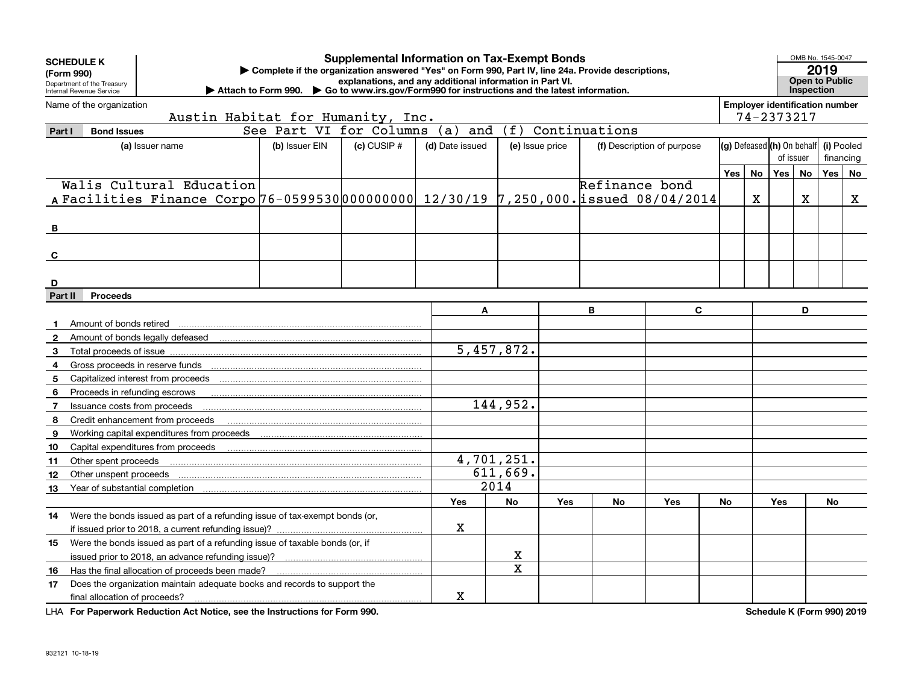**SCHEDULE K (Form 990)**
Department of the Treasury
Internal Revenue Service

# Supplemental Information on Tax-Exempt Bonds

▶ Complete if the organization answered "Yes" on Form 990, Part IV, line 24a. Provide descriptions, explanations, and any additional information in Part VI.
▶ Attach to Form 990. ▶ Go to www.irs.gov/Form990 for instructions and the latest information.

OMB No. 1545-0047
**2019**
**Open to Public Inspection**

Name of the organization: Austin Habitat for Humanity, Inc.
Employer identification number: 74-2373217

## Part I Bond Issues

See Part VI for Columns (a) and (f) Continuations

| | (a) Issuer name | (b) Issuer EIN | (c) CUSIP # | (d) Date issued | (e) Issue price | (f) Description of purpose | (g) Defeased Yes | (g) Defeased No | (h) On behalf of issuer Yes | (h) On behalf of issuer No | (i) Pooled financing Yes | (i) Pooled financing No |
|---|---|---|---|---|---|---|---|---|---|---|---|---|
| A | Walis Cultural Education Facilities Finance Corpo | 76-0599530 | 000000000 | 12/30/19 | 7,250,000. | Refinance bond issued 08/04/2014 | | X | | X | | X |
| B | | | | | | | | | | | | |
| C | | | | | | | | | | | | |
| D | | | | | | | | | | | | |

## Part II Proceeds

| | | A | B | C | D |
|---|---|---|---|---|---|
| 1 | Amount of bonds retired | | | | |
| 2 | Amount of bonds legally defeased | | | | |
| 3 | Total proceeds of issue | 5,457,872. | | | |
| 4 | Gross proceeds in reserve funds | | | | |
| 5 | Capitalized interest from proceeds | | | | |
| 6 | Proceeds in refunding escrows | | | | |
| 7 | Issuance costs from proceeds | 144,952. | | | |
| 8 | Credit enhancement from proceeds | | | | |
| 9 | Working capital expenditures from proceeds | | | | |
| 10 | Capital expenditures from proceeds | | | | |
| 11 | Other spent proceeds | 4,701,251. | | | |
| 12 | Other unspent proceeds | 611,669. | | | |
| 13 | Year of substantial completion | 2014 | | | |

| | | A Yes | A No | B Yes | B No | C Yes | C No | D Yes | D No |
|---|---|---|---|---|---|---|---|---|---|
| 14 | Were the bonds issued as part of a refunding issue of tax-exempt bonds (or, if issued prior to 2018, a current refunding issue)? | X | | | | | | | |
| 15 | Were the bonds issued as part of a refunding issue of taxable bonds (or, if issued prior to 2018, an advance refunding issue)? | | X | | | | | | |
| 16 | Has the final allocation of proceeds been made? | | X | | | | | | |
| 17 | Does the organization maintain adequate books and records to support the final allocation of proceeds? | X | | | | | | | |

LHA For Paperwork Reduction Act Notice, see the Instructions for Form 990. Schedule K (Form 990) 2019

932121 10-18-19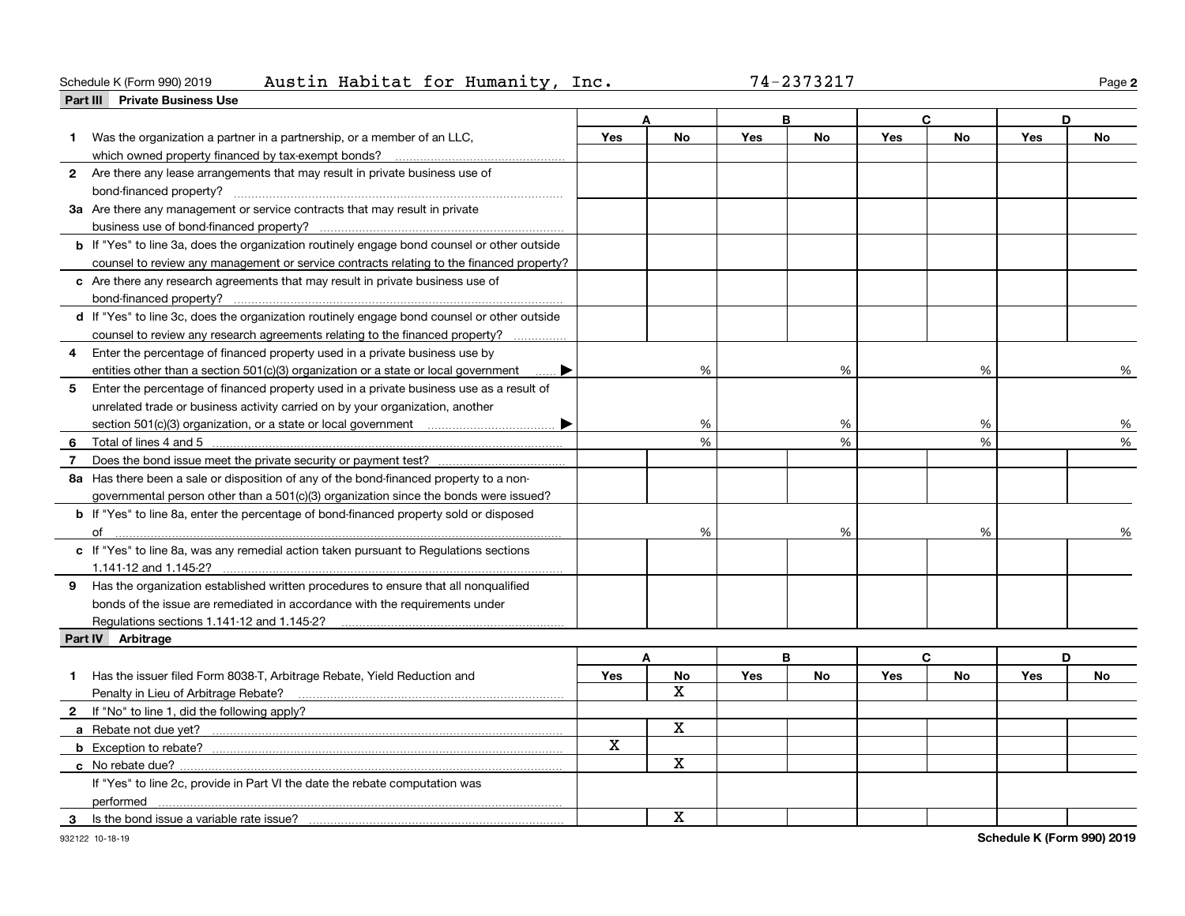Schedule K (Form 990) 2019 Austin Habitat for Humanity, Inc. 74-2373217

## Part III Private Business Use

| | A | | B | | C | | D | |
|---|---|---|---|---|---|---|---|---|
| | Yes | No | Yes | No | Yes | No | Yes | No |
| **1** Was the organization a partner in a partnership, or a member of an LLC, which owned property financed by tax-exempt bonds? | | | | | | | | |
| **2** Are there any lease arrangements that may result in private business use of bond-financed property? | | | | | | | | |
| **3a** Are there any management or service contracts that may result in private business use of bond-financed property? | | | | | | | | |
| **b** If "Yes" to line 3a, does the organization routinely engage bond counsel or other outside counsel to review any management or service contracts relating to the financed property? | | | | | | | | |
| **c** Are there any research agreements that may result in private business use of bond-financed property? | | | | | | | | |
| **d** If "Yes" to line 3c, does the organization routinely engage bond counsel or other outside counsel to review any research agreements relating to the financed property? | | | | | | | | |
| **4** Enter the percentage of financed property used in a private business use by entities other than a section 501(c)(3) organization or a state or local government ▶ | | % | | % | | % | | % |
| **5** Enter the percentage of financed property used in a private business use as a result of unrelated trade or business activity carried on by your organization, another section 501(c)(3) organization, or a state or local government ▶ | | % | | % | | % | | % |
| **6** Total of lines 4 and 5 | | % | | % | | % | | % |
| **7** Does the bond issue meet the private security or payment test? | | | | | | | | |
| **8a** Has there been a sale or disposition of any of the bond-financed property to a nongovernmental person other than a 501(c)(3) organization since the bonds were issued? | | | | | | | | |
| **b** If "Yes" to line 8a, enter the percentage of bond-financed property sold or disposed of | | % | | % | | % | | % |
| **c** If "Yes" to line 8a, was any remedial action taken pursuant to Regulations sections 1.141-12 and 1.145-2? | | | | | | | | |
| **9** Has the organization established written procedures to ensure that all nonqualified bonds of the issue are remediated in accordance with the requirements under Regulations sections 1.141-12 and 1.145-2? | | | | | | | | |

## Part IV Arbitrage

| | A | | B | | C | | D | |
|---|---|---|---|---|---|---|---|---|
| | Yes | No | Yes | No | Yes | No | Yes | No |
| **1** Has the issuer filed Form 8038-T, Arbitrage Rebate, Yield Reduction and Penalty in Lieu of Arbitrage Rebate? | | X | | | | | | |
| **2** If "No" to line 1, did the following apply? | | | | | | | | |
| **a** Rebate not due yet? | | X | | | | | | |
| **b** Exception to rebate? | X | | | | | | | |
| **c** No rebate due? | | X | | | | | | |
| If "Yes" to line 2c, provide in Part VI the date the rebate computation was performed | | | | | | | | |
| **3** Is the bond issue a variable rate issue? | | X | | | | | | |

932122 10-18-19 Schedule K (Form 990) 2019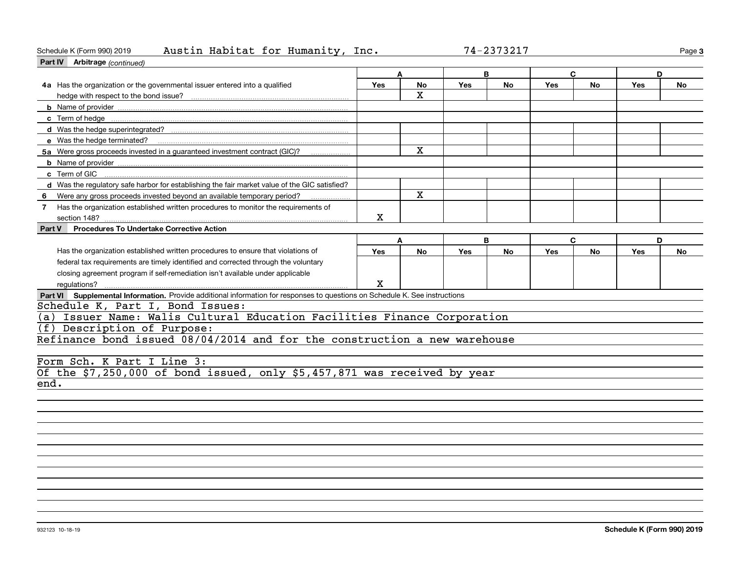Schedule K (Form 990) 2019 Austin Habitat for Humanity, Inc. 74-2373217

**Part IV Arbitrage** *(continued)*

| | A | | B | | C | | D | |
|---|---|---|---|---|---|---|---|---|
| | Yes | No | Yes | No | Yes | No | Yes | No |
| **4a** Has the organization or the governmental issuer entered into a qualified hedge with respect to the bond issue? | | X | | | | | | |
| **b** Name of provider | | | | | | | | |
| **c** Term of hedge | | | | | | | | |
| **d** Was the hedge superintegrated? | | | | | | | | |
| **e** Was the hedge terminated? | | | | | | | | |
| **5a** Were gross proceeds invested in a guaranteed investment contract (GIC)? | | X | | | | | | |
| **b** Name of provider | | | | | | | | |
| **c** Term of GIC | | | | | | | | |
| **d** Was the regulatory safe harbor for establishing the fair market value of the GIC satisfied? | | | | | | | | |
| **6** Were any gross proceeds invested beyond an available temporary period? | | X | | | | | | |
| **7** Has the organization established written procedures to monitor the requirements of section 148? | X | | | | | | | |

**Part V Procedures To Undertake Corrective Action**

| | A | | B | | C | | D | |
|---|---|---|---|---|---|---|---|---|
| | Yes | No | Yes | No | Yes | No | Yes | No |
| Has the organization established written procedures to ensure that violations of federal tax requirements are timely identified and corrected through the voluntary closing agreement program if self-remediation isn't available under applicable regulations? | X | | | | | | | |

**Part VI Supplemental Information.** Provide additional information for responses to questions on Schedule K. See instructions

Schedule K, Part I, Bond Issues:
(a) Issuer Name: Walis Cultural Education Facilities Finance Corporation
(f) Description of Purpose:
Refinance bond issued 08/04/2014 and for the construction a new warehouse

Form Sch. K Part I Line 3:
Of the $7,250,000 of bond issued, only $5,457,871 was received by year end.

932123 10-18-19

Schedule K (Form 990) 2019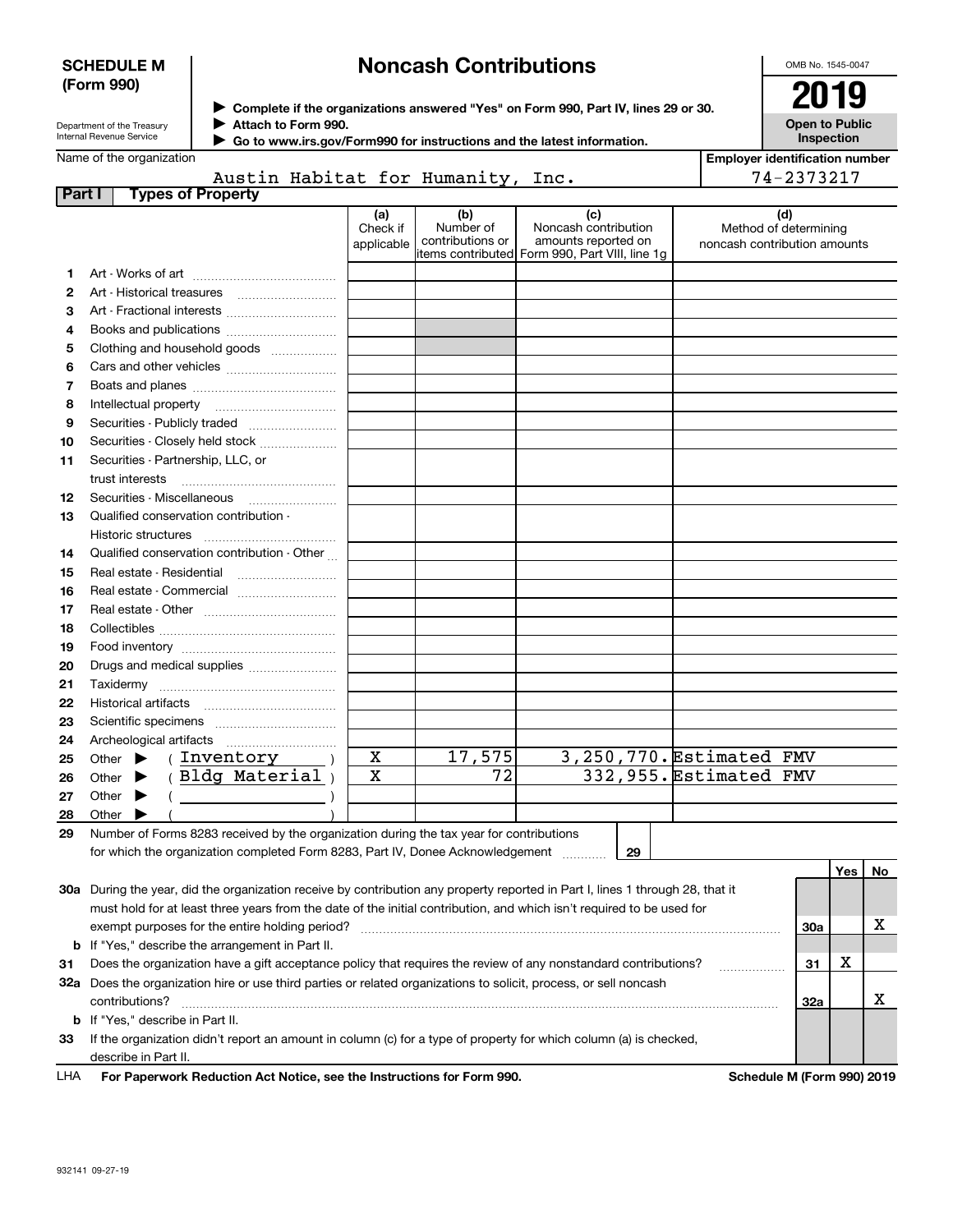**SCHEDULE M (Form 990)**

Department of the Treasury
Internal Revenue Service

# Noncash Contributions

▶ **Complete if the organizations answered "Yes" on Form 990, Part IV, lines 29 or 30.**
▶ **Attach to Form 990.**
▶ **Go to www.irs.gov/Form990 for instructions and the latest information.**

OMB No. 1545-0047

**2019**

**Open to Public Inspection**

Name of the organization: Austin Habitat for Humanity, Inc.

**Employer identification number:** 74-2373217

**Part I Types of Property**

| | | (a) Check if applicable | (b) Number of contributions or items contributed | (c) Noncash contribution amounts reported on Form 990, Part VIII, line 1g | (d) Method of determining noncash contribution amounts |
|---|---|---|---|---|---|
| 1 | Art - Works of art | | | | |
| 2 | Art - Historical treasures | | | | |
| 3 | Art - Fractional interests | | | | |
| 4 | Books and publications | | | | |
| 5 | Clothing and household goods | | | | |
| 6 | Cars and other vehicles | | | | |
| 7 | Boats and planes | | | | |
| 8 | Intellectual property | | | | |
| 9 | Securities - Publicly traded | | | | |
| 10 | Securities - Closely held stock | | | | |
| 11 | Securities - Partnership, LLC, or trust interests | | | | |
| 12 | Securities - Miscellaneous | | | | |
| 13 | Qualified conservation contribution - Historic structures | | | | |
| 14 | Qualified conservation contribution - Other | | | | |
| 15 | Real estate - Residential | | | | |
| 16 | Real estate - Commercial | | | | |
| 17 | Real estate - Other | | | | |
| 18 | Collectibles | | | | |
| 19 | Food inventory | | | | |
| 20 | Drugs and medical supplies | | | | |
| 21 | Taxidermy | | | | |
| 22 | Historical artifacts | | | | |
| 23 | Scientific specimens | | | | |
| 24 | Archeological artifacts | | | | |
| 25 | Other ▶ ( Inventory ) | X | 17,575 | 3,250,770. | Estimated FMV |
| 26 | Other ▶ ( Bldg Material ) | X | 72 | 332,955. | Estimated FMV |
| 27 | Other ▶ ( ) | | | | |
| 28 | Other ▶ ( ) | | | | |

29 Number of Forms 8283 received by the organization during the tax year for contributions for which the organization completed Form 8283, Part IV, Donee Acknowledgement ........ **29**

| | | | Yes | No |
|---|---|---|---|---|
| 30a | During the year, did the organization receive by contribution any property reported in Part I, lines 1 through 28, that it must hold for at least three years from the date of the initial contribution, and which isn't required to be used for exempt purposes for the entire holding period? | 30a | | X |
| b | If "Yes," describe the arrangement in Part II. | | | |
| 31 | Does the organization have a gift acceptance policy that requires the review of any nonstandard contributions? | 31 | X | |
| 32a | Does the organization hire or use third parties or related organizations to solicit, process, or sell noncash contributions? | 32a | | X |
| b | If "Yes," describe in Part II. | | | |
| 33 | If the organization didn't report an amount in column (c) for a type of property for which column (a) is checked, describe in Part II. | | | |

LHA **For Paperwork Reduction Act Notice, see the Instructions for Form 990.** **Schedule M (Form 990) 2019**

932141 09-27-19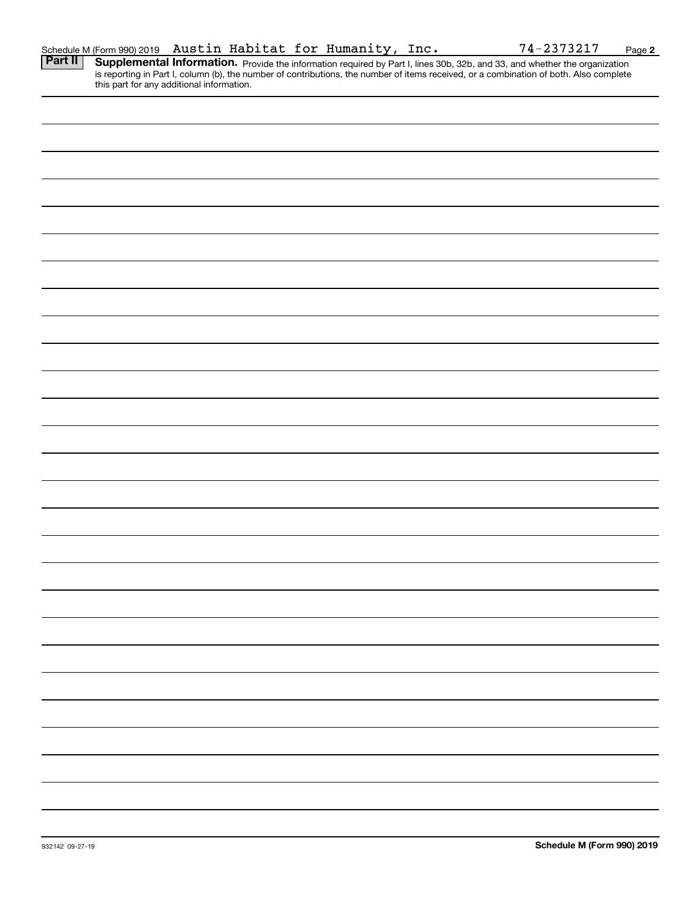Schedule M (Form 990) 2019 Austin Habitat for Humanity, Inc. 74-2373217 Page 2

**Part II** **Supplemental Information.** Provide the information required by Part I, lines 30b, 32b, and 33, and whether the organization is reporting in Part I, column (b), the number of contributions, the number of items received, or a combination of both. Also complete this part for any additional information.

932142 09-27-19

**Schedule M (Form 990) 2019**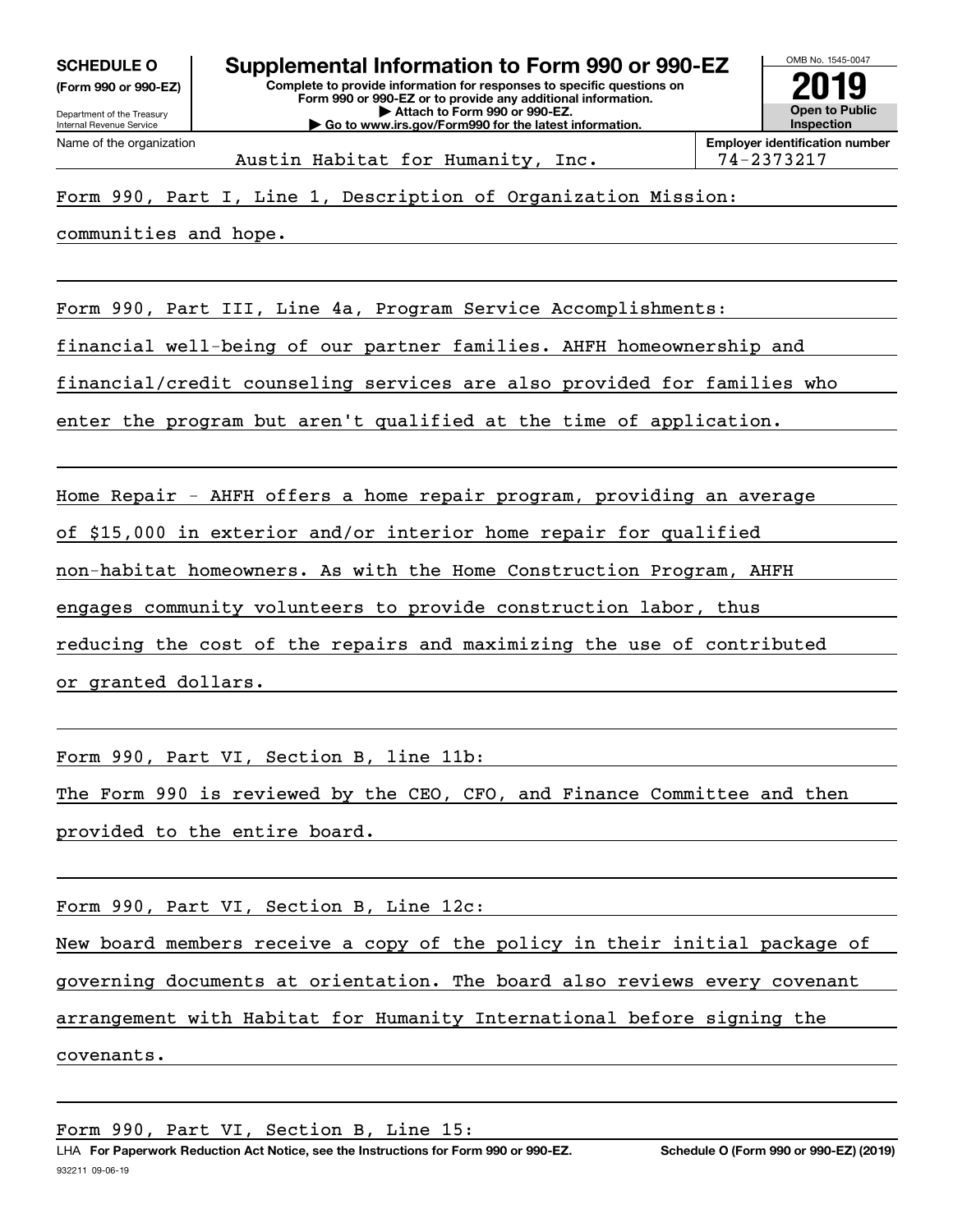**SCHEDULE O**
**(Form 990 or 990-EZ)**

Department of the Treasury
Internal Revenue Service

# Supplemental Information to Form 990 or 990-EZ

**Complete to provide information for responses to specific questions on Form 990 or 990-EZ or to provide any additional information.**
**▶ Attach to Form 990 or 990-EZ.**
**▶ Go to www.irs.gov/Form990 for the latest information.**

OMB No. 1545-0047

**2019**

**Open to Public Inspection**

Name of the organization: Austin Habitat for Humanity, Inc.

**Employer identification number**: 74-2373217

Form 990, Part I, Line 1, Description of Organization Mission:

communities and hope.

Form 990, Part III, Line 4a, Program Service Accomplishments:

financial well-being of our partner families. AHFH homeownership and financial/credit counseling services are also provided for families who enter the program but aren't qualified at the time of application.

Home Repair - AHFH offers a home repair program, providing an average of $15,000 in exterior and/or interior home repair for qualified non-habitat homeowners. As with the Home Construction Program, AHFH engages community volunteers to provide construction labor, thus reducing the cost of the repairs and maximizing the use of contributed or granted dollars.

Form 990, Part VI, Section B, line 11b:

The Form 990 is reviewed by the CEO, CFO, and Finance Committee and then provided to the entire board.

Form 990, Part VI, Section B, Line 12c:

New board members receive a copy of the policy in their initial package of governing documents at orientation. The board also reviews every covenant arrangement with Habitat for Humanity International before signing the covenants.

Form 990, Part VI, Section B, Line 15:

LHA **For Paperwork Reduction Act Notice, see the Instructions for Form 990 or 990-EZ.** **Schedule O (Form 990 or 990-EZ) (2019)**

932211 09-06-19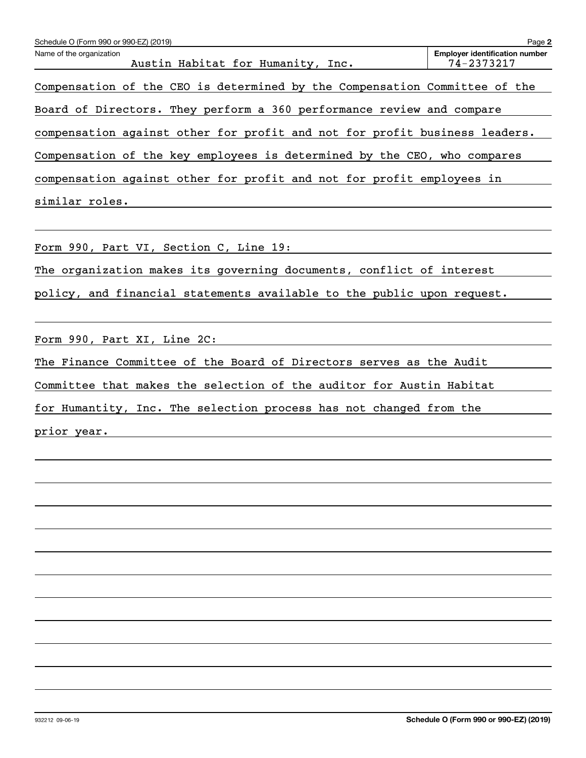Schedule O (Form 990 or 990-EZ) (2019)

| Name of the organization | Employer identification number |
| --- | --- |
| Austin Habitat for Humanity, Inc. | 74-2373217 |

Compensation of the CEO is determined by the Compensation Committee of the Board of Directors. They perform a 360 performance review and compare compensation against other for profit and not for profit business leaders. Compensation of the key employees is determined by the CEO, who compares compensation against other for profit and not for profit employees in similar roles.

Form 990, Part VI, Section C, Line 19:

The organization makes its governing documents, conflict of interest policy, and financial statements available to the public upon request.

Form 990, Part XI, Line 2C:

The Finance Committee of the Board of Directors serves as the Audit Committee that makes the selection of the auditor for Austin Habitat for Humantity, Inc. The selection process has not changed from the prior year.

932212 09-06-19

Schedule O (Form 990 or 990-EZ) (2019)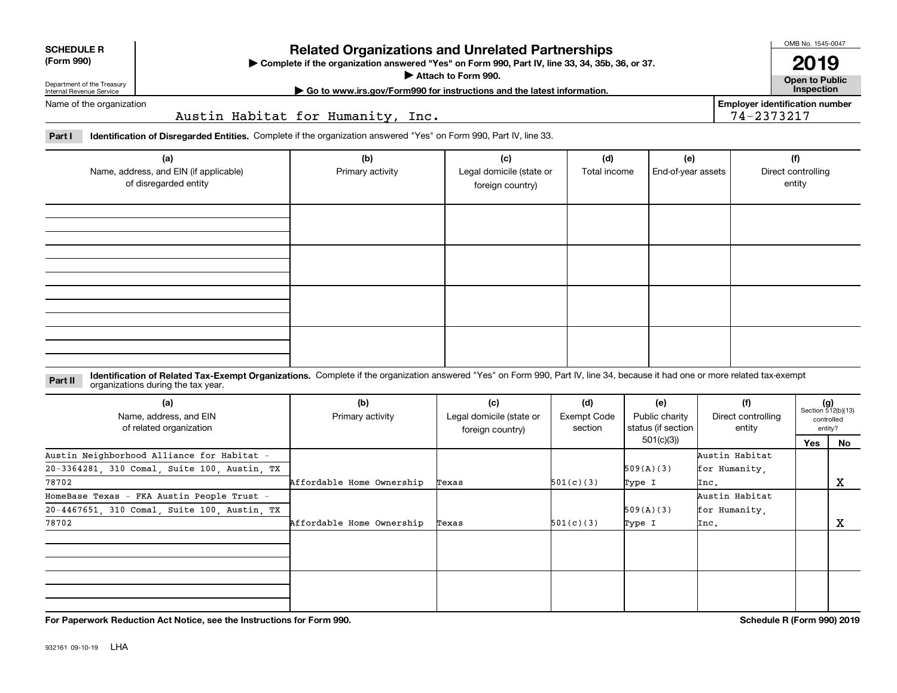**SCHEDULE R (Form 990)**

Department of the Treasury
Internal Revenue Service

# Related Organizations and Unrelated Partnerships

▶ Complete if the organization answered "Yes" on Form 990, Part IV, line 33, 34, 35b, 36, or 37.
▶ Attach to Form 990.
▶ Go to www.irs.gov/Form990 for instructions and the latest information.

OMB No. 1545-0047

**2019**

**Open to Public Inspection**

Name of the organization: Austin Habitat for Humanity, Inc.

**Employer identification number:** 74-2373217

**Part I** **Identification of Disregarded Entities.** Complete if the organization answered "Yes" on Form 990, Part IV, line 33.

| (a) Name, address, and EIN (if applicable) of disregarded entity | (b) Primary activity | (c) Legal domicile (state or foreign country) | (d) Total income | (e) End-of-year assets | (f) Direct controlling entity |
|---|---|---|---|---|---|
| | | | | | |
| | | | | | |
| | | | | | |
| | | | | | |

**Part II** **Identification of Related Tax-Exempt Organizations.** Complete if the organization answered "Yes" on Form 990, Part IV, line 34, because it had one or more related tax-exempt organizations during the tax year.

| (a) Name, address, and EIN of related organization | (b) Primary activity | (c) Legal domicile (state or foreign country) | (d) Exempt Code section | (e) Public charity status (if section 501(c)(3)) | (f) Direct controlling entity | (g) Section 512(b)(13) controlled entity? Yes | No |
|---|---|---|---|---|---|---|---|
| Austin Neighborhood Alliance for Habitat - 20-3364281, 310 Comal, Suite 100, Austin, TX 78702 | Affordable Home Ownership | Texas | 501(c)(3) | 509(A)(3) Type I | Austin Habitat for Humanity, Inc. | | X |
| HomeBase Texas - FKA Austin People Trust - 20-4467651, 310 Comal, Suite 100, Austin, TX 78702 | Affordable Home Ownership | Texas | 501(c)(3) | 509(A)(3) Type I | Austin Habitat for Humanity, Inc. | | X |
| | | | | | | | |
| | | | | | | | |

**For Paperwork Reduction Act Notice, see the Instructions for Form 990.**

**Schedule R (Form 990) 2019**

932161 09-10-19 LHA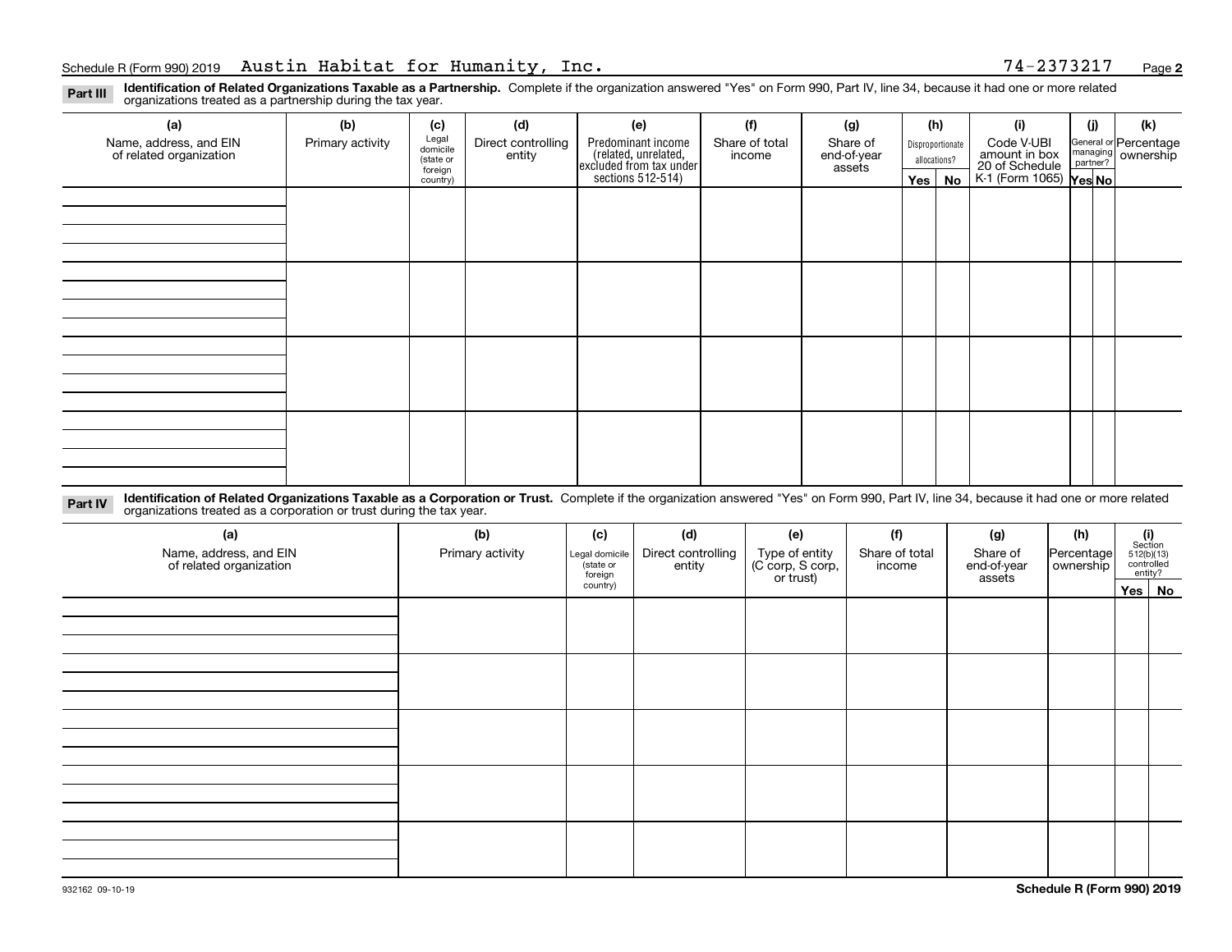Schedule R (Form 990) 2019 Austin Habitat for Humanity, Inc. 74-2373217

**Part III** **Identification of Related Organizations Taxable as a Partnership.** Complete if the organization answered "Yes" on Form 990, Part IV, line 34, because it had one or more related organizations treated as a partnership during the tax year.

| (a) Name, address, and EIN of related organization | (b) Primary activity | (c) Legal domicile (state or foreign country) | (d) Direct controlling entity | (e) Predominant income (related, unrelated, excluded from tax under sections 512-514) | (f) Share of total income | (g) Share of end-of-year assets | (h) Disproportionate allocations? Yes | (h) No | (i) Code V-UBI amount in box 20 of Schedule K-1 (Form 1065) | (j) General or managing partner? Yes | (j) No | (k) Percentage ownership |
|---|---|---|---|---|---|---|---|---|---|---|---|---|
| | | | | | | | | | | | | |
| | | | | | | | | | | | | |
| | | | | | | | | | | | | |
| | | | | | | | | | | | | |

**Part IV** **Identification of Related Organizations Taxable as a Corporation or Trust.** Complete if the organization answered "Yes" on Form 990, Part IV, line 34, because it had one or more related organizations treated as a corporation or trust during the tax year.

| (a) Name, address, and EIN of related organization | (b) Primary activity | (c) Legal domicile (state or foreign country) | (d) Direct controlling entity | (e) Type of entity (C corp, S corp, or trust) | (f) Share of total income | (g) Share of end-of-year assets | (h) Percentage ownership | (i) Section 512(b)(13) controlled entity? Yes | (i) No |
|---|---|---|---|---|---|---|---|---|---|
| | | | | | | | | | |
| | | | | | | | | | |
| | | | | | | | | | |
| | | | | | | | | | |
| | | | | | | | | | |

932162 09-10-19 **Schedule R (Form 990) 2019**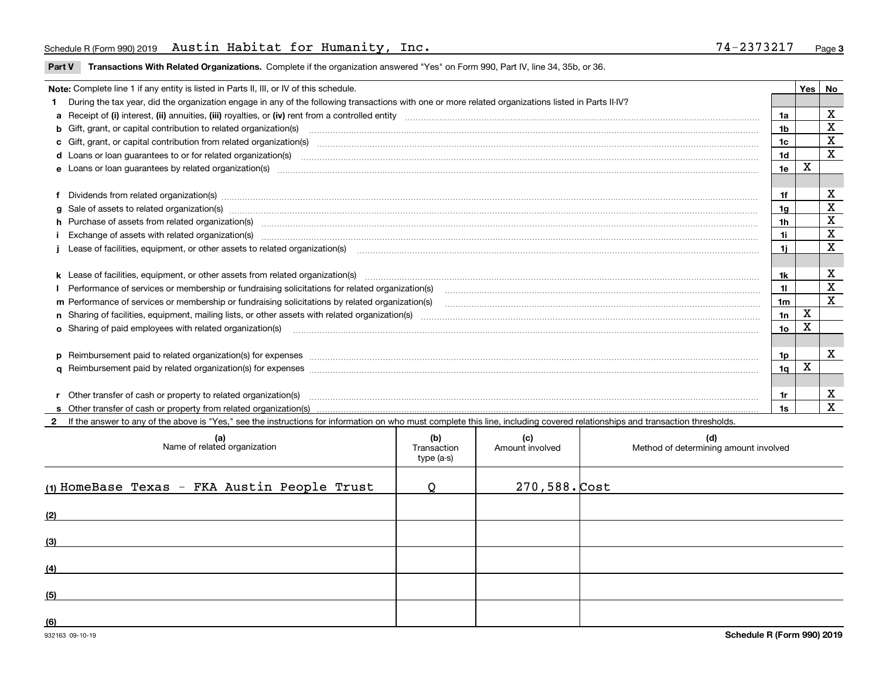Schedule R (Form 990) 2019 Austin Habitat for Humanity, Inc. 74-2373217

**Part V Transactions With Related Organizations.** Complete if the organization answered "Yes" on Form 990, Part IV, line 34, 35b, or 36.

| Note: Complete line 1 if any entity is listed in Parts II, III, or IV of this schedule. | | Yes | No |
|---|---|---|---|
| **1** During the tax year, did the organization engage in any of the following transactions with one or more related organizations listed in Parts II-IV? | | | |
| **a** Receipt of **(i)** interest, **(ii)** annuities, **(iii)** royalties, or **(iv)** rent from a controlled entity | 1a | | X |
| **b** Gift, grant, or capital contribution to related organization(s) | 1b | | X |
| **c** Gift, grant, or capital contribution from related organization(s) | 1c | | X |
| **d** Loans or loan guarantees to or for related organization(s) | 1d | | X |
| **e** Loans or loan guarantees by related organization(s) | 1e | X | |
| **f** Dividends from related organization(s) | 1f | | X |
| **g** Sale of assets to related organization(s) | 1g | | X |
| **h** Purchase of assets from related organization(s) | 1h | | X |
| **i** Exchange of assets with related organization(s) | 1i | | X |
| **j** Lease of facilities, equipment, or other assets to related organization(s) | 1j | | X |
| **k** Lease of facilities, equipment, or other assets from related organization(s) | 1k | | X |
| **l** Performance of services or membership or fundraising solicitations for related organization(s) | 1l | | X |
| **m** Performance of services or membership or fundraising solicitations by related organization(s) | 1m | | X |
| **n** Sharing of facilities, equipment, mailing lists, or other assets with related organization(s) | 1n | X | |
| **o** Sharing of paid employees with related organization(s) | 1o | X | |
| **p** Reimbursement paid to related organization(s) for expenses | 1p | | X |
| **q** Reimbursement paid by related organization(s) for expenses | 1q | X | |
| **r** Other transfer of cash or property to related organization(s) | 1r | | X |
| **s** Other transfer of cash or property from related organization(s) | 1s | | X |

**2** If the answer to any of the above is "Yes," see the instructions for information on who must complete this line, including covered relationships and transaction thresholds.

| (a) Name of related organization | (b) Transaction type (a-s) | (c) Amount involved | (d) Method of determining amount involved |
|---|---|---|---|
| (1) HomeBase Texas - FKA Austin People Trust | Q | 270,588. | Cost |
| (2) | | | |
| (3) | | | |
| (4) | | | |
| (5) | | | |
| (6) | | | |

932163 09-10-19 **Schedule R (Form 990) 2019**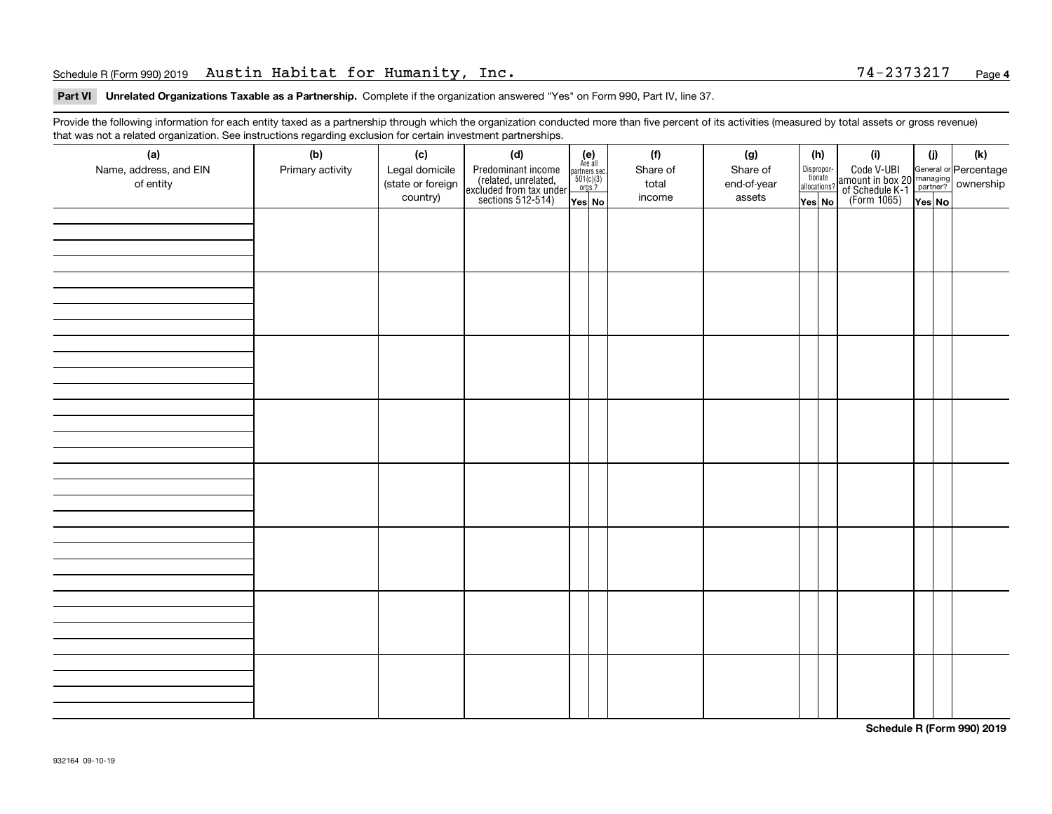Schedule R (Form 990) 2019 Austin Habitat for Humanity, Inc. 74-2373217 Page **4**

**Part VI Unrelated Organizations Taxable as a Partnership.** Complete if the organization answered "Yes" on Form 990, Part IV, line 37.

Provide the following information for each entity taxed as a partnership through which the organization conducted more than five percent of its activities (measured by total assets or gross revenue) that was not a related organization. See instructions regarding exclusion for certain investment partnerships.

| (a) Name, address, and EIN of entity | (b) Primary activity | (c) Legal domicile (state or foreign country) | (d) Predominant income (related, unrelated, excluded from tax under sections 512-514) | (e) Are all partners sec. 501(c)(3) orgs.? Yes | (e) No | (f) Share of total income | (g) Share of end-of-year assets | (h) Disproportionate allocations? Yes | (h) No | (i) Code V-UBI amount in box 20 of Schedule K-1 (Form 1065) | (j) General or managing partner? Yes | (j) No | (k) Percentage ownership |
|---|---|---|---|---|---|---|---|---|---|---|---|---|---|
| | | | | | | | | | | | | | |
| | | | | | | | | | | | | | |
| | | | | | | | | | | | | | |
| | | | | | | | | | | | | | |
| | | | | | | | | | | | | | |
| | | | | | | | | | | | | | |
| | | | | | | | | | | | | | |
| | | | | | | | | | | | | | |

**Schedule R (Form 990) 2019**

932164 09-10-19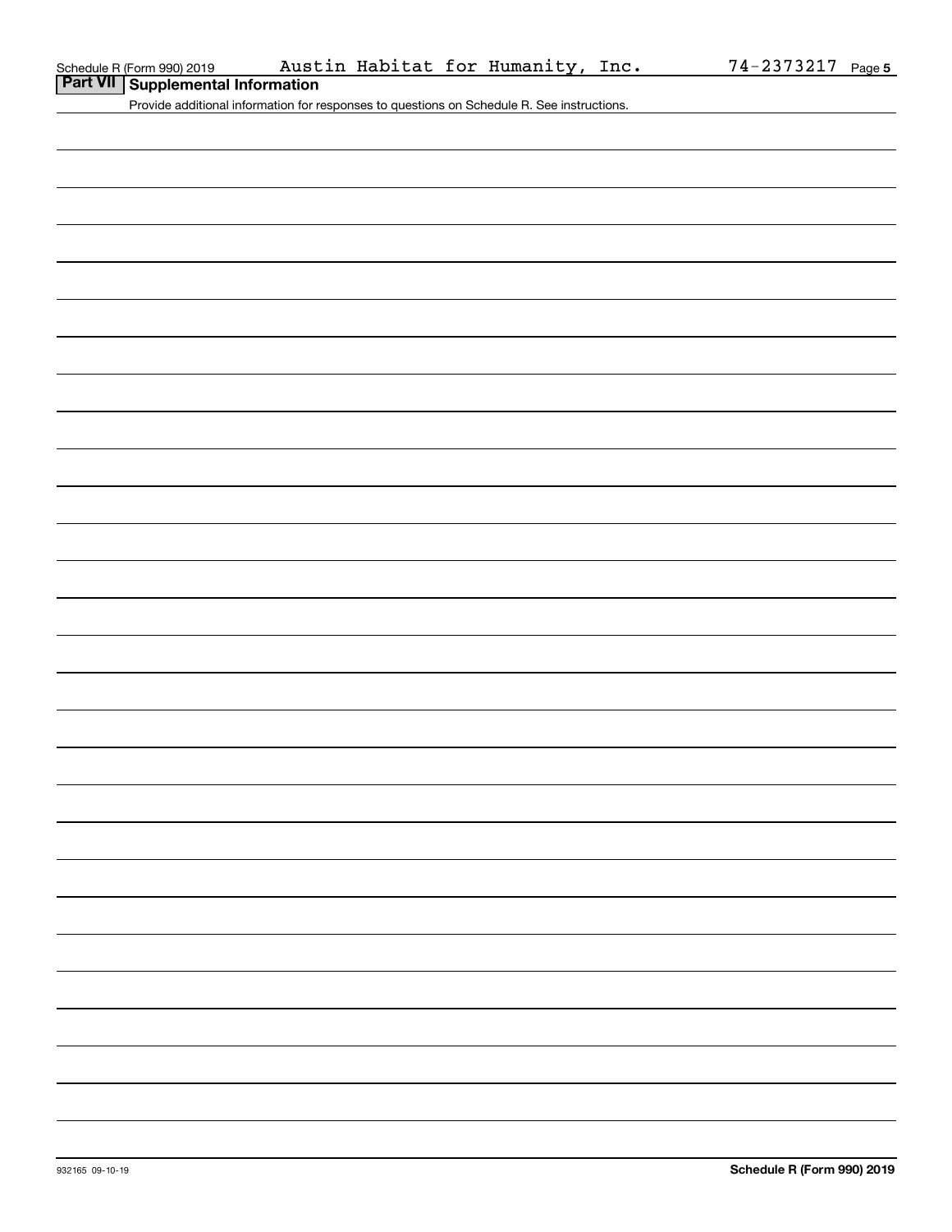Schedule R (Form 990) 2019 Austin Habitat for Humanity, Inc. 74-2373217

## Part VII Supplemental Information

Provide additional information for responses to questions on Schedule R. See instructions.

932165 09-10-19

**Schedule R (Form 990) 2019**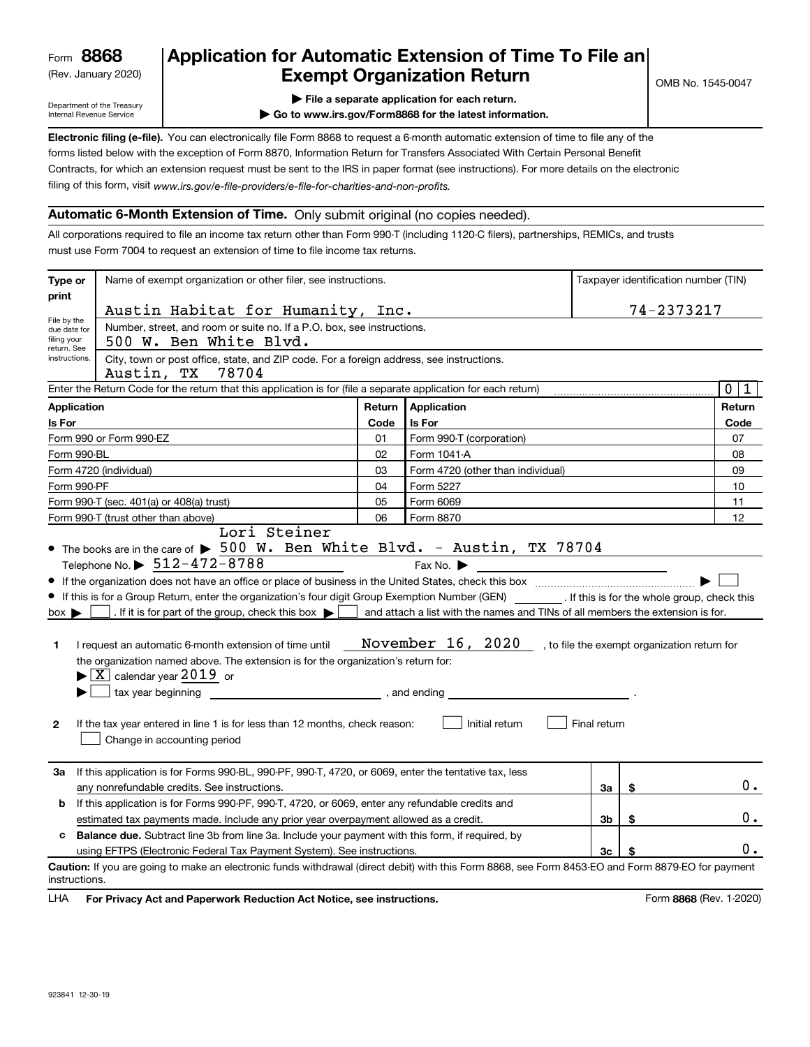Form **8868**
(Rev. January 2020)
Department of the Treasury
Internal Revenue Service

# Application for Automatic Extension of Time To File an Exempt Organization Return

OMB No. 1545-0047

▶ File a separate application for each return.
▶ Go to www.irs.gov/Form8868 for the latest information.

**Electronic filing (e-file).** You can electronically file Form 8868 to request a 6-month automatic extension of time to file any of the forms listed below with the exception of Form 8870, Information Return for Transfers Associated With Certain Personal Benefit Contracts, for which an extension request must be sent to the IRS in paper format (see instructions). For more details on the electronic filing of this form, visit *www.irs.gov/e-file-providers/e-file-for-charities-and-non-profits.*

## Automatic 6-Month Extension of Time. Only submit original (no copies needed).

All corporations required to file an income tax return other than Form 990-T (including 1120-C filers), partnerships, REMICs, and trusts must use Form 7004 to request an extension of time to file income tax returns.

| Type or print | | |
|---|---|---|
| File by the due date for filing your return. See instructions. | Name of exempt organization or other filer, see instructions.<br>Austin Habitat for Humanity, Inc. | Taxpayer identification number (TIN)<br>74-2373217 |
| | Number, street, and room or suite no. If a P.O. box, see instructions.<br>500 W. Ben White Blvd. | |
| | City, town or post office, state, and ZIP code. For a foreign address, see instructions.<br>Austin, TX 78704 | |

Enter the Return Code for the return that this application is for (file a separate application for each return) .......... 0 1

| Application Is For | Return Code | Application Is For | Return Code |
|---|---|---|---|
| Form 990 or Form 990-EZ | 01 | Form 990-T (corporation) | 07 |
| Form 990-BL | 02 | Form 1041-A | 08 |
| Form 4720 (individual) | 03 | Form 4720 (other than individual) | 09 |
| Form 990-PF | 04 | Form 5227 | 10 |
| Form 990-T (sec. 401(a) or 408(a) trust) | 05 | Form 6069 | 11 |
| Form 990-T (trust other than above) | 06 | Form 8870 | 12 |

- The books are in the care of ▶ Lori Steiner 500 W. Ben White Blvd. - Austin, TX 78704
  Telephone No. ▶ 512-472-8788 Fax No. ▶
- If the organization does not have an office or place of business in the United States, check this box .......... ▶ ☐
- If this is for a Group Return, enter the organization's four digit Group Exemption Number (GEN) ______ . If this is for the whole group, check this box ▶ ☐ . If it is for part of the group, check this box ▶ ☐ and attach a list with the names and TINs of all members the extension is for.

**1** I request an automatic 6-month extension of time until November 16, 2020 , to file the exempt organization return for the organization named above. The extension is for the organization's return for:
▶ ☒ calendar year 2019 or
▶ ☐ tax year beginning ______________ , and ending ______________ .

**2** If the tax year entered in line 1 is for less than 12 months, check reason: ☐ Initial return ☐ Final return
☐ Change in accounting period

| | | | |
|---|---|---|---|
| **3a** If this application is for Forms 990-BL, 990-PF, 990-T, 4720, or 6069, enter the tentative tax, less any nonrefundable credits. See instructions. | 3a | $ | 0. |
| **b** If this application is for Forms 990-PF, 990-T, 4720, or 6069, enter any refundable credits and estimated tax payments made. Include any prior year overpayment allowed as a credit. | 3b | $ | 0. |
| **c** **Balance due.** Subtract line 3b from line 3a. Include your payment with this form, if required, by using EFTPS (Electronic Federal Tax Payment System). See instructions. | 3c | $ | 0. |

**Caution:** If you are going to make an electronic funds withdrawal (direct debit) with this Form 8868, see Form 8453-EO and Form 8879-EO for payment instructions.

LHA **For Privacy Act and Paperwork Reduction Act Notice, see instructions.** Form **8868** (Rev. 1-2020)

923841 12-30-19